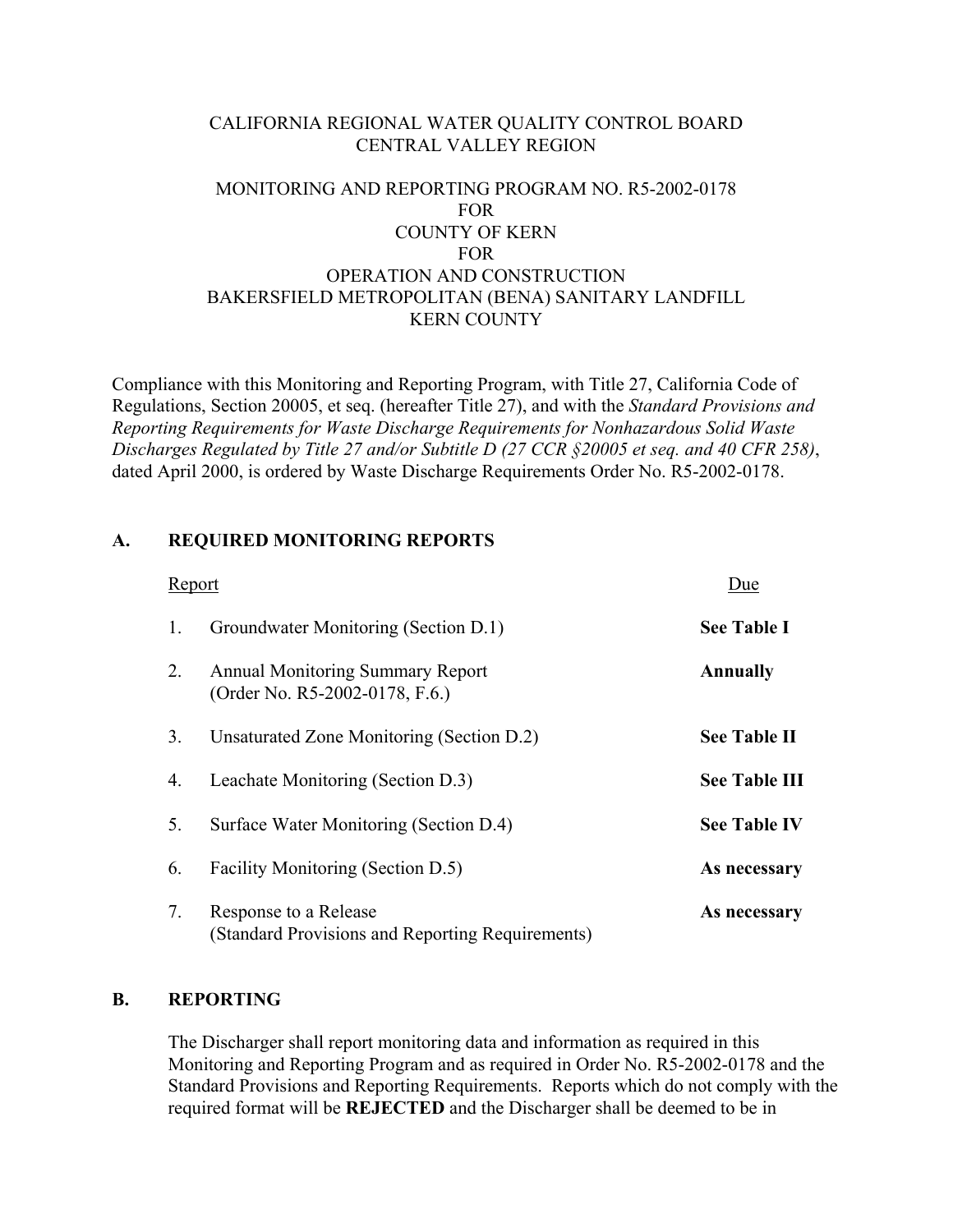CALIFORNIA REGIONAL WATER QUALITY CONTROL BOARD
CENTRAL VALLEY REGION

MONITORING AND REPORTING PROGRAM NO. R5-2002-0178
FOR
COUNTY OF KERN
FOR
OPERATION AND CONSTRUCTION
BAKERSFIELD METROPOLITAN (BENA) SANITARY LANDFILL
KERN COUNTY

Compliance with this Monitoring and Reporting Program, with Title 27, California Code of Regulations, Section 20005, et seq. (hereafter Title 27), and with the *Standard Provisions and Reporting Requirements for Waste Discharge Requirements for Nonhazardous Solid Waste Discharges Regulated by Title 27 and/or Subtitle D (27 CCR §20005 et seq. and 40 CFR 258)*, dated April 2000, is ordered by Waste Discharge Requirements Order No. R5-2002-0178.

## A. REQUIRED MONITORING REPORTS

| Report | | Due |
|---|---|---|
| 1. | Groundwater Monitoring (Section D.1) | **See Table I** |
| 2. | Annual Monitoring Summary Report (Order No. R5-2002-0178, F.6.) | **Annually** |
| 3. | Unsaturated Zone Monitoring (Section D.2) | **See Table II** |
| 4. | Leachate Monitoring (Section D.3) | **See Table III** |
| 5. | Surface Water Monitoring (Section D.4) | **See Table IV** |
| 6. | Facility Monitoring (Section D.5) | **As necessary** |
| 7. | Response to a Release (Standard Provisions and Reporting Requirements) | **As necessary** |

## B. REPORTING

The Discharger shall report monitoring data and information as required in this Monitoring and Reporting Program and as required in Order No. R5-2002-0178 and the Standard Provisions and Reporting Requirements. Reports which do not comply with the required format will be **REJECTED** and the Discharger shall be deemed to be in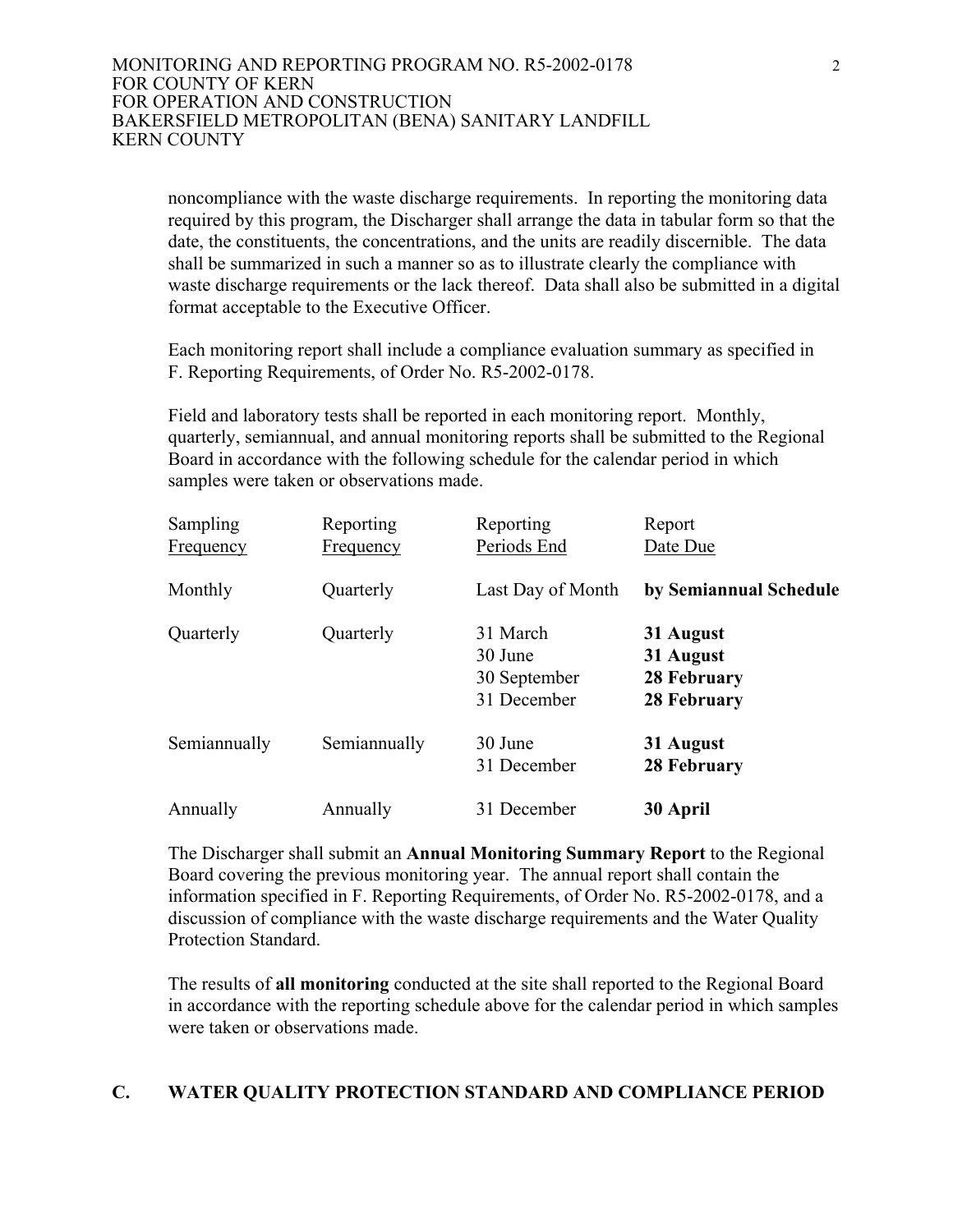noncompliance with the waste discharge requirements. In reporting the monitoring data required by this program, the Discharger shall arrange the data in tabular form so that the date, the constituents, the concentrations, and the units are readily discernible. The data shall be summarized in such a manner so as to illustrate clearly the compliance with waste discharge requirements or the lack thereof. Data shall also be submitted in a digital format acceptable to the Executive Officer.

Each monitoring report shall include a compliance evaluation summary as specified in F. Reporting Requirements, of Order No. R5-2002-0178.

Field and laboratory tests shall be reported in each monitoring report. Monthly, quarterly, semiannual, and annual monitoring reports shall be submitted to the Regional Board in accordance with the following schedule for the calendar period in which samples were taken or observations made.

| Sampling Frequency | Reporting Frequency | Reporting Periods End | Report Date Due |
|---|---|---|---|
| Monthly | Quarterly | Last Day of Month | **by Semiannual Schedule** |
| Quarterly | Quarterly | 31 March | **31 August** |
| | | 30 June | **31 August** |
| | | 30 September | **28 February** |
| | | 31 December | **28 February** |
| Semiannually | Semiannually | 30 June | **31 August** |
| | | 31 December | **28 February** |
| Annually | Annually | 31 December | **30 April** |

The Discharger shall submit an **Annual Monitoring Summary Report** to the Regional Board covering the previous monitoring year. The annual report shall contain the information specified in F. Reporting Requirements, of Order No. R5-2002-0178, and a discussion of compliance with the waste discharge requirements and the Water Quality Protection Standard.

The results of **all monitoring** conducted at the site shall reported to the Regional Board in accordance with the reporting schedule above for the calendar period in which samples were taken or observations made.

## C. WATER QUALITY PROTECTION STANDARD AND COMPLIANCE PERIOD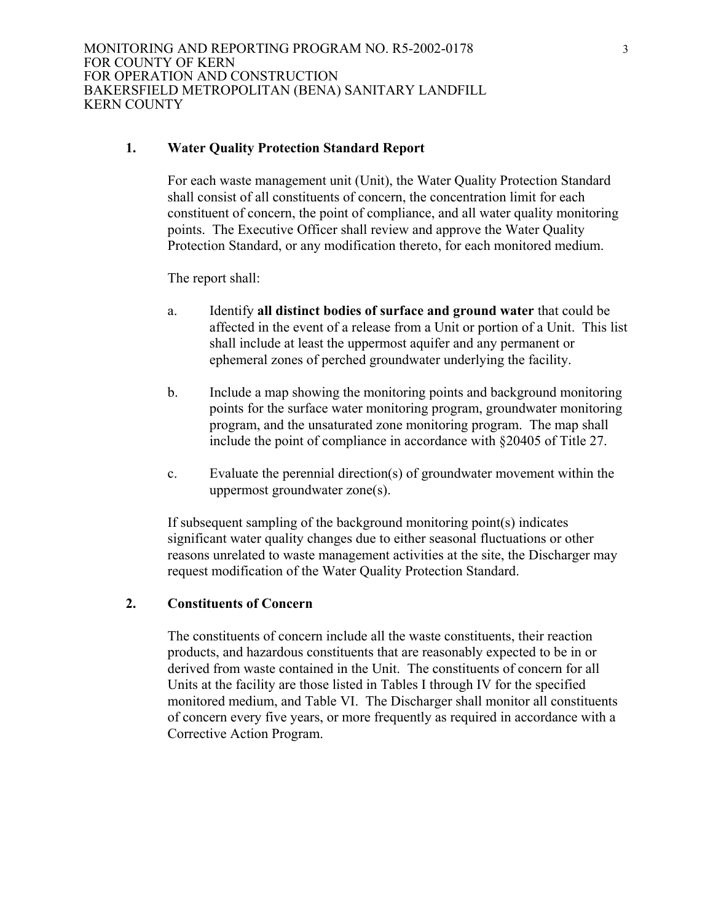### 1. Water Quality Protection Standard Report

For each waste management unit (Unit), the Water Quality Protection Standard shall consist of all constituents of concern, the concentration limit for each constituent of concern, the point of compliance, and all water quality monitoring points. The Executive Officer shall review and approve the Water Quality Protection Standard, or any modification thereto, for each monitored medium.

The report shall:

a. Identify **all distinct bodies of surface and ground water** that could be affected in the event of a release from a Unit or portion of a Unit. This list shall include at least the uppermost aquifer and any permanent or ephemeral zones of perched groundwater underlying the facility.

b. Include a map showing the monitoring points and background monitoring points for the surface water monitoring program, groundwater monitoring program, and the unsaturated zone monitoring program. The map shall include the point of compliance in accordance with §20405 of Title 27.

c. Evaluate the perennial direction(s) of groundwater movement within the uppermost groundwater zone(s).

If subsequent sampling of the background monitoring point(s) indicates significant water quality changes due to either seasonal fluctuations or other reasons unrelated to waste management activities at the site, the Discharger may request modification of the Water Quality Protection Standard.

### 2. Constituents of Concern

The constituents of concern include all the waste constituents, their reaction products, and hazardous constituents that are reasonably expected to be in or derived from waste contained in the Unit. The constituents of concern for all Units at the facility are those listed in Tables I through IV for the specified monitored medium, and Table VI. The Discharger shall monitor all constituents of concern every five years, or more frequently as required in accordance with a Corrective Action Program.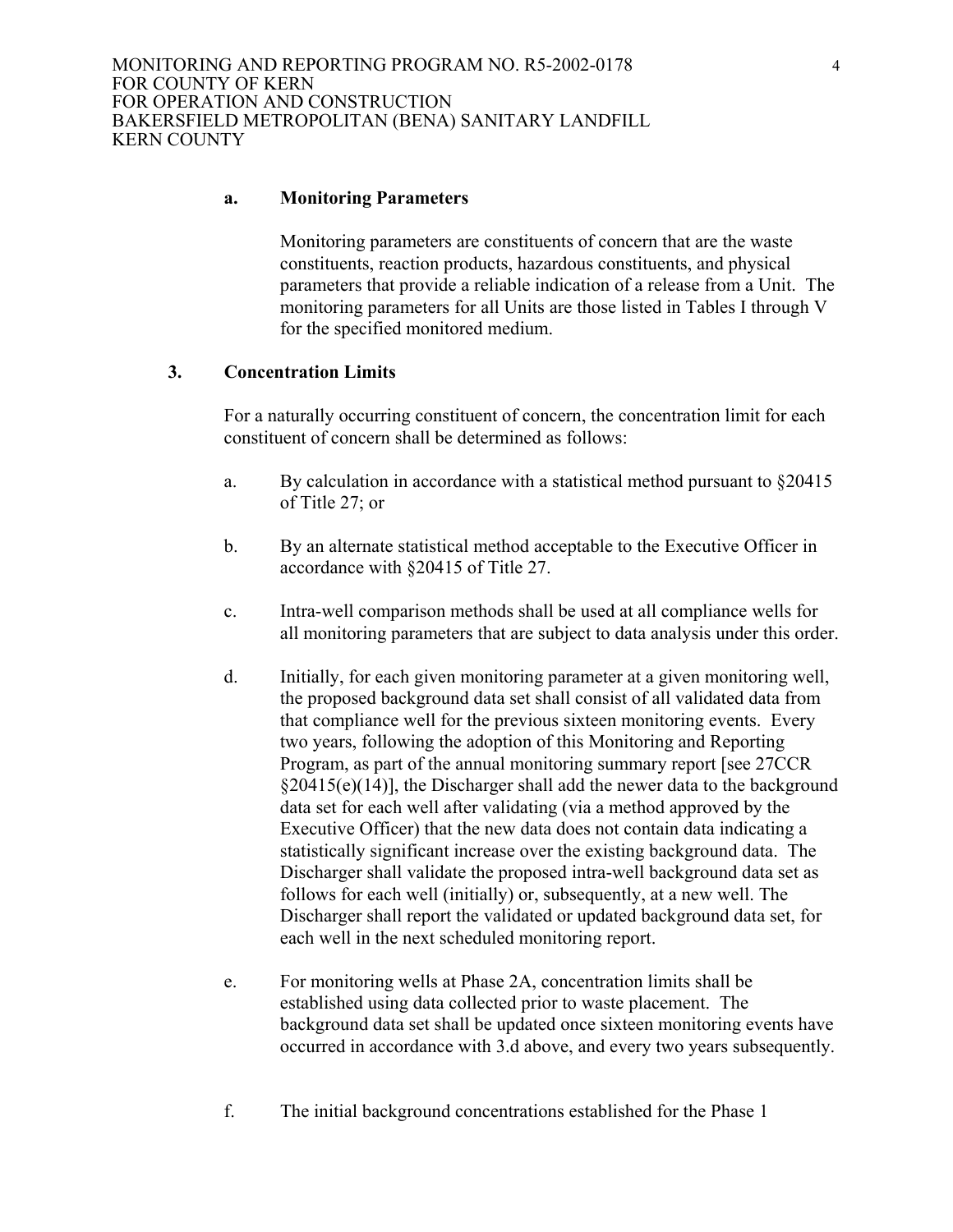#### a. Monitoring Parameters

Monitoring parameters are constituents of concern that are the waste constituents, reaction products, hazardous constituents, and physical parameters that provide a reliable indication of a release from a Unit. The monitoring parameters for all Units are those listed in Tables I through V for the specified monitored medium.

### 3. Concentration Limits

For a naturally occurring constituent of concern, the concentration limit for each constituent of concern shall be determined as follows:

a. By calculation in accordance with a statistical method pursuant to §20415 of Title 27; or

b. By an alternate statistical method acceptable to the Executive Officer in accordance with §20415 of Title 27.

c. Intra-well comparison methods shall be used at all compliance wells for all monitoring parameters that are subject to data analysis under this order.

d. Initially, for each given monitoring parameter at a given monitoring well, the proposed background data set shall consist of all validated data from that compliance well for the previous sixteen monitoring events. Every two years, following the adoption of this Monitoring and Reporting Program, as part of the annual monitoring summary report [see 27CCR §20415(e)(14)], the Discharger shall add the newer data to the background data set for each well after validating (via a method approved by the Executive Officer) that the new data does not contain data indicating a statistically significant increase over the existing background data. The Discharger shall validate the proposed intra-well background data set as follows for each well (initially) or, subsequently, at a new well. The Discharger shall report the validated or updated background data set, for each well in the next scheduled monitoring report.

e. For monitoring wells at Phase 2A, concentration limits shall be established using data collected prior to waste placement. The background data set shall be updated once sixteen monitoring events have occurred in accordance with 3.d above, and every two years subsequently.

f. The initial background concentrations established for the Phase 1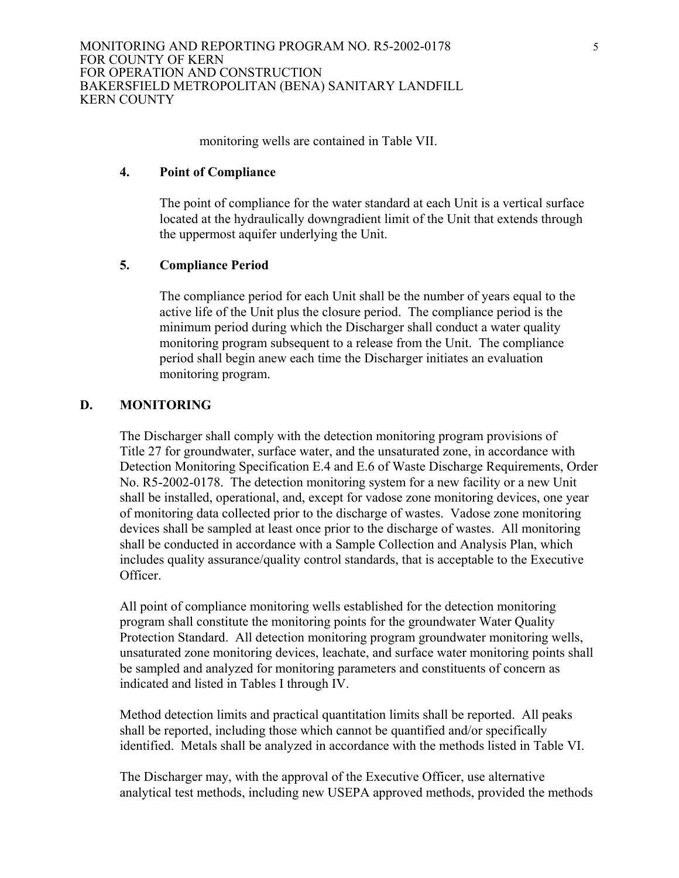monitoring wells are contained in Table VII.

**4. Point of Compliance**

The point of compliance for the water standard at each Unit is a vertical surface located at the hydraulically downgradient limit of the Unit that extends through the uppermost aquifer underlying the Unit.

**5. Compliance Period**

The compliance period for each Unit shall be the number of years equal to the active life of the Unit plus the closure period. The compliance period is the minimum period during which the Discharger shall conduct a water quality monitoring program subsequent to a release from the Unit. The compliance period shall begin anew each time the Discharger initiates an evaluation monitoring program.

## D. MONITORING

The Discharger shall comply with the detection monitoring program provisions of Title 27 for groundwater, surface water, and the unsaturated zone, in accordance with Detection Monitoring Specification E.4 and E.6 of Waste Discharge Requirements, Order No. R5-2002-0178. The detection monitoring system for a new facility or a new Unit shall be installed, operational, and, except for vadose zone monitoring devices, one year of monitoring data collected prior to the discharge of wastes. Vadose zone monitoring devices shall be sampled at least once prior to the discharge of wastes. All monitoring shall be conducted in accordance with a Sample Collection and Analysis Plan, which includes quality assurance/quality control standards, that is acceptable to the Executive Officer.

All point of compliance monitoring wells established for the detection monitoring program shall constitute the monitoring points for the groundwater Water Quality Protection Standard. All detection monitoring program groundwater monitoring wells, unsaturated zone monitoring devices, leachate, and surface water monitoring points shall be sampled and analyzed for monitoring parameters and constituents of concern as indicated and listed in Tables I through IV.

Method detection limits and practical quantitation limits shall be reported. All peaks shall be reported, including those which cannot be quantified and/or specifically identified. Metals shall be analyzed in accordance with the methods listed in Table VI.

The Discharger may, with the approval of the Executive Officer, use alternative analytical test methods, including new USEPA approved methods, provided the methods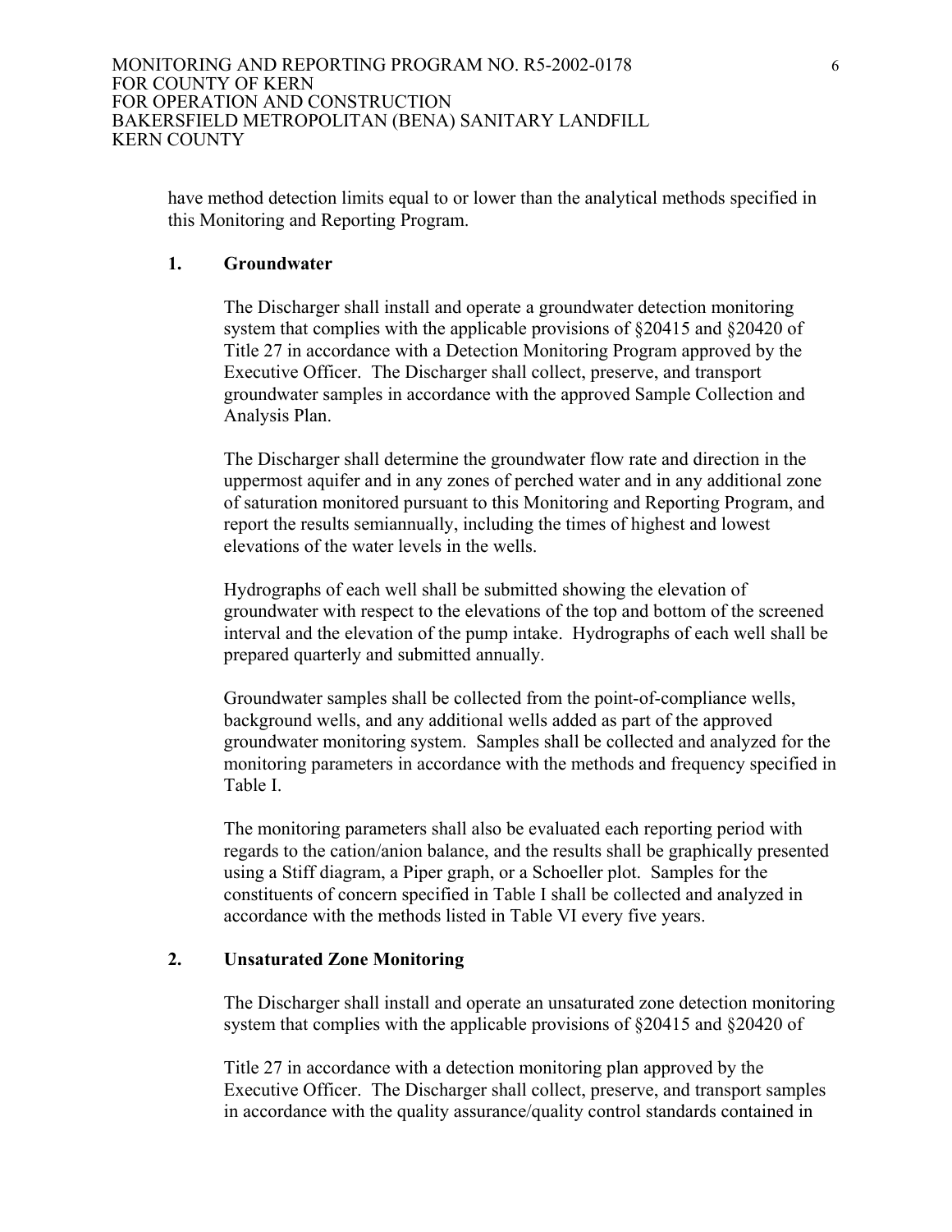have method detection limits equal to or lower than the analytical methods specified in this Monitoring and Reporting Program.

### 1. Groundwater

The Discharger shall install and operate a groundwater detection monitoring system that complies with the applicable provisions of §20415 and §20420 of Title 27 in accordance with a Detection Monitoring Program approved by the Executive Officer. The Discharger shall collect, preserve, and transport groundwater samples in accordance with the approved Sample Collection and Analysis Plan.

The Discharger shall determine the groundwater flow rate and direction in the uppermost aquifer and in any zones of perched water and in any additional zone of saturation monitored pursuant to this Monitoring and Reporting Program, and report the results semiannually, including the times of highest and lowest elevations of the water levels in the wells.

Hydrographs of each well shall be submitted showing the elevation of groundwater with respect to the elevations of the top and bottom of the screened interval and the elevation of the pump intake. Hydrographs of each well shall be prepared quarterly and submitted annually.

Groundwater samples shall be collected from the point-of-compliance wells, background wells, and any additional wells added as part of the approved groundwater monitoring system. Samples shall be collected and analyzed for the monitoring parameters in accordance with the methods and frequency specified in Table I.

The monitoring parameters shall also be evaluated each reporting period with regards to the cation/anion balance, and the results shall be graphically presented using a Stiff diagram, a Piper graph, or a Schoeller plot. Samples for the constituents of concern specified in Table I shall be collected and analyzed in accordance with the methods listed in Table VI every five years.

### 2. Unsaturated Zone Monitoring

The Discharger shall install and operate an unsaturated zone detection monitoring system that complies with the applicable provisions of §20415 and §20420 of

Title 27 in accordance with a detection monitoring plan approved by the Executive Officer. The Discharger shall collect, preserve, and transport samples in accordance with the quality assurance/quality control standards contained in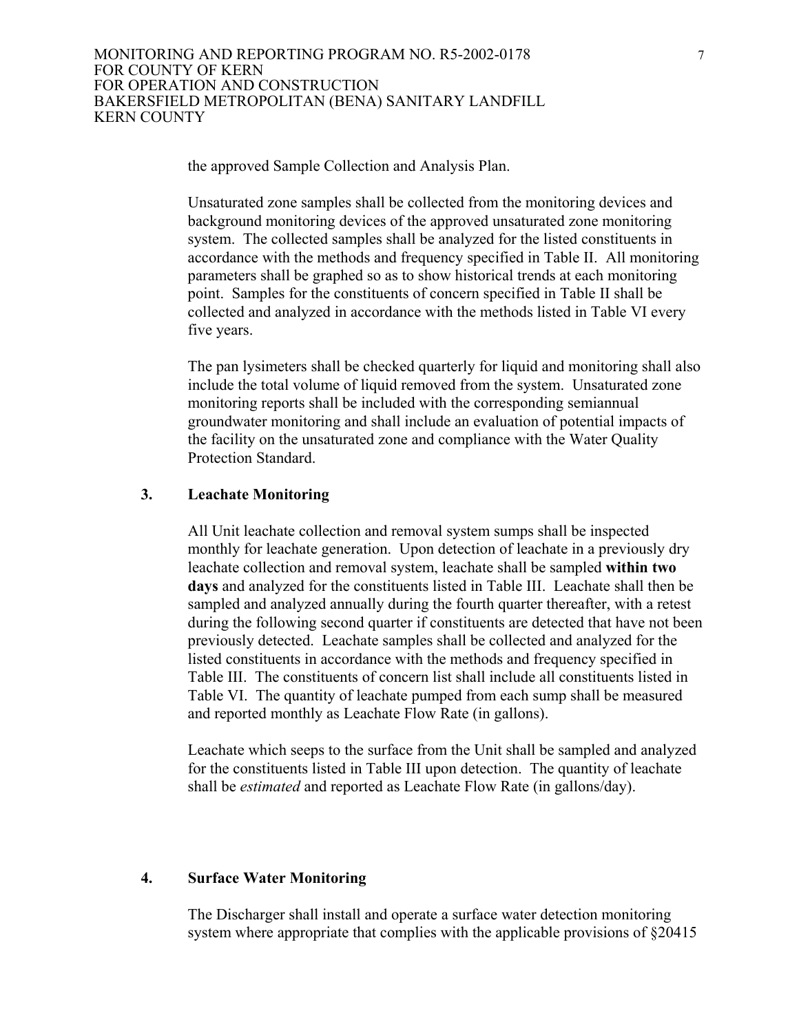the approved Sample Collection and Analysis Plan.

Unsaturated zone samples shall be collected from the monitoring devices and background monitoring devices of the approved unsaturated zone monitoring system. The collected samples shall be analyzed for the listed constituents in accordance with the methods and frequency specified in Table II. All monitoring parameters shall be graphed so as to show historical trends at each monitoring point. Samples for the constituents of concern specified in Table II shall be collected and analyzed in accordance with the methods listed in Table VI every five years.

The pan lysimeters shall be checked quarterly for liquid and monitoring shall also include the total volume of liquid removed from the system. Unsaturated zone monitoring reports shall be included with the corresponding semiannual groundwater monitoring and shall include an evaluation of potential impacts of the facility on the unsaturated zone and compliance with the Water Quality Protection Standard.

### 3. Leachate Monitoring

All Unit leachate collection and removal system sumps shall be inspected monthly for leachate generation. Upon detection of leachate in a previously dry leachate collection and removal system, leachate shall be sampled **within two days** and analyzed for the constituents listed in Table III. Leachate shall then be sampled and analyzed annually during the fourth quarter thereafter, with a retest during the following second quarter if constituents are detected that have not been previously detected. Leachate samples shall be collected and analyzed for the listed constituents in accordance with the methods and frequency specified in Table III. The constituents of concern list shall include all constituents listed in Table VI. The quantity of leachate pumped from each sump shall be measured and reported monthly as Leachate Flow Rate (in gallons).

Leachate which seeps to the surface from the Unit shall be sampled and analyzed for the constituents listed in Table III upon detection. The quantity of leachate shall be *estimated* and reported as Leachate Flow Rate (in gallons/day).

### 4. Surface Water Monitoring

The Discharger shall install and operate a surface water detection monitoring system where appropriate that complies with the applicable provisions of §20415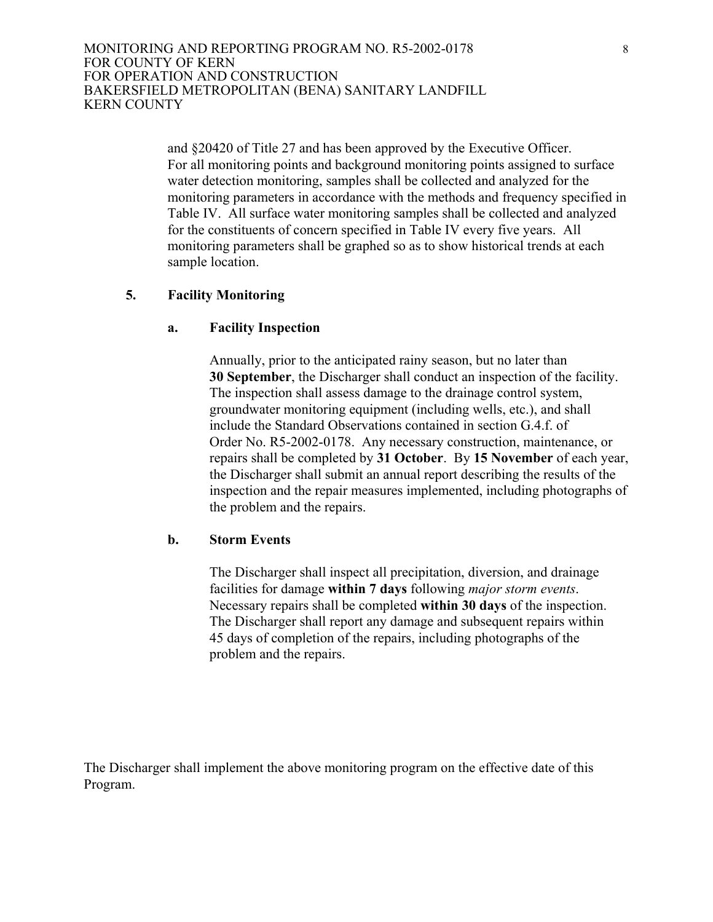and §20420 of Title 27 and has been approved by the Executive Officer. For all monitoring points and background monitoring points assigned to surface water detection monitoring, samples shall be collected and analyzed for the monitoring parameters in accordance with the methods and frequency specified in Table IV. All surface water monitoring samples shall be collected and analyzed for the constituents of concern specified in Table IV every five years. All monitoring parameters shall be graphed so as to show historical trends at each sample location.

**5. Facility Monitoring**

**a. Facility Inspection**

Annually, prior to the anticipated rainy season, but no later than **30 September**, the Discharger shall conduct an inspection of the facility. The inspection shall assess damage to the drainage control system, groundwater monitoring equipment (including wells, etc.), and shall include the Standard Observations contained in section G.4.f. of Order No. R5-2002-0178. Any necessary construction, maintenance, or repairs shall be completed by **31 October**. By **15 November** of each year, the Discharger shall submit an annual report describing the results of the inspection and the repair measures implemented, including photographs of the problem and the repairs.

**b. Storm Events**

The Discharger shall inspect all precipitation, diversion, and drainage facilities for damage **within 7 days** following *major storm events*. Necessary repairs shall be completed **within 30 days** of the inspection. The Discharger shall report any damage and subsequent repairs within 45 days of completion of the repairs, including photographs of the problem and the repairs.

The Discharger shall implement the above monitoring program on the effective date of this Program.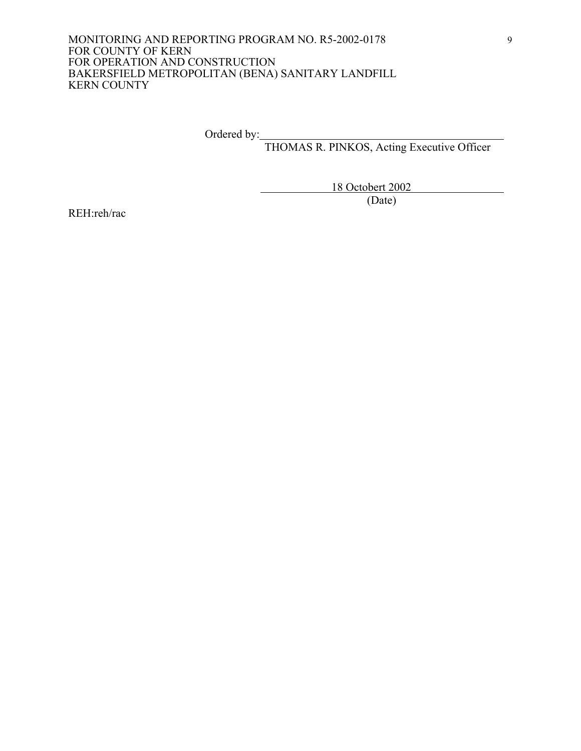Ordered by: ______________________________________
THOMAS R. PINKOS, Acting Executive Officer

18 Octobert 2002
(Date)

REH:reh/rac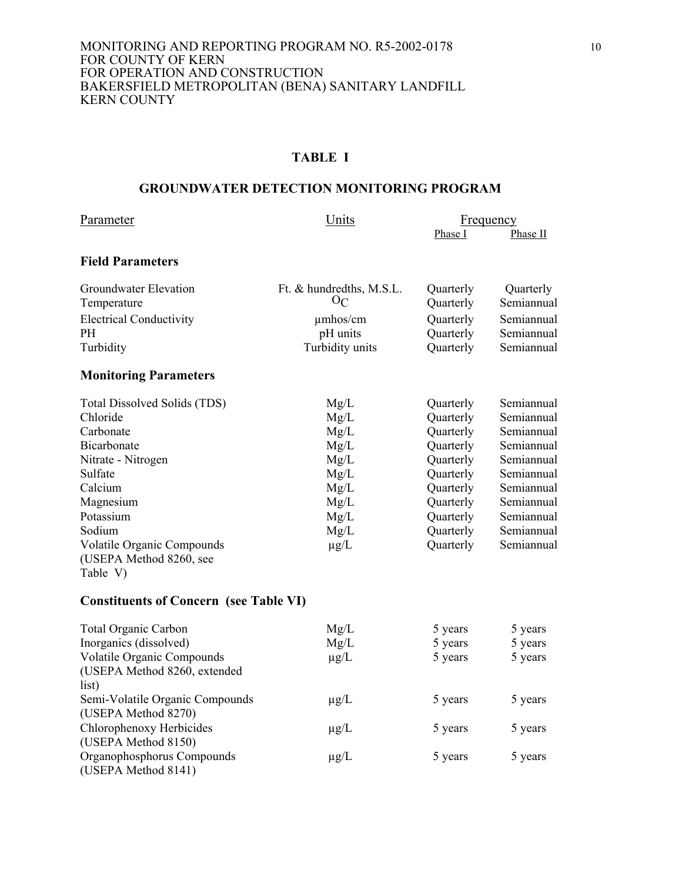MONITORING AND REPORTING PROGRAM NO. R5-2002-0178
FOR COUNTY OF KERN
FOR OPERATION AND CONSTRUCTION
BAKERSFIELD METROPOLITAN (BENA) SANITARY LANDFILL
KERN COUNTY

## TABLE I

## GROUNDWATER DETECTION MONITORING PROGRAM

| Parameter | Units | Frequency | |
|---|---|---|---|
| | | Phase I | Phase II |
| **Field Parameters** | | | |
| Groundwater Elevation | Ft. & hundredths, M.S.L. | Quarterly | Quarterly |
| Temperature | $^{O}C$ | Quarterly | Semiannual |
| Electrical Conductivity | µmhos/cm | Quarterly | Semiannual |
| PH | pH units | Quarterly | Semiannual |
| Turbidity | Turbidity units | Quarterly | Semiannual |
| **Monitoring Parameters** | | | |
| Total Dissolved Solids (TDS) | Mg/L | Quarterly | Semiannual |
| Chloride | Mg/L | Quarterly | Semiannual |
| Carbonate | Mg/L | Quarterly | Semiannual |
| Bicarbonate | Mg/L | Quarterly | Semiannual |
| Nitrate - Nitrogen | Mg/L | Quarterly | Semiannual |
| Sulfate | Mg/L | Quarterly | Semiannual |
| Calcium | Mg/L | Quarterly | Semiannual |
| Magnesium | Mg/L | Quarterly | Semiannual |
| Potassium | Mg/L | Quarterly | Semiannual |
| Sodium | Mg/L | Quarterly | Semiannual |
| Volatile Organic Compounds (USEPA Method 8260, see Table V) | µg/L | Quarterly | Semiannual |
| **Constituents of Concern (see Table VI)** | | | |
| Total Organic Carbon | Mg/L | 5 years | 5 years |
| Inorganics (dissolved) | Mg/L | 5 years | 5 years |
| Volatile Organic Compounds (USEPA Method 8260, extended list) | µg/L | 5 years | 5 years |
| Semi-Volatile Organic Compounds (USEPA Method 8270) | µg/L | 5 years | 5 years |
| Chlorophenoxy Herbicides (USEPA Method 8150) | µg/L | 5 years | 5 years |
| Organophosphorus Compounds (USEPA Method 8141) | µg/L | 5 years | 5 years |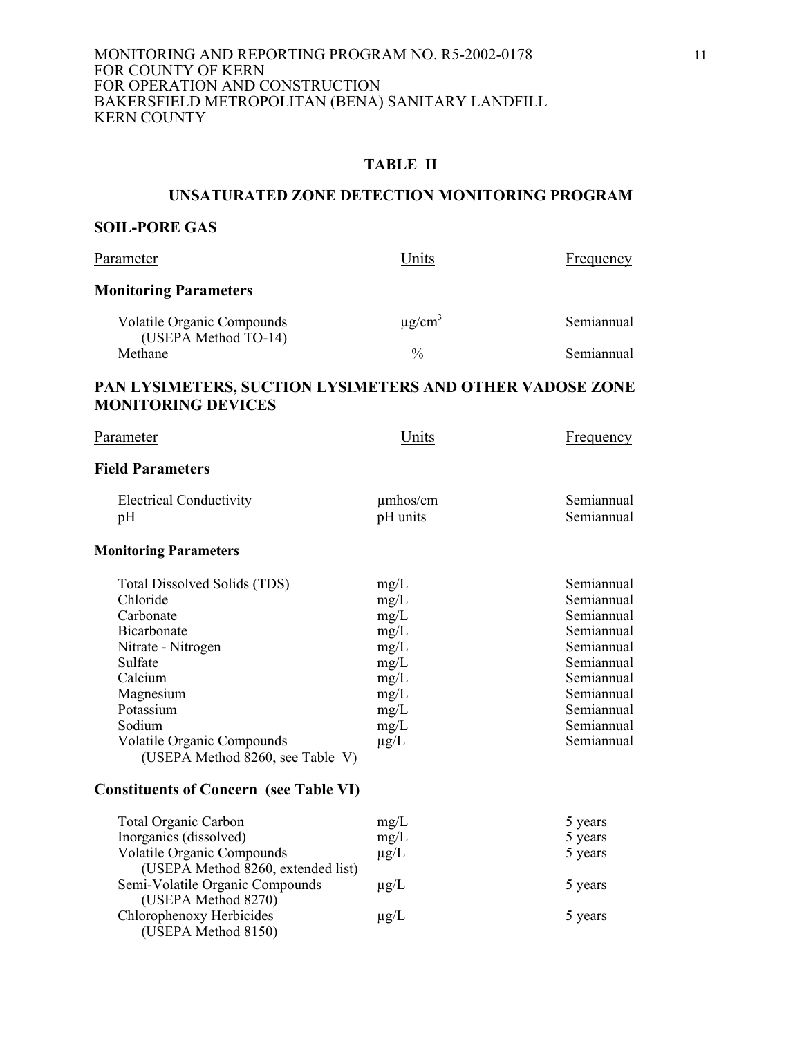## TABLE II

## UNSATURATED ZONE DETECTION MONITORING PROGRAM

### SOIL-PORE GAS

| Parameter | Units | Frequency |
|---|---|---|
| **Monitoring Parameters** | | |
| Volatile Organic Compounds (USEPA Method TO-14) | μg/cm$^3$ | Semiannual |
| Methane | % | Semiannual |

### PAN LYSIMETERS, SUCTION LYSIMETERS AND OTHER VADOSE ZONE MONITORING DEVICES

| Parameter | Units | Frequency |
|---|---|---|
| **Field Parameters** | | |
| Electrical Conductivity | μmhos/cm | Semiannual |
| pH | pH units | Semiannual |
| **Monitoring Parameters** | | |
| Total Dissolved Solids (TDS) | mg/L | Semiannual |
| Chloride | mg/L | Semiannual |
| Carbonate | mg/L | Semiannual |
| Bicarbonate | mg/L | Semiannual |
| Nitrate - Nitrogen | mg/L | Semiannual |
| Sulfate | mg/L | Semiannual |
| Calcium | mg/L | Semiannual |
| Magnesium | mg/L | Semiannual |
| Potassium | mg/L | Semiannual |
| Sodium | mg/L | Semiannual |
| Volatile Organic Compounds (USEPA Method 8260, see Table V) | μg/L | Semiannual |
| **Constituents of Concern (see Table VI)** | | |
| Total Organic Carbon | mg/L | 5 years |
| Inorganics (dissolved) | mg/L | 5 years |
| Volatile Organic Compounds (USEPA Method 8260, extended list) | μg/L | 5 years |
| Semi-Volatile Organic Compounds (USEPA Method 8270) | μg/L | 5 years |
| Chlorophenoxy Herbicides (USEPA Method 8150) | μg/L | 5 years |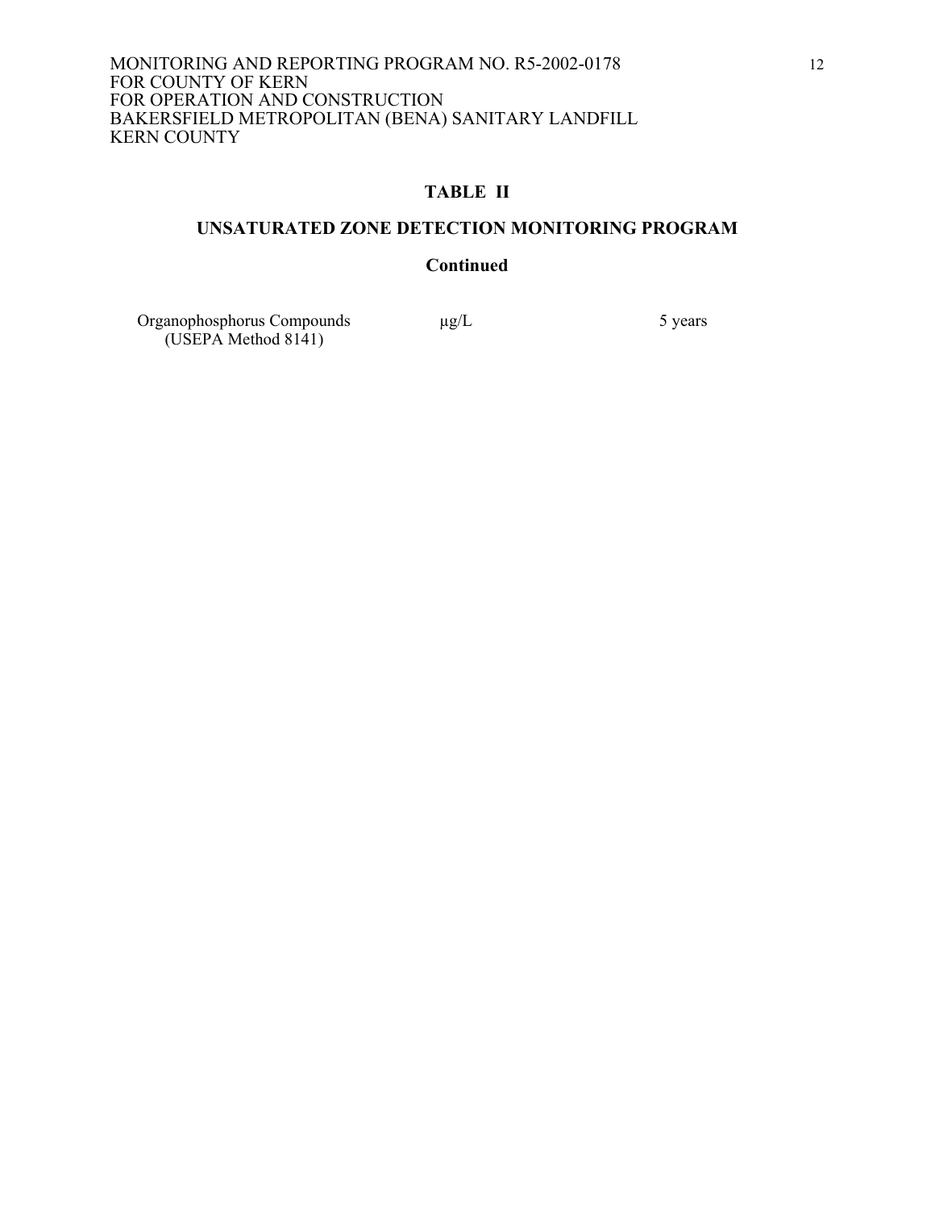## TABLE II

## UNSATURATED ZONE DETECTION MONITORING PROGRAM

### Continued

| | | |
|---|---|---|
| Organophosphorus Compounds (USEPA Method 8141) | μg/L | 5 years |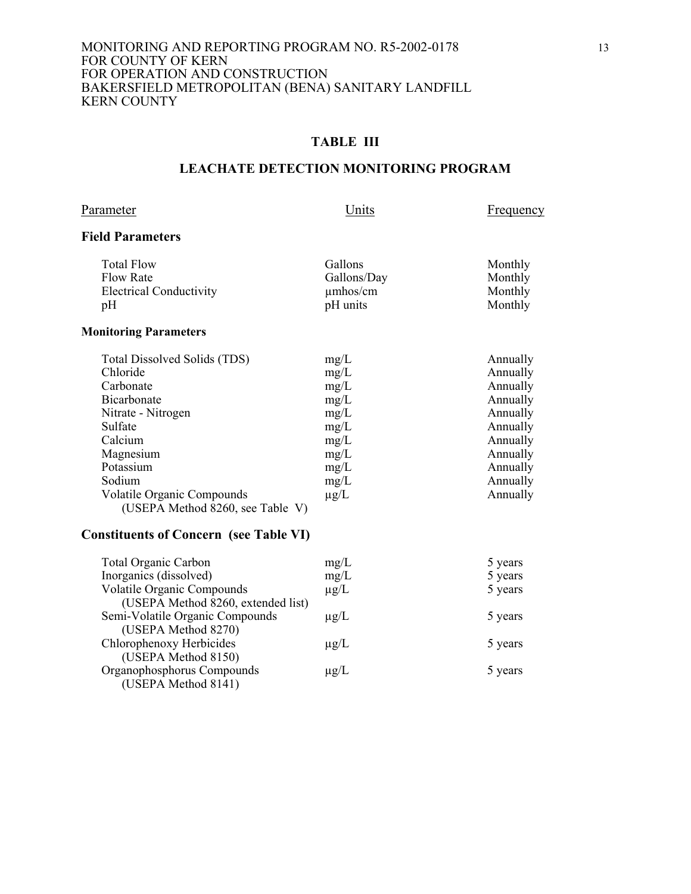## TABLE III

## LEACHATE DETECTION MONITORING PROGRAM

| Parameter | Units | Frequency |
|---|---|---|
| **Field Parameters** | | |
| Total Flow | Gallons | Monthly |
| Flow Rate | Gallons/Day | Monthly |
| Electrical Conductivity | µmhos/cm | Monthly |
| pH | pH units | Monthly |
| **Monitoring Parameters** | | |
| Total Dissolved Solids (TDS) | mg/L | Annually |
| Chloride | mg/L | Annually |
| Carbonate | mg/L | Annually |
| Bicarbonate | mg/L | Annually |
| Nitrate - Nitrogen | mg/L | Annually |
| Sulfate | mg/L | Annually |
| Calcium | mg/L | Annually |
| Magnesium | mg/L | Annually |
| Potassium | mg/L | Annually |
| Sodium | mg/L | Annually |
| Volatile Organic Compounds (USEPA Method 8260, see Table V) | µg/L | Annually |
| **Constituents of Concern (see Table VI)** | | |
| Total Organic Carbon | mg/L | 5 years |
| Inorganics (dissolved) | mg/L | 5 years |
| Volatile Organic Compounds (USEPA Method 8260, extended list) | µg/L | 5 years |
| Semi-Volatile Organic Compounds (USEPA Method 8270) | µg/L | 5 years |
| Chlorophenoxy Herbicides (USEPA Method 8150) | µg/L | 5 years |
| Organophosphorus Compounds (USEPA Method 8141) | µg/L | 5 years |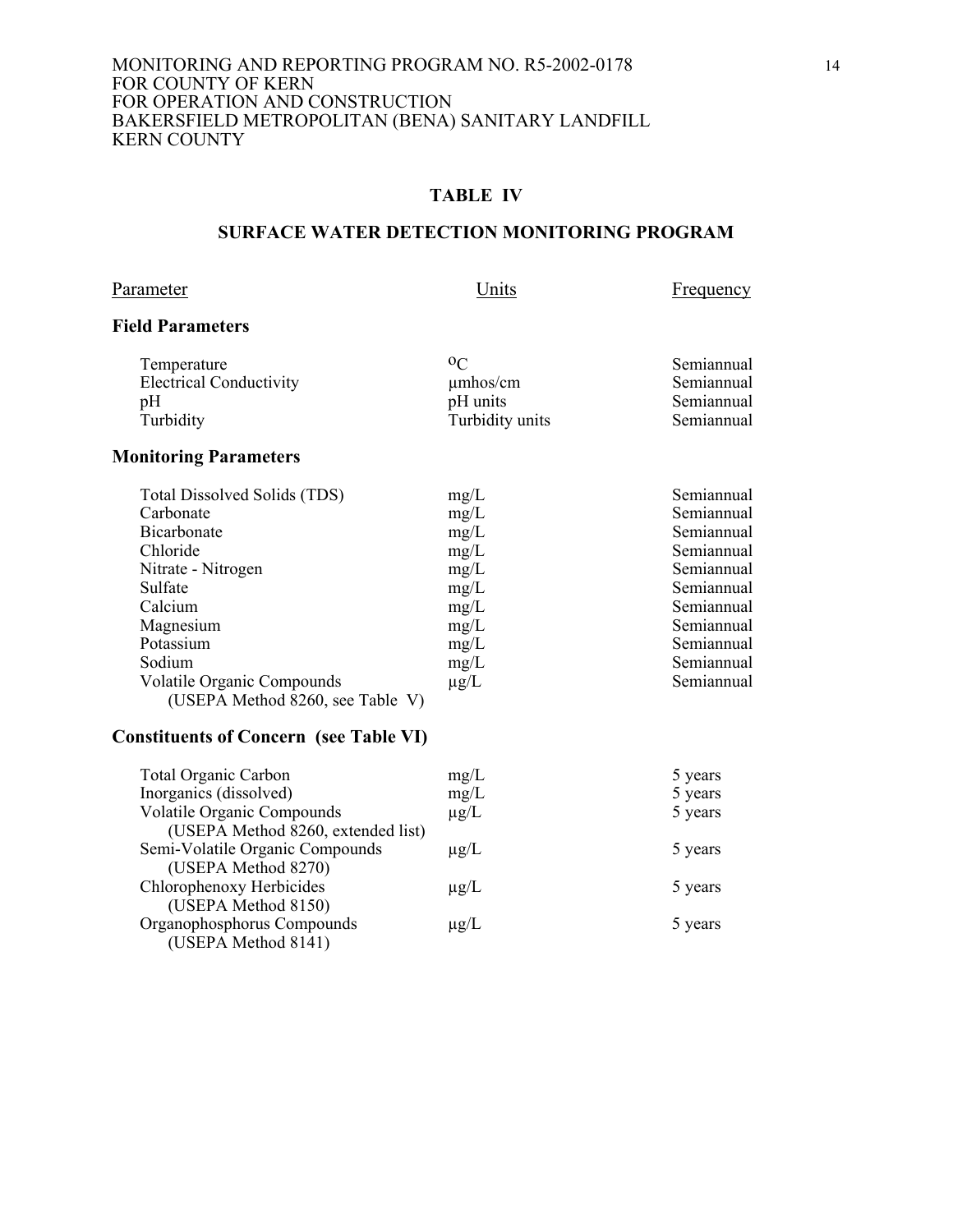## TABLE IV

## SURFACE WATER DETECTION MONITORING PROGRAM

| Parameter | Units | Frequency |
|---|---|---|
| **Field Parameters** | | |
| Temperature | $^oC$ | Semiannual |
| Electrical Conductivity | µmhos/cm | Semiannual |
| pH | pH units | Semiannual |
| Turbidity | Turbidity units | Semiannual |
| **Monitoring Parameters** | | |
| Total Dissolved Solids (TDS) | mg/L | Semiannual |
| Carbonate | mg/L | Semiannual |
| Bicarbonate | mg/L | Semiannual |
| Chloride | mg/L | Semiannual |
| Nitrate - Nitrogen | mg/L | Semiannual |
| Sulfate | mg/L | Semiannual |
| Calcium | mg/L | Semiannual |
| Magnesium | mg/L | Semiannual |
| Potassium | mg/L | Semiannual |
| Sodium | mg/L | Semiannual |
| Volatile Organic Compounds (USEPA Method 8260, see Table V) | µg/L | Semiannual |
| **Constituents of Concern (see Table VI)** | | |
| Total Organic Carbon | mg/L | 5 years |
| Inorganics (dissolved) | mg/L | 5 years |
| Volatile Organic Compounds (USEPA Method 8260, extended list) | µg/L | 5 years |
| Semi-Volatile Organic Compounds (USEPA Method 8270) | µg/L | 5 years |
| Chlorophenoxy Herbicides (USEPA Method 8150) | µg/L | 5 years |
| Organophosphorus Compounds (USEPA Method 8141) | µg/L | 5 years |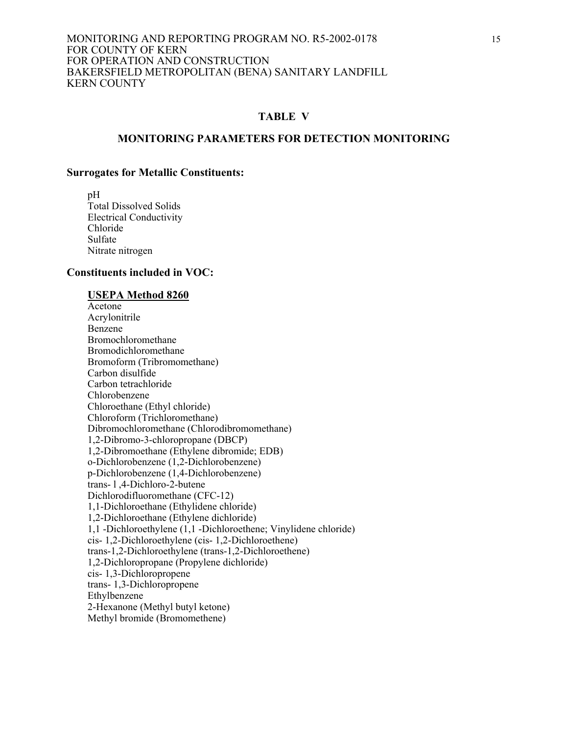MONITORING AND REPORTING PROGRAM NO. R5-2002-0178
FOR COUNTY OF KERN
FOR OPERATION AND CONSTRUCTION
BAKERSFIELD METROPOLITAN (BENA) SANITARY LANDFILL
KERN COUNTY

## TABLE V

## MONITORING PARAMETERS FOR DETECTION MONITORING

### Surrogates for Metallic Constituents:

pH
Total Dissolved Solids
Electrical Conductivity
Chloride
Sulfate
Nitrate nitrogen

### Constituents included in VOC:

**USEPA Method 8260**

Acetone
Acrylonitrile
Benzene
Bromochloromethane
Bromodichloromethane
Bromoform (Tribromomethane)
Carbon disulfide
Carbon tetrachloride
Chlorobenzene
Chloroethane (Ethyl chloride)
Chloroform (Trichloromethane)
Dibromochloromethane (Chlorodibromomethane)
1,2-Dibromo-3-chloropropane (DBCP)
1,2-Dibromoethane (Ethylene dibromide; EDB)
o-Dichlorobenzene (1,2-Dichlorobenzene)
p-Dichlorobenzene (1,4-Dichlorobenzene)
trans- l ,4-Dichloro-2-butene
Dichlorodifluoromethane (CFC-12)
1,1-Dichloroethane (Ethylidene chloride)
1,2-Dichloroethane (Ethylene dichloride)
1,1 -Dichloroethylene (1,1 -Dichloroethene; Vinylidene chloride)
cis- 1,2-Dichloroethylene (cis- 1,2-Dichloroethene)
trans-1,2-Dichloroethylene (trans-1,2-Dichloroethene)
1,2-Dichloropropane (Propylene dichloride)
cis- 1,3-Dichloropropene
trans- 1,3-Dichloropropene
Ethylbenzene
2-Hexanone (Methyl butyl ketone)
Methyl bromide (Bromomethene)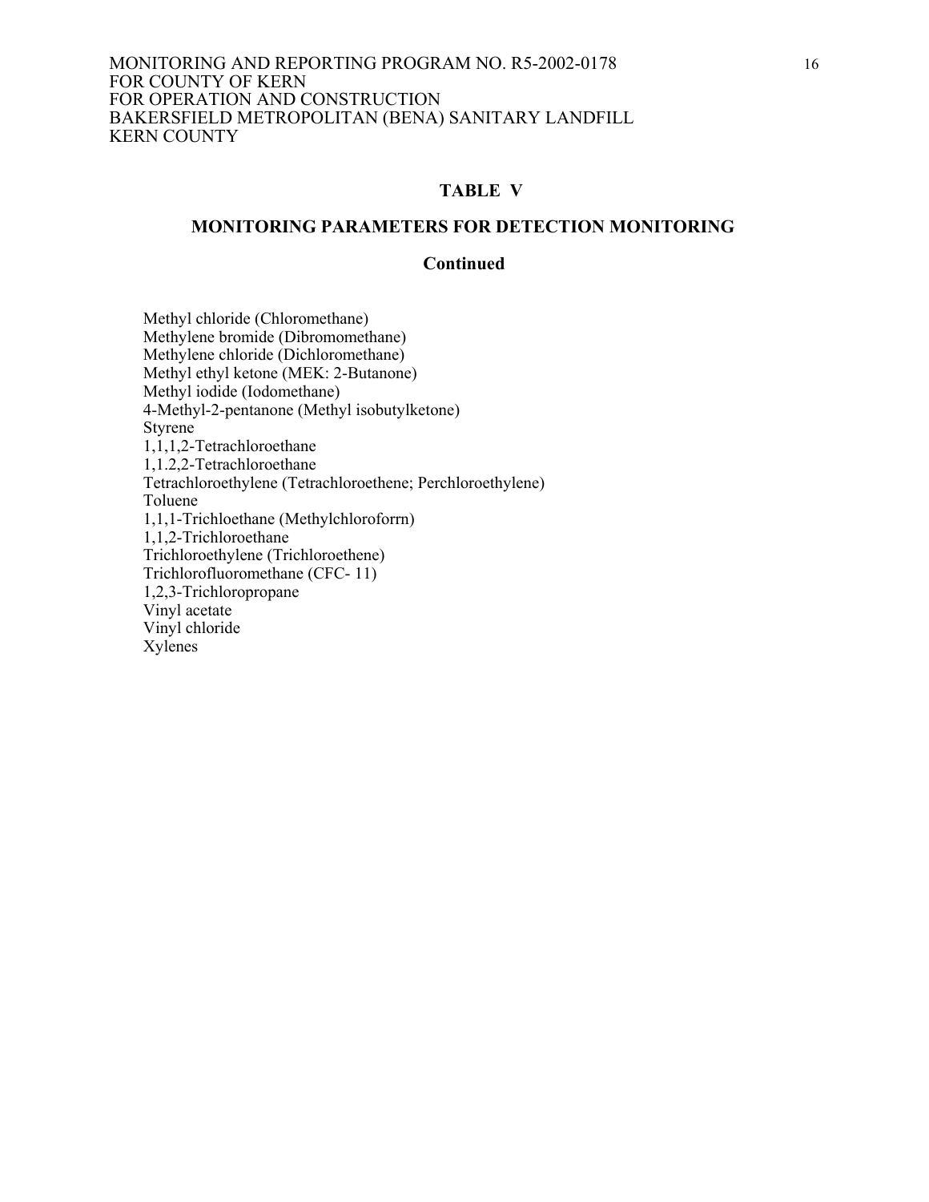## TABLE V

## MONITORING PARAMETERS FOR DETECTION MONITORING

## Continued

Methyl chloride (Chloromethane)
Methylene bromide (Dibromomethane)
Methylene chloride (Dichloromethane)
Methyl ethyl ketone (MEK: 2-Butanone)
Methyl iodide (Iodomethane)
4-Methyl-2-pentanone (Methyl isobutylketone)
Styrene
1,1,1,2-Tetrachloroethane
1,1.2,2-Tetrachloroethane
Tetrachloroethylene (Tetrachloroethene; Perchloroethylene)
Toluene
1,1,1-Trichloethane (Methylchloroforrn)
1,1,2-Trichloroethane
Trichloroethylene (Trichloroethene)
Trichlorofluoromethane (CFC- 11)
1,2,3-Trichloropropane
Vinyl acetate
Vinyl chloride
Xylenes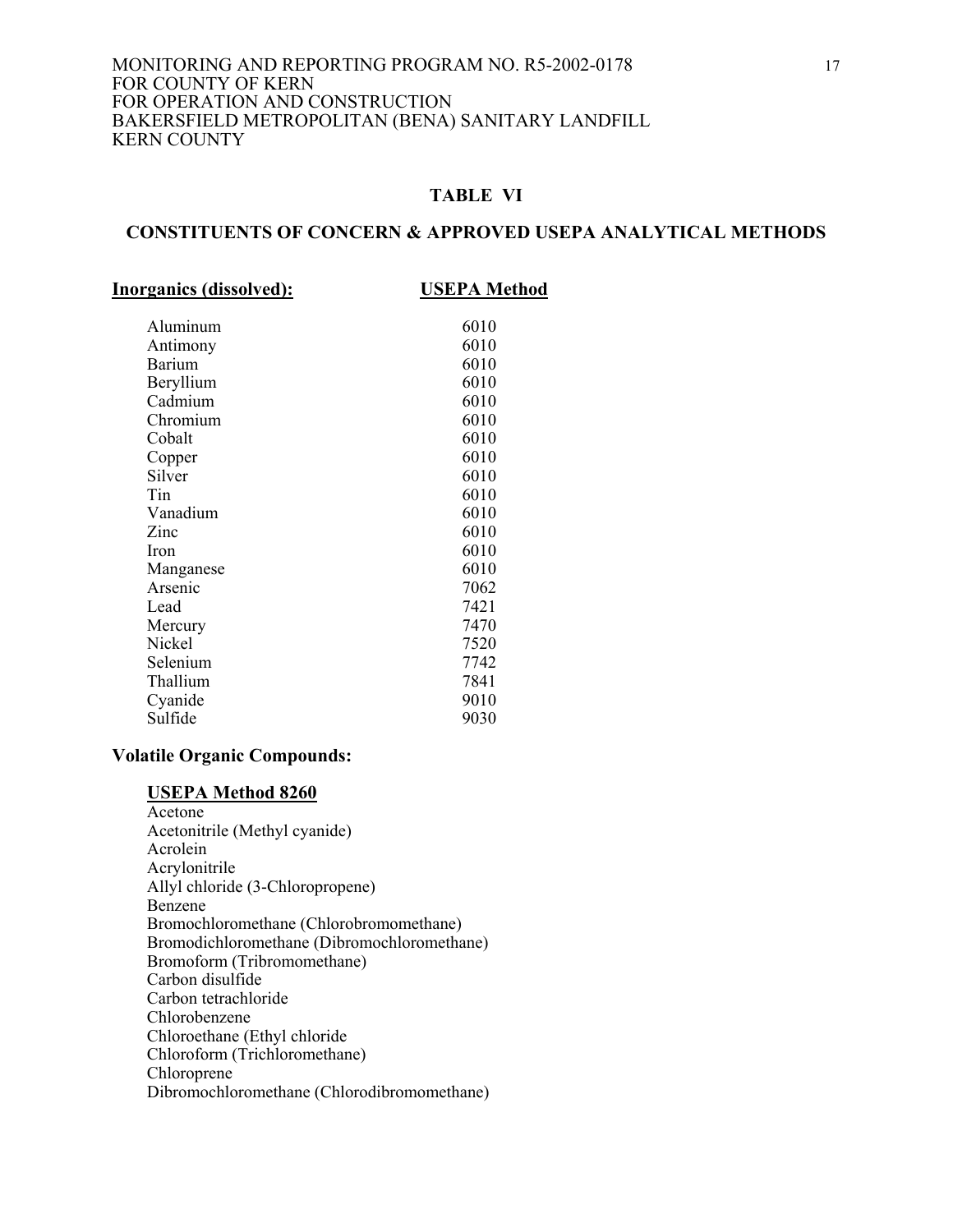## TABLE VI

## CONSTITUENTS OF CONCERN & APPROVED USEPA ANALYTICAL METHODS

| Inorganics (dissolved): | USEPA Method |
|---|---|
| Aluminum | 6010 |
| Antimony | 6010 |
| Barium | 6010 |
| Beryllium | 6010 |
| Cadmium | 6010 |
| Chromium | 6010 |
| Cobalt | 6010 |
| Copper | 6010 |
| Silver | 6010 |
| Tin | 6010 |
| Vanadium | 6010 |
| Zinc | 6010 |
| Iron | 6010 |
| Manganese | 6010 |
| Arsenic | 7062 |
| Lead | 7421 |
| Mercury | 7470 |
| Nickel | 7520 |
| Selenium | 7742 |
| Thallium | 7841 |
| Cyanide | 9010 |
| Sulfide | 9030 |

**Volatile Organic Compounds:**

**USEPA Method 8260**

Acetone
Acetonitrile (Methyl cyanide)
Acrolein
Acrylonitrile
Allyl chloride (3-Chloropropene)
Benzene
Bromochloromethane (Chlorobromomethane)
Bromodichloromethane (Dibromochloromethane)
Bromoform (Tribromomethane)
Carbon disulfide
Carbon tetrachloride
Chlorobenzene
Chloroethane (Ethyl chloride
Chloroform (Trichloromethane)
Chloroprene
Dibromochloromethane (Chlorodibromomethane)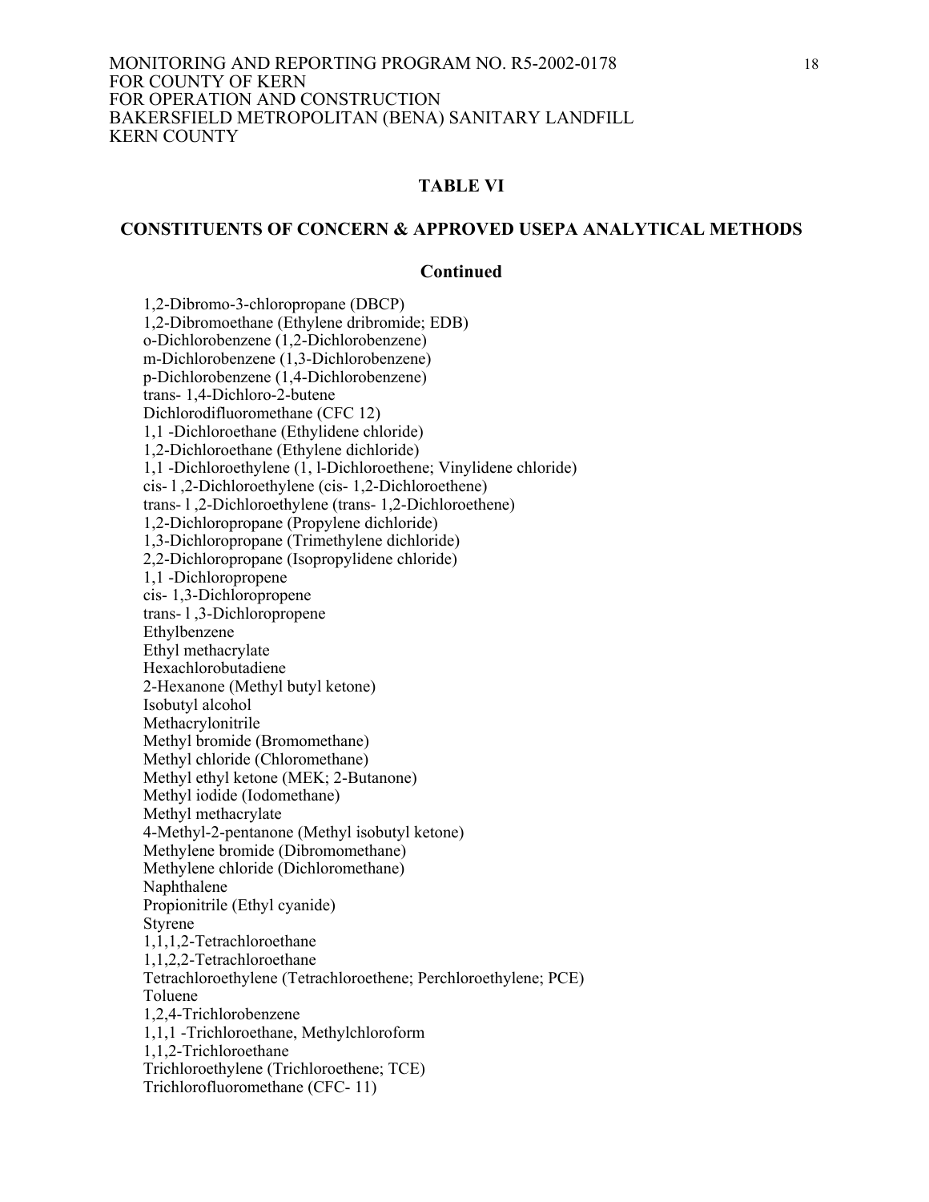## TABLE VI

## CONSTITUENTS OF CONCERN & APPROVED USEPA ANALYTICAL METHODS

### Continued

1,2-Dibromo-3-chloropropane (DBCP)
1,2-Dibromoethane (Ethylene dribromide; EDB)
o-Dichlorobenzene (1,2-Dichlorobenzene)
m-Dichlorobenzene (1,3-Dichlorobenzene)
p-Dichlorobenzene (1,4-Dichlorobenzene)
trans- 1,4-Dichloro-2-butene
Dichlorodifluoromethane (CFC 12)
1,1 -Dichloroethane (Ethylidene chloride)
1,2-Dichloroethane (Ethylene dichloride)
1,1 -Dichloroethylene (1, l-Dichloroethene; Vinylidene chloride)
cis- l ,2-Dichloroethylene (cis- 1,2-Dichloroethene)
trans- l ,2-Dichloroethylene (trans- 1,2-Dichloroethene)
1,2-Dichloropropane (Propylene dichloride)
1,3-Dichloropropane (Trimethylene dichloride)
2,2-Dichloropropane (Isopropylidene chloride)
1,1 -Dichloropropene
cis- 1,3-Dichloropropene
trans- l ,3-Dichloropropene
Ethylbenzene
Ethyl methacrylate
Hexachlorobutadiene
2-Hexanone (Methyl butyl ketone)
Isobutyl alcohol
Methacrylonitrile
Methyl bromide (Bromomethane)
Methyl chloride (Chloromethane)
Methyl ethyl ketone (MEK; 2-Butanone)
Methyl iodide (Iodomethane)
Methyl methacrylate
4-Methyl-2-pentanone (Methyl isobutyl ketone)
Methylene bromide (Dibromomethane)
Methylene chloride (Dichloromethane)
Naphthalene
Propionitrile (Ethyl cyanide)
Styrene
1,1,1,2-Tetrachloroethane
1,1,2,2-Tetrachloroethane
Tetrachloroethylene (Tetrachloroethene; Perchloroethylene; PCE)
Toluene
1,2,4-Trichlorobenzene
1,1,1 -Trichloroethane, Methylchloroform
1,1,2-Trichloroethane
Trichloroethylene (Trichloroethene; TCE)
Trichlorofluoromethane (CFC- 11)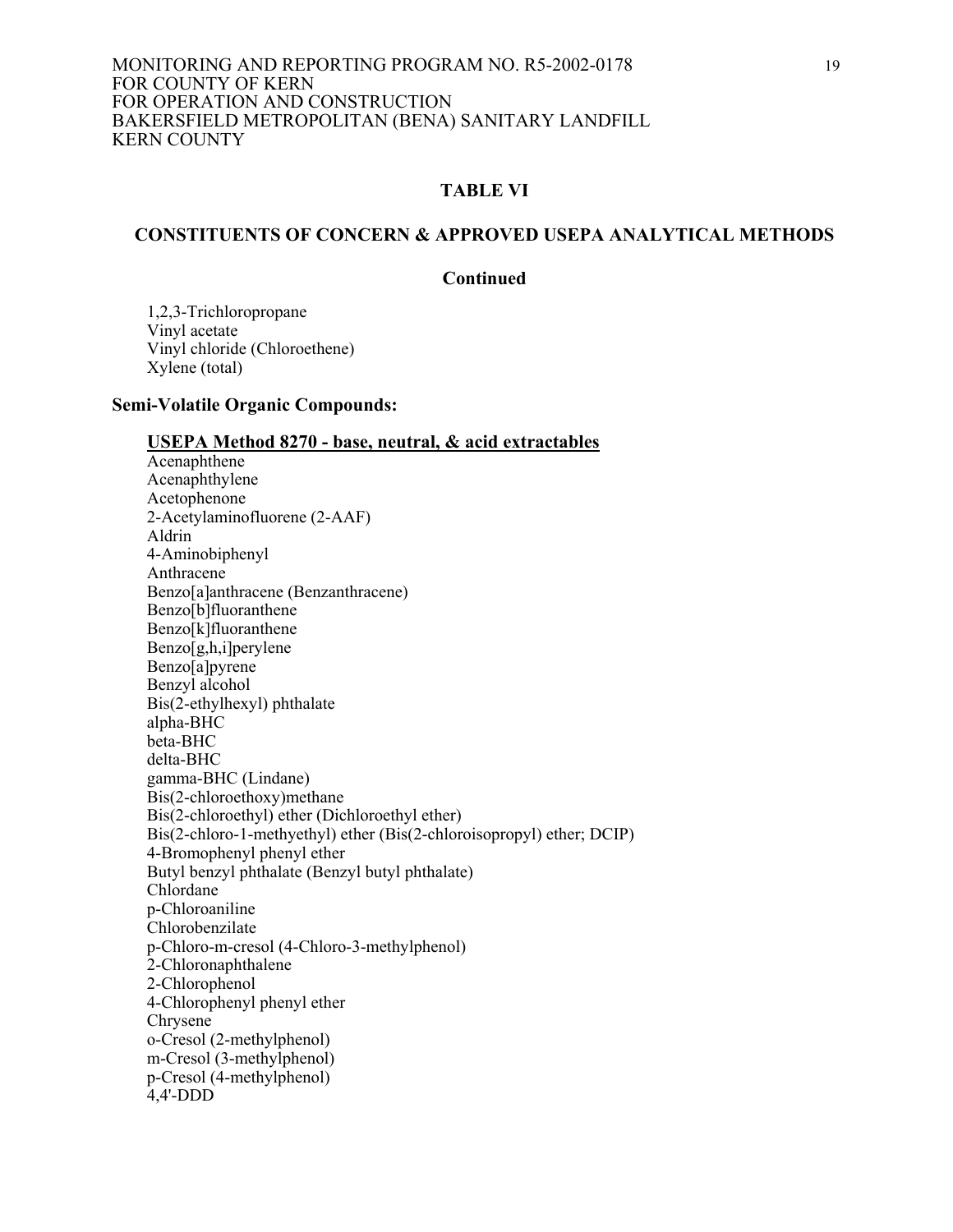## TABLE VI

## CONSTITUENTS OF CONCERN & APPROVED USEPA ANALYTICAL METHODS

### Continued

1,2,3-Trichloropropane
Vinyl acetate
Vinyl chloride (Chloroethene)
Xylene (total)

### Semi-Volatile Organic Compounds:

**USEPA Method 8270 - base, neutral, & acid extractables**

Acenaphthene
Acenaphthylene
Acetophenone
2-Acetylaminofluorene (2-AAF)
Aldrin
4-Aminobiphenyl
Anthracene
Benzo[a]anthracene (Benzanthracene)
Benzo[b]fluoranthene
Benzo[k]fluoranthene
Benzo[g,h,i]perylene
Benzo[a]pyrene
Benzyl alcohol
Bis(2-ethylhexyl) phthalate
alpha-BHC
beta-BHC
delta-BHC
gamma-BHC (Lindane)
Bis(2-chloroethoxy)methane
Bis(2-chloroethyl) ether (Dichloroethyl ether)
Bis(2-chloro-1-methyethyl) ether (Bis(2-chloroisopropyl) ether; DCIP)
4-Bromophenyl phenyl ether
Butyl benzyl phthalate (Benzyl butyl phthalate)
Chlordane
p-Chloroaniline
Chlorobenzilate
p-Chloro-m-cresol (4-Chloro-3-methylphenol)
2-Chloronaphthalene
2-Chlorophenol
4-Chlorophenyl phenyl ether
Chrysene
o-Cresol (2-methylphenol)
m-Cresol (3-methylphenol)
p-Cresol (4-methylphenol)
4,4'-DDD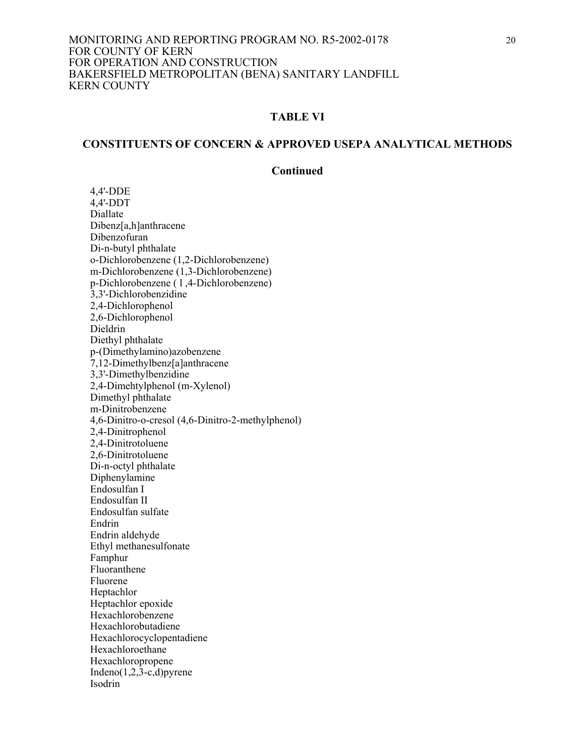## TABLE VI

## CONSTITUENTS OF CONCERN & APPROVED USEPA ANALYTICAL METHODS

### Continued

4,4'-DDE
4,4'-DDT
Diallate
Dibenz[a,h]anthracene
Dibenzofuran
Di-n-butyl phthalate
o-Dichlorobenzene (1,2-Dichlorobenzene)
m-Dichlorobenzene (1,3-Dichlorobenzene)
p-Dichlorobenzene ( 1,4-Dichlorobenzene)
3,3'-Dichlorobenzidine
2,4-Dichlorophenol
2,6-Dichlorophenol
Dieldrin
Diethyl phthalate
p-(Dimethylamino)azobenzene
7,12-Dimethylbenz[a]anthracene
3,3'-Dimethylbenzidine
2,4-Dimehtylphenol (m-Xylenol)
Dimethyl phthalate
m-Dinitrobenzene
4,6-Dinitro-o-cresol (4,6-Dinitro-2-methylphenol)
2,4-Dinitrophenol
2,4-Dinitrotoluene
2,6-Dinitrotoluene
Di-n-octyl phthalate
Diphenylamine
Endosulfan I
Endosulfan II
Endosulfan sulfate
Endrin
Endrin aldehyde
Ethyl methanesulfonate
Famphur
Fluoranthene
Fluorene
Heptachlor
Heptachlor epoxide
Hexachlorobenzene
Hexachlorobutadiene
Hexachlorocyclopentadiene
Hexachloroethane
Hexachloropropene
Indeno(1,2,3-c,d)pyrene
Isodrin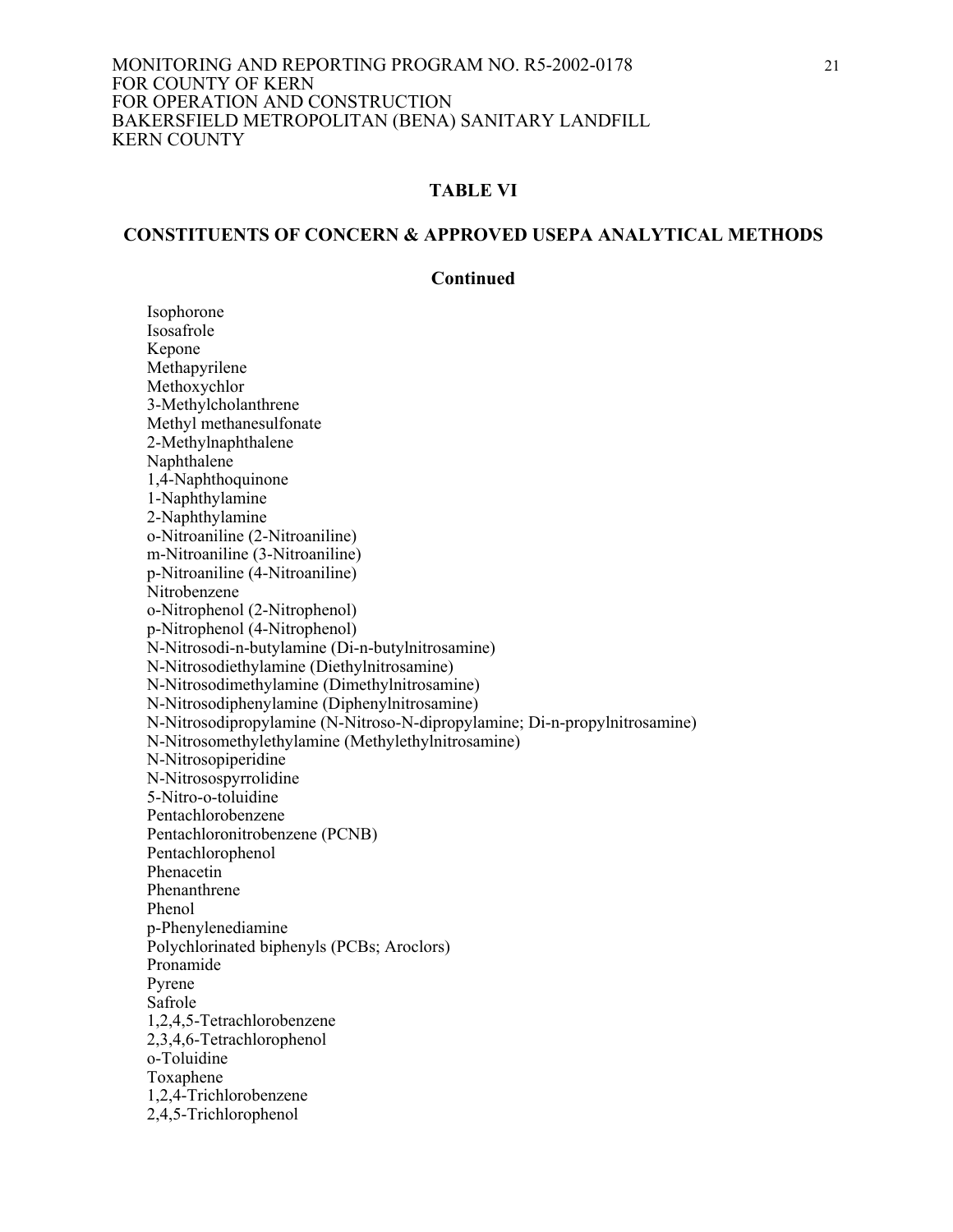## TABLE VI

## CONSTITUENTS OF CONCERN & APPROVED USEPA ANALYTICAL METHODS

### Continued

Isophorone
Isosafrole
Kepone
Methapyrilene
Methoxychlor
3-Methylcholanthrene
Methyl methanesulfonate
2-Methylnaphthalene
Naphthalene
1,4-Naphthoquinone
1-Naphthylamine
2-Naphthylamine
o-Nitroaniline (2-Nitroaniline)
m-Nitroaniline (3-Nitroaniline)
p-Nitroaniline (4-Nitroaniline)
Nitrobenzene
o-Nitrophenol (2-Nitrophenol)
p-Nitrophenol (4-Nitrophenol)
N-Nitrosodi-n-butylamine (Di-n-butylnitrosamine)
N-Nitrosodiethylamine (Diethylnitrosamine)
N-Nitrosodimethylamine (Dimethylnitrosamine)
N-Nitrosodiphenylamine (Diphenylnitrosamine)
N-Nitrosodipropylamine (N-Nitroso-N-dipropylamine; Di-n-propylnitrosamine)
N-Nitrosomethylethylamine (Methylethylnitrosamine)
N-Nitrosopiperidine
N-Nitrosospyrrolidine
5-Nitro-o-toluidine
Pentachlorobenzene
Pentachloronitrobenzene (PCNB)
Pentachlorophenol
Phenacetin
Phenanthrene
Phenol
p-Phenylenediamine
Polychlorinated biphenyls (PCBs; Aroclors)
Pronamide
Pyrene
Safrole
1,2,4,5-Tetrachlorobenzene
2,3,4,6-Tetrachlorophenol
o-Toluidine
Toxaphene
1,2,4-Trichlorobenzene
2,4,5-Trichlorophenol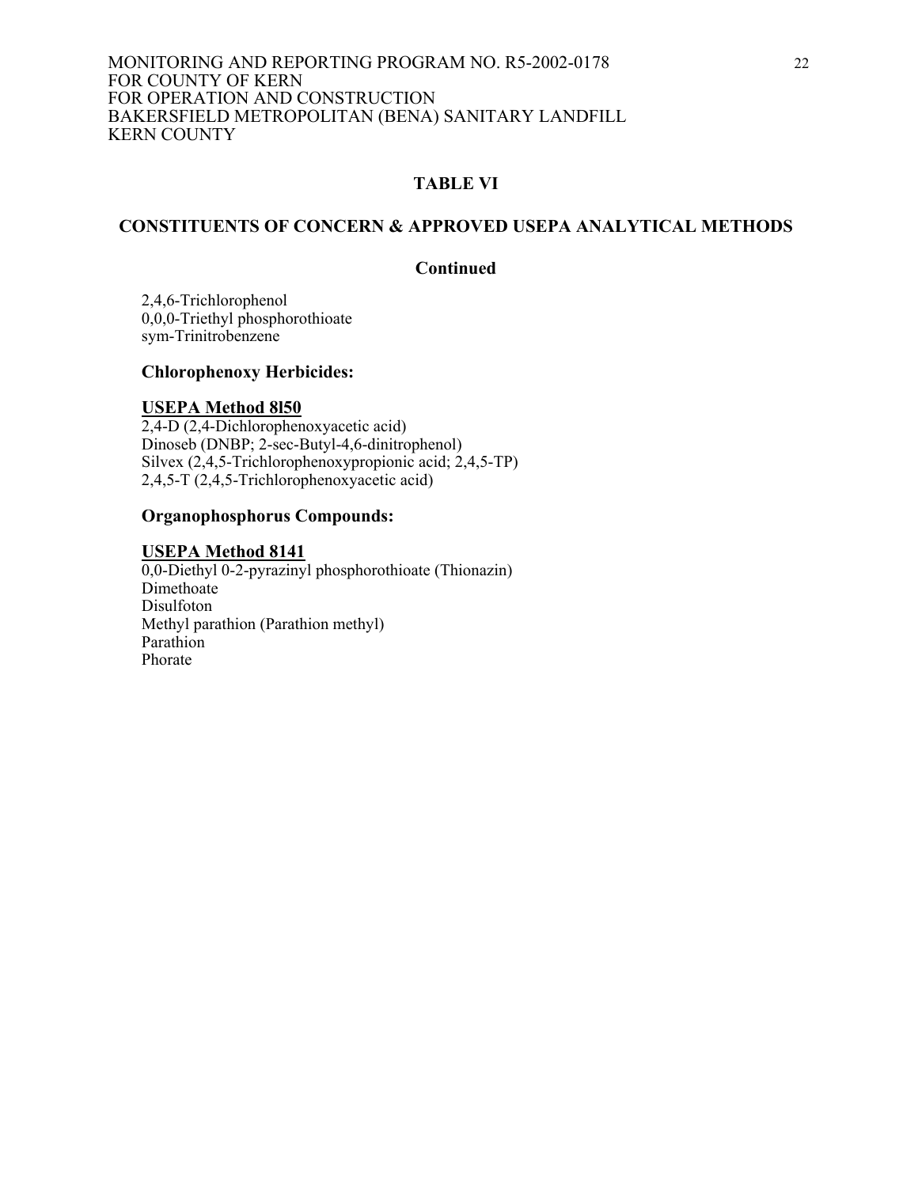## TABLE VI

## CONSTITUENTS OF CONCERN & APPROVED USEPA ANALYTICAL METHODS

### Continued

2,4,6-Trichlorophenol
0,0,0-Triethyl phosphorothioate
sym-Trinitrobenzene

**Chlorophenoxy Herbicides:**

**USEPA Method 8l50**
2,4-D (2,4-Dichlorophenoxyacetic acid)
Dinoseb (DNBP; 2-sec-Butyl-4,6-dinitrophenol)
Silvex (2,4,5-Trichlorophenoxypropionic acid; 2,4,5-TP)
2,4,5-T (2,4,5-Trichlorophenoxyacetic acid)

**Organophosphorus Compounds:**

**USEPA Method 8141**
0,0-Diethyl 0-2-pyrazinyl phosphorothioate (Thionazin)
Dimethoate
Disulfoton
Methyl parathion (Parathion methyl)
Parathion
Phorate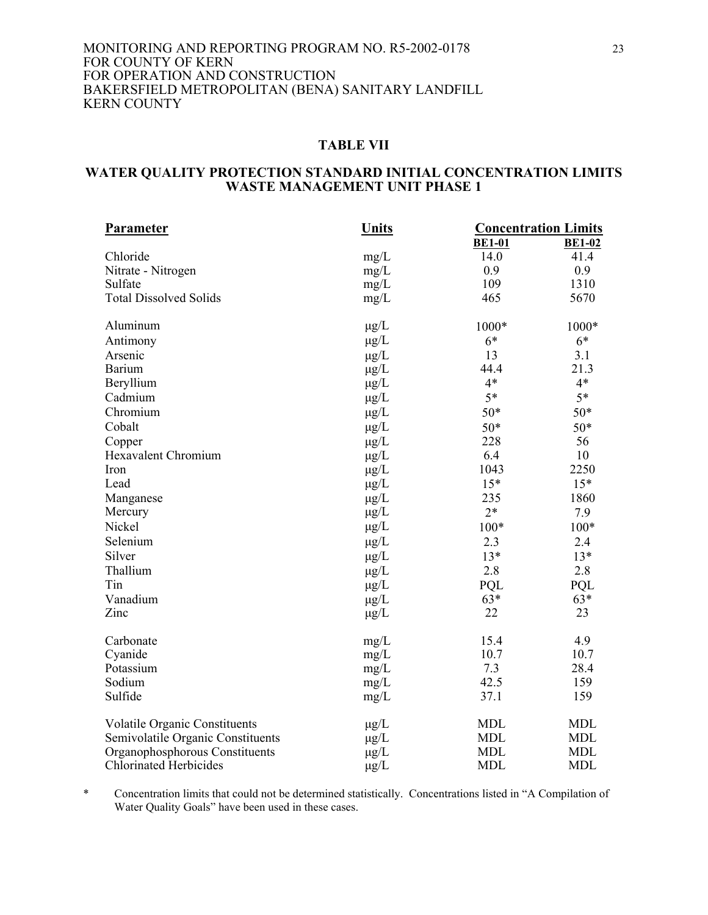## TABLE VII

## WATER QUALITY PROTECTION STANDARD INITIAL CONCENTRATION LIMITS WASTE MANAGEMENT UNIT PHASE 1

| Parameter | Units | Concentration Limits | |
|---|---|---|---|
| | | BE1-01 | BE1-02 |
| Chloride | mg/L | 14.0 | 41.4 |
| Nitrate - Nitrogen | mg/L | 0.9 | 0.9 |
| Sulfate | mg/L | 109 | 1310 |
| Total Dissolved Solids | mg/L | 465 | 5670 |
| Aluminum | μg/L | 1000* | 1000* |
| Antimony | μg/L | 6* | 6* |
| Arsenic | μg/L | 13 | 3.1 |
| Barium | μg/L | 44.4 | 21.3 |
| Beryllium | μg/L | 4* | 4* |
| Cadmium | μg/L | 5* | 5* |
| Chromium | μg/L | 50* | 50* |
| Cobalt | μg/L | 50* | 50* |
| Copper | μg/L | 228 | 56 |
| Hexavalent Chromium | μg/L | 6.4 | 10 |
| Iron | μg/L | 1043 | 2250 |
| Lead | μg/L | 15* | 15* |
| Manganese | μg/L | 235 | 1860 |
| Mercury | μg/L | 2* | 7.9 |
| Nickel | μg/L | 100* | 100* |
| Selenium | μg/L | 2.3 | 2.4 |
| Silver | μg/L | 13* | 13* |
| Thallium | μg/L | 2.8 | 2.8 |
| Tin | μg/L | PQL | PQL |
| Vanadium | μg/L | 63* | 63* |
| Zinc | μg/L | 22 | 23 |
| Carbonate | mg/L | 15.4 | 4.9 |
| Cyanide | mg/L | 10.7 | 10.7 |
| Potassium | mg/L | 7.3 | 28.4 |
| Sodium | mg/L | 42.5 | 159 |
| Sulfide | mg/L | 37.1 | 159 |
| Volatile Organic Constituents | μg/L | MDL | MDL |
| Semivolatile Organic Constituents | μg/L | MDL | MDL |
| Organophosphorous Constituents | μg/L | MDL | MDL |
| Chlorinated Herbicides | μg/L | MDL | MDL |

\* Concentration limits that could not be determined statistically. Concentrations listed in "A Compilation of Water Quality Goals" have been used in these cases.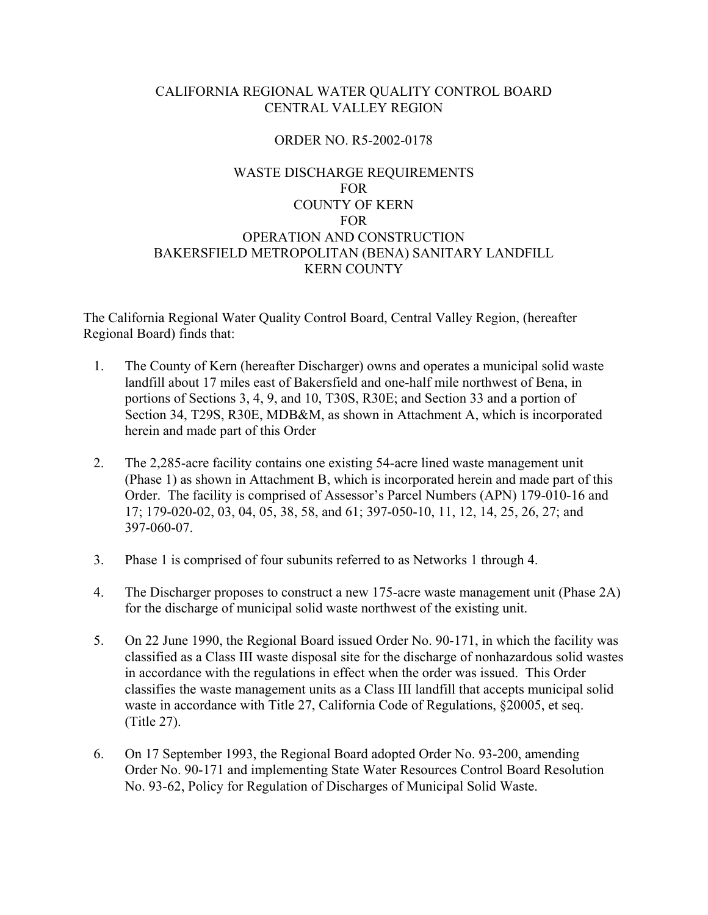CALIFORNIA REGIONAL WATER QUALITY CONTROL BOARD
CENTRAL VALLEY REGION

ORDER NO. R5-2002-0178

WASTE DISCHARGE REQUIREMENTS
FOR
COUNTY OF KERN
FOR
OPERATION AND CONSTRUCTION
BAKERSFIELD METROPOLITAN (BENA) SANITARY LANDFILL
KERN COUNTY

The California Regional Water Quality Control Board, Central Valley Region, (hereafter Regional Board) finds that:

1. The County of Kern (hereafter Discharger) owns and operates a municipal solid waste landfill about 17 miles east of Bakersfield and one-half mile northwest of Bena, in portions of Sections 3, 4, 9, and 10, T30S, R30E; and Section 33 and a portion of Section 34, T29S, R30E, MDB&M, as shown in Attachment A, which is incorporated herein and made part of this Order

2. The 2,285-acre facility contains one existing 54-acre lined waste management unit (Phase 1) as shown in Attachment B, which is incorporated herein and made part of this Order. The facility is comprised of Assessor's Parcel Numbers (APN) 179-010-16 and 17; 179-020-02, 03, 04, 05, 38, 58, and 61; 397-050-10, 11, 12, 14, 25, 26, 27; and 397-060-07.

3. Phase 1 is comprised of four subunits referred to as Networks 1 through 4.

4. The Discharger proposes to construct a new 175-acre waste management unit (Phase 2A) for the discharge of municipal solid waste northwest of the existing unit.

5. On 22 June 1990, the Regional Board issued Order No. 90-171, in which the facility was classified as a Class III waste disposal site for the discharge of nonhazardous solid wastes in accordance with the regulations in effect when the order was issued. This Order classifies the waste management units as a Class III landfill that accepts municipal solid waste in accordance with Title 27, California Code of Regulations, §20005, et seq. (Title 27).

6. On 17 September 1993, the Regional Board adopted Order No. 93-200, amending Order No. 90-171 and implementing State Water Resources Control Board Resolution No. 93-62, Policy for Regulation of Discharges of Municipal Solid Waste.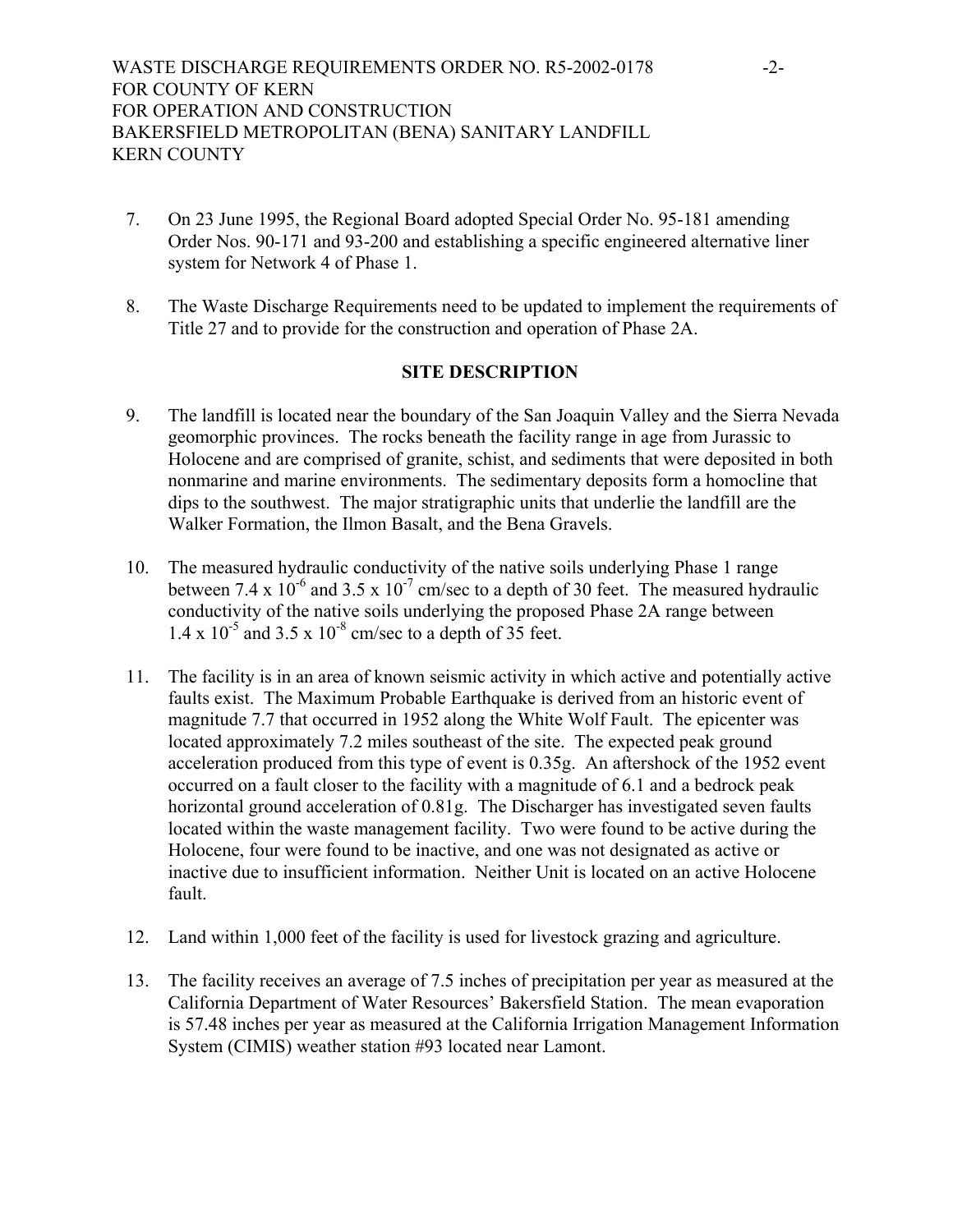7. On 23 June 1995, the Regional Board adopted Special Order No. 95-181 amending Order Nos. 90-171 and 93-200 and establishing a specific engineered alternative liner system for Network 4 of Phase 1.

8. The Waste Discharge Requirements need to be updated to implement the requirements of Title 27 and to provide for the construction and operation of Phase 2A.

## SITE DESCRIPTION

9. The landfill is located near the boundary of the San Joaquin Valley and the Sierra Nevada geomorphic provinces. The rocks beneath the facility range in age from Jurassic to Holocene and are comprised of granite, schist, and sediments that were deposited in both nonmarine and marine environments. The sedimentary deposits form a homocline that dips to the southwest. The major stratigraphic units that underlie the landfill are the Walker Formation, the Ilmon Basalt, and the Bena Gravels.

10. The measured hydraulic conductivity of the native soils underlying Phase 1 range between $7.4 \times 10^{-6}$ and $3.5 \times 10^{-7}$ cm/sec to a depth of 30 feet. The measured hydraulic conductivity of the native soils underlying the proposed Phase 2A range between $1.4 \times 10^{-5}$ and $3.5 \times 10^{-8}$ cm/sec to a depth of 35 feet.

11. The facility is in an area of known seismic activity in which active and potentially active faults exist. The Maximum Probable Earthquake is derived from an historic event of magnitude 7.7 that occurred in 1952 along the White Wolf Fault. The epicenter was located approximately 7.2 miles southeast of the site. The expected peak ground acceleration produced from this type of event is 0.35g. An aftershock of the 1952 event occurred on a fault closer to the facility with a magnitude of 6.1 and a bedrock peak horizontal ground acceleration of 0.81g. The Discharger has investigated seven faults located within the waste management facility. Two were found to be active during the Holocene, four were found to be inactive, and one was not designated as active or inactive due to insufficient information. Neither Unit is located on an active Holocene fault.

12. Land within 1,000 feet of the facility is used for livestock grazing and agriculture.

13. The facility receives an average of 7.5 inches of precipitation per year as measured at the California Department of Water Resources' Bakersfield Station. The mean evaporation is 57.48 inches per year as measured at the California Irrigation Management Information System (CIMIS) weather station #93 located near Lamont.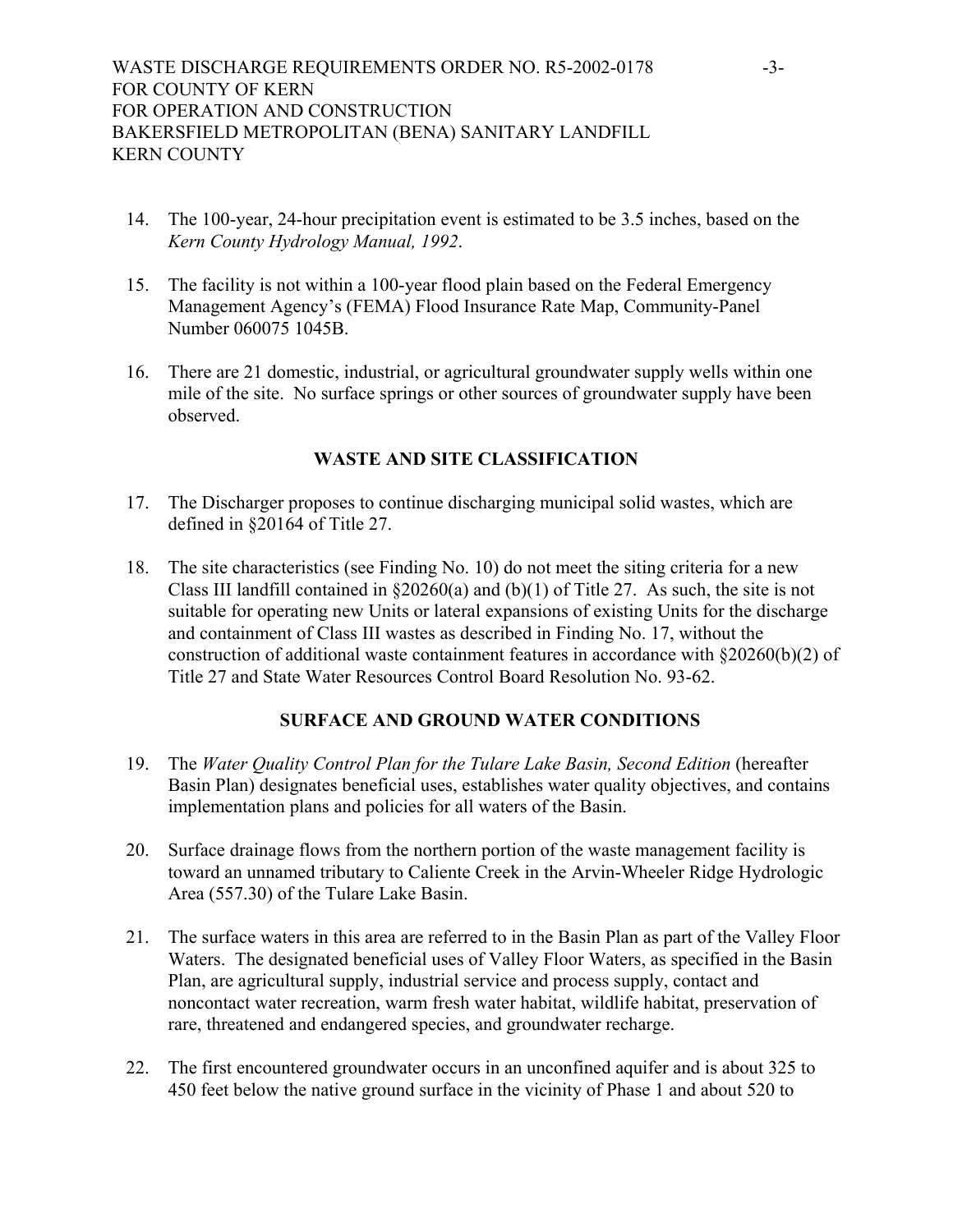14. The 100-year, 24-hour precipitation event is estimated to be 3.5 inches, based on the *Kern County Hydrology Manual, 1992*.

15. The facility is not within a 100-year flood plain based on the Federal Emergency Management Agency's (FEMA) Flood Insurance Rate Map, Community-Panel Number 060075 1045B.

16. There are 21 domestic, industrial, or agricultural groundwater supply wells within one mile of the site. No surface springs or other sources of groundwater supply have been observed.

## WASTE AND SITE CLASSIFICATION

17. The Discharger proposes to continue discharging municipal solid wastes, which are defined in §20164 of Title 27.

18. The site characteristics (see Finding No. 10) do not meet the siting criteria for a new Class III landfill contained in §20260(a) and (b)(1) of Title 27. As such, the site is not suitable for operating new Units or lateral expansions of existing Units for the discharge and containment of Class III wastes as described in Finding No. 17, without the construction of additional waste containment features in accordance with §20260(b)(2) of Title 27 and State Water Resources Control Board Resolution No. 93-62.

## SURFACE AND GROUND WATER CONDITIONS

19. The *Water Quality Control Plan for the Tulare Lake Basin, Second Edition* (hereafter Basin Plan) designates beneficial uses, establishes water quality objectives, and contains implementation plans and policies for all waters of the Basin.

20. Surface drainage flows from the northern portion of the waste management facility is toward an unnamed tributary to Caliente Creek in the Arvin-Wheeler Ridge Hydrologic Area (557.30) of the Tulare Lake Basin.

21. The surface waters in this area are referred to in the Basin Plan as part of the Valley Floor Waters. The designated beneficial uses of Valley Floor Waters, as specified in the Basin Plan, are agricultural supply, industrial service and process supply, contact and noncontact water recreation, warm fresh water habitat, wildlife habitat, preservation of rare, threatened and endangered species, and groundwater recharge.

22. The first encountered groundwater occurs in an unconfined aquifer and is about 325 to 450 feet below the native ground surface in the vicinity of Phase 1 and about 520 to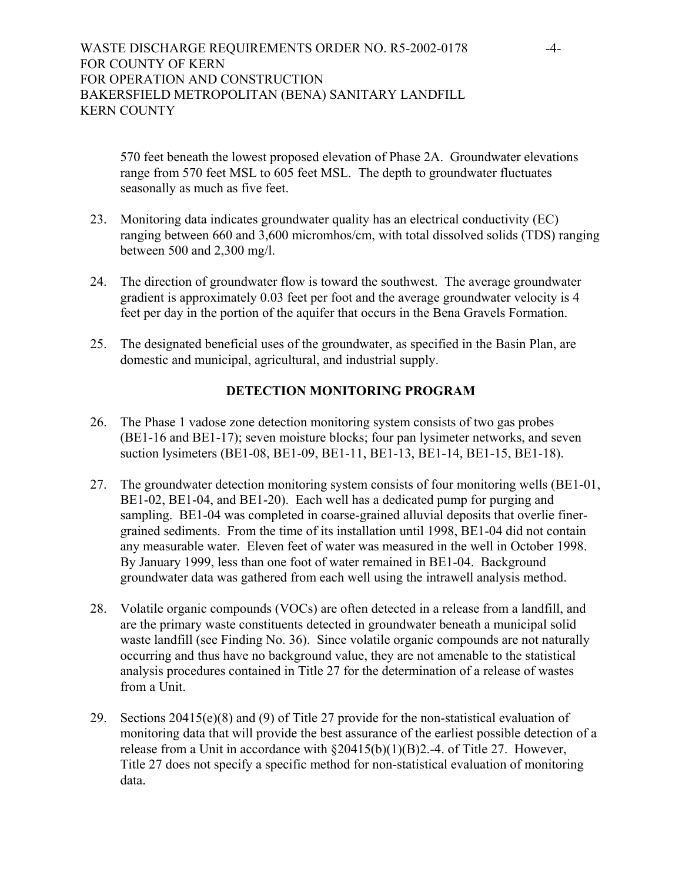570 feet beneath the lowest proposed elevation of Phase 2A. Groundwater elevations range from 570 feet MSL to 605 feet MSL. The depth to groundwater fluctuates seasonally as much as five feet.

23. Monitoring data indicates groundwater quality has an electrical conductivity (EC) ranging between 660 and 3,600 micromhos/cm, with total dissolved solids (TDS) ranging between 500 and 2,300 mg/l.

24. The direction of groundwater flow is toward the southwest. The average groundwater gradient is approximately 0.03 feet per foot and the average groundwater velocity is 4 feet per day in the portion of the aquifer that occurs in the Bena Gravels Formation.

25. The designated beneficial uses of the groundwater, as specified in the Basin Plan, are domestic and municipal, agricultural, and industrial supply.

## DETECTION MONITORING PROGRAM

26. The Phase 1 vadose zone detection monitoring system consists of two gas probes (BE1-16 and BE1-17); seven moisture blocks; four pan lysimeter networks, and seven suction lysimeters (BE1-08, BE1-09, BE1-11, BE1-13, BE1-14, BE1-15, BE1-18).

27. The groundwater detection monitoring system consists of four monitoring wells (BE1-01, BE1-02, BE1-04, and BE1-20). Each well has a dedicated pump for purging and sampling. BE1-04 was completed in coarse-grained alluvial deposits that overlie finer-grained sediments. From the time of its installation until 1998, BE1-04 did not contain any measurable water. Eleven feet of water was measured in the well in October 1998. By January 1999, less than one foot of water remained in BE1-04. Background groundwater data was gathered from each well using the intrawell analysis method.

28. Volatile organic compounds (VOCs) are often detected in a release from a landfill, and are the primary waste constituents detected in groundwater beneath a municipal solid waste landfill (see Finding No. 36). Since volatile organic compounds are not naturally occurring and thus have no background value, they are not amenable to the statistical analysis procedures contained in Title 27 for the determination of a release of wastes from a Unit.

29. Sections 20415(e)(8) and (9) of Title 27 provide for the non-statistical evaluation of monitoring data that will provide the best assurance of the earliest possible detection of a release from a Unit in accordance with §20415(b)(1)(B)2.-4. of Title 27. However, Title 27 does not specify a specific method for non-statistical evaluation of monitoring data.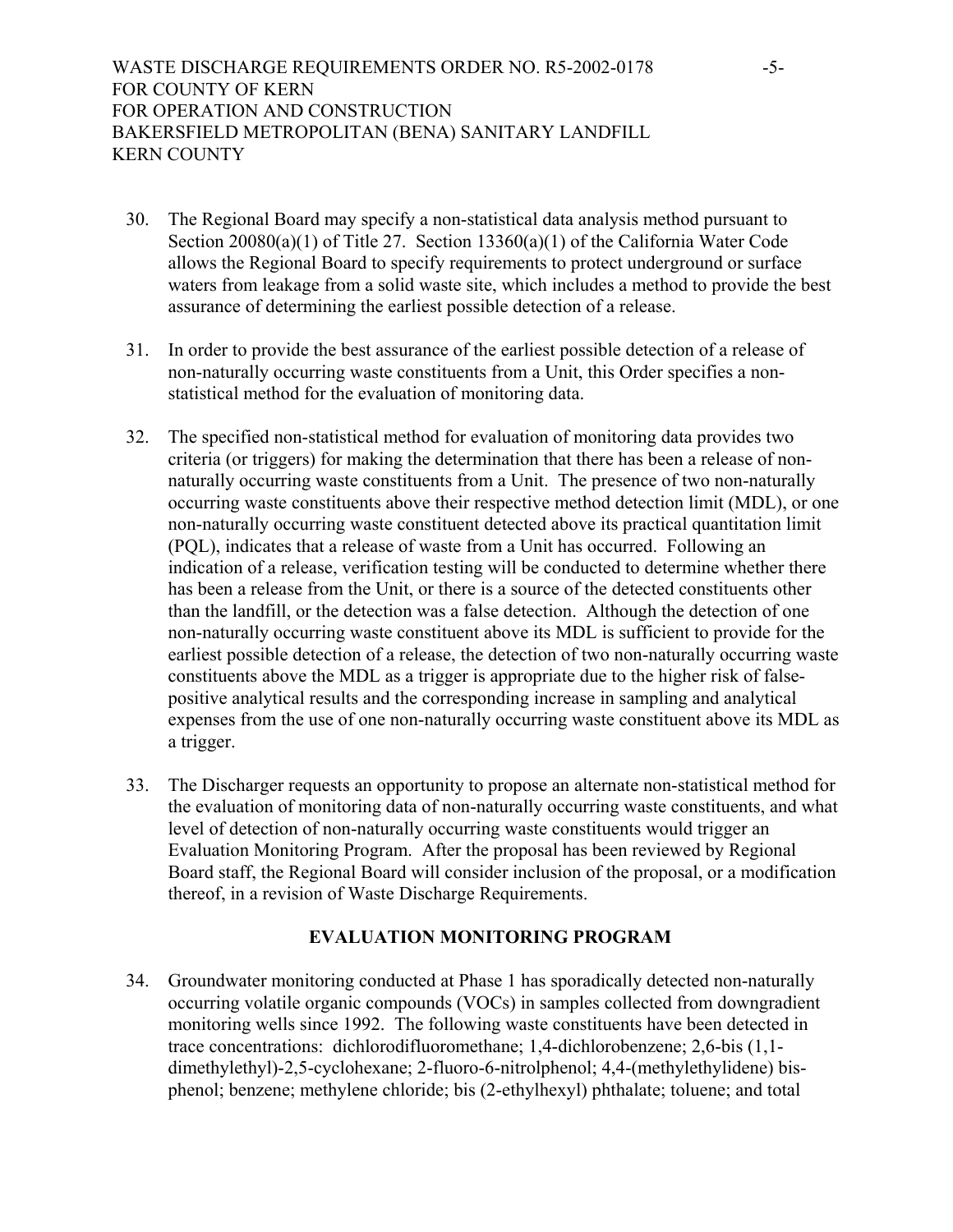30. The Regional Board may specify a non-statistical data analysis method pursuant to Section 20080(a)(1) of Title 27. Section 13360(a)(1) of the California Water Code allows the Regional Board to specify requirements to protect underground or surface waters from leakage from a solid waste site, which includes a method to provide the best assurance of determining the earliest possible detection of a release.

31. In order to provide the best assurance of the earliest possible detection of a release of non-naturally occurring waste constituents from a Unit, this Order specifies a non-statistical method for the evaluation of monitoring data.

32. The specified non-statistical method for evaluation of monitoring data provides two criteria (or triggers) for making the determination that there has been a release of non-naturally occurring waste constituents from a Unit. The presence of two non-naturally occurring waste constituents above their respective method detection limit (MDL), or one non-naturally occurring waste constituent detected above its practical quantitation limit (PQL), indicates that a release of waste from a Unit has occurred. Following an indication of a release, verification testing will be conducted to determine whether there has been a release from the Unit, or there is a source of the detected constituents other than the landfill, or the detection was a false detection. Although the detection of one non-naturally occurring waste constituent above its MDL is sufficient to provide for the earliest possible detection of a release, the detection of two non-naturally occurring waste constituents above the MDL as a trigger is appropriate due to the higher risk of false-positive analytical results and the corresponding increase in sampling and analytical expenses from the use of one non-naturally occurring waste constituent above its MDL as a trigger.

33. The Discharger requests an opportunity to propose an alternate non-statistical method for the evaluation of monitoring data of non-naturally occurring waste constituents, and what level of detection of non-naturally occurring waste constituents would trigger an Evaluation Monitoring Program. After the proposal has been reviewed by Regional Board staff, the Regional Board will consider inclusion of the proposal, or a modification thereof, in a revision of Waste Discharge Requirements.

## EVALUATION MONITORING PROGRAM

34. Groundwater monitoring conducted at Phase 1 has sporadically detected non-naturally occurring volatile organic compounds (VOCs) in samples collected from downgradient monitoring wells since 1992. The following waste constituents have been detected in trace concentrations: dichlorodifluoromethane; 1,4-dichlorobenzene; 2,6-bis (1,1-dimethylethyl)-2,5-cyclohexane; 2-fluoro-6-nitrolphenol; 4,4-(methylethylidene) bis-phenol; benzene; methylene chloride; bis (2-ethylhexyl) phthalate; toluene; and total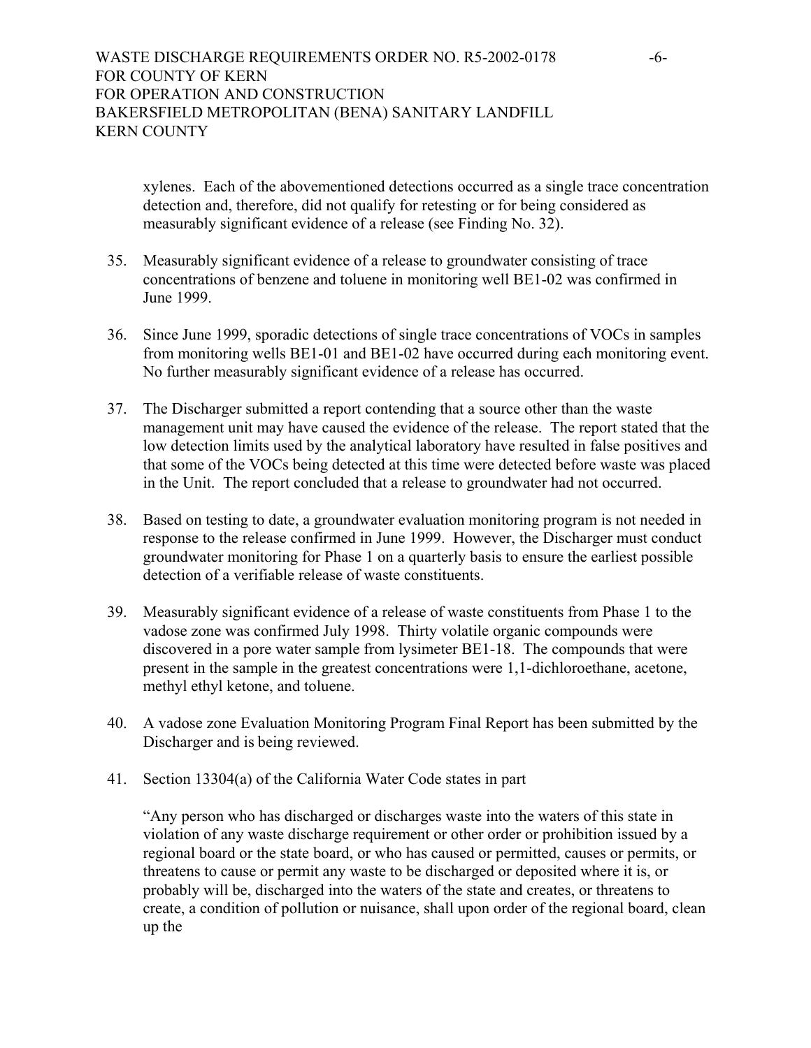xylenes. Each of the abovementioned detections occurred as a single trace concentration detection and, therefore, did not qualify for retesting or for being considered as measurably significant evidence of a release (see Finding No. 32).

35. Measurably significant evidence of a release to groundwater consisting of trace concentrations of benzene and toluene in monitoring well BE1-02 was confirmed in June 1999.

36. Since June 1999, sporadic detections of single trace concentrations of VOCs in samples from monitoring wells BE1-01 and BE1-02 have occurred during each monitoring event. No further measurably significant evidence of a release has occurred.

37. The Discharger submitted a report contending that a source other than the waste management unit may have caused the evidence of the release. The report stated that the low detection limits used by the analytical laboratory have resulted in false positives and that some of the VOCs being detected at this time were detected before waste was placed in the Unit. The report concluded that a release to groundwater had not occurred.

38. Based on testing to date, a groundwater evaluation monitoring program is not needed in response to the release confirmed in June 1999. However, the Discharger must conduct groundwater monitoring for Phase 1 on a quarterly basis to ensure the earliest possible detection of a verifiable release of waste constituents.

39. Measurably significant evidence of a release of waste constituents from Phase 1 to the vadose zone was confirmed July 1998. Thirty volatile organic compounds were discovered in a pore water sample from lysimeter BE1-18. The compounds that were present in the sample in the greatest concentrations were 1,1-dichloroethane, acetone, methyl ethyl ketone, and toluene.

40. A vadose zone Evaluation Monitoring Program Final Report has been submitted by the Discharger and is being reviewed.

41. Section 13304(a) of the California Water Code states in part

    "Any person who has discharged or discharges waste into the waters of this state in violation of any waste discharge requirement or other order or prohibition issued by a regional board or the state board, or who has caused or permitted, causes or permits, or threatens to cause or permit any waste to be discharged or deposited where it is, or probably will be, discharged into the waters of the state and creates, or threatens to create, a condition of pollution or nuisance, shall upon order of the regional board, clean up the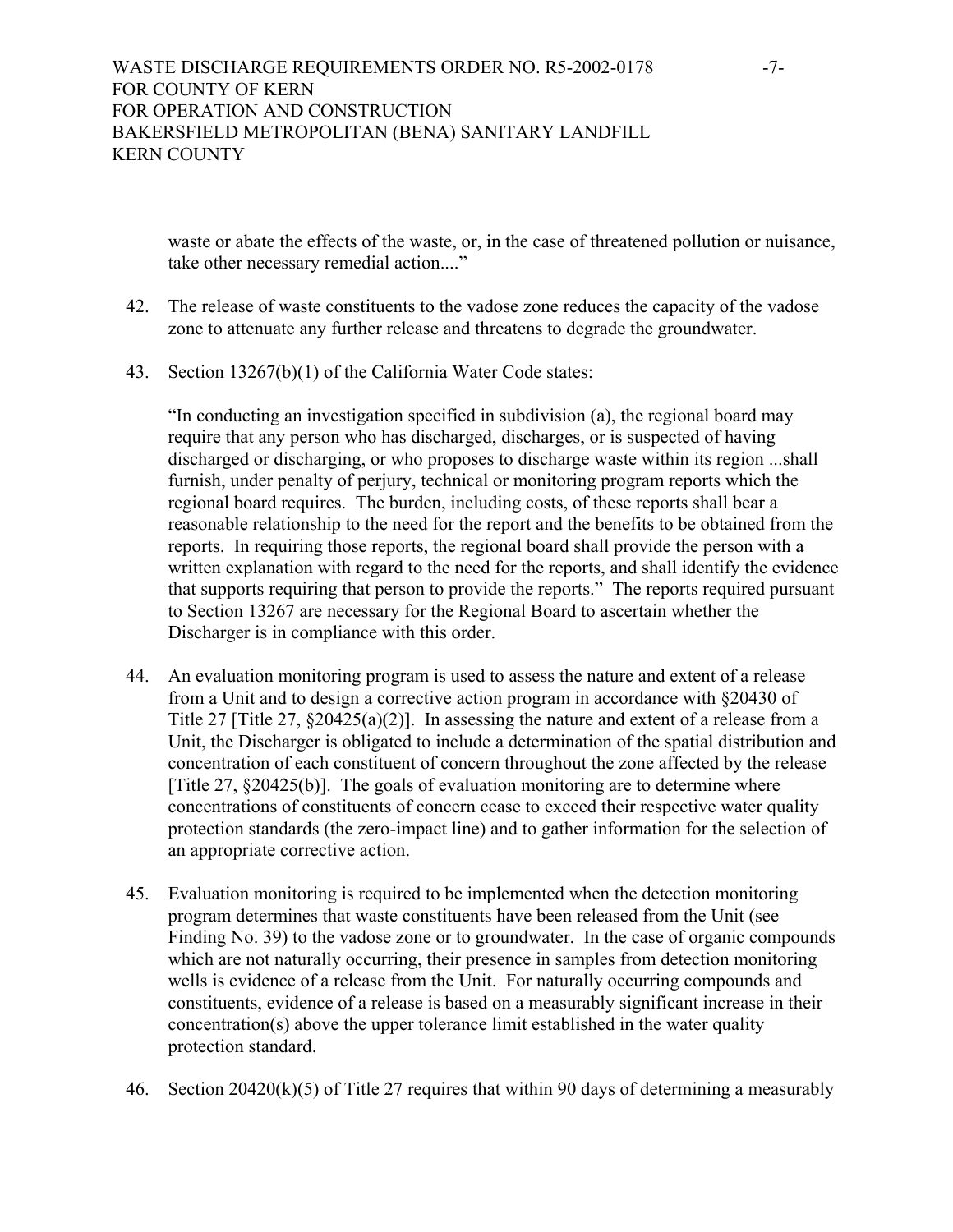waste or abate the effects of the waste, or, in the case of threatened pollution or nuisance, take other necessary remedial action...."

42. The release of waste constituents to the vadose zone reduces the capacity of the vadose zone to attenuate any further release and threatens to degrade the groundwater.

43. Section 13267(b)(1) of the California Water Code states:

    "In conducting an investigation specified in subdivision (a), the regional board may require that any person who has discharged, discharges, or is suspected of having discharged or discharging, or who proposes to discharge waste within its region ...shall furnish, under penalty of perjury, technical or monitoring program reports which the regional board requires. The burden, including costs, of these reports shall bear a reasonable relationship to the need for the report and the benefits to be obtained from the reports. In requiring those reports, the regional board shall provide the person with a written explanation with regard to the need for the reports, and shall identify the evidence that supports requiring that person to provide the reports." The reports required pursuant to Section 13267 are necessary for the Regional Board to ascertain whether the Discharger is in compliance with this order.

44. An evaluation monitoring program is used to assess the nature and extent of a release from a Unit and to design a corrective action program in accordance with §20430 of Title 27 [Title 27, §20425(a)(2)]. In assessing the nature and extent of a release from a Unit, the Discharger is obligated to include a determination of the spatial distribution and concentration of each constituent of concern throughout the zone affected by the release [Title 27, §20425(b)]. The goals of evaluation monitoring are to determine where concentrations of constituents of concern cease to exceed their respective water quality protection standards (the zero-impact line) and to gather information for the selection of an appropriate corrective action.

45. Evaluation monitoring is required to be implemented when the detection monitoring program determines that waste constituents have been released from the Unit (see Finding No. 39) to the vadose zone or to groundwater. In the case of organic compounds which are not naturally occurring, their presence in samples from detection monitoring wells is evidence of a release from the Unit. For naturally occurring compounds and constituents, evidence of a release is based on a measurably significant increase in their concentration(s) above the upper tolerance limit established in the water quality protection standard.

46. Section 20420(k)(5) of Title 27 requires that within 90 days of determining a measurably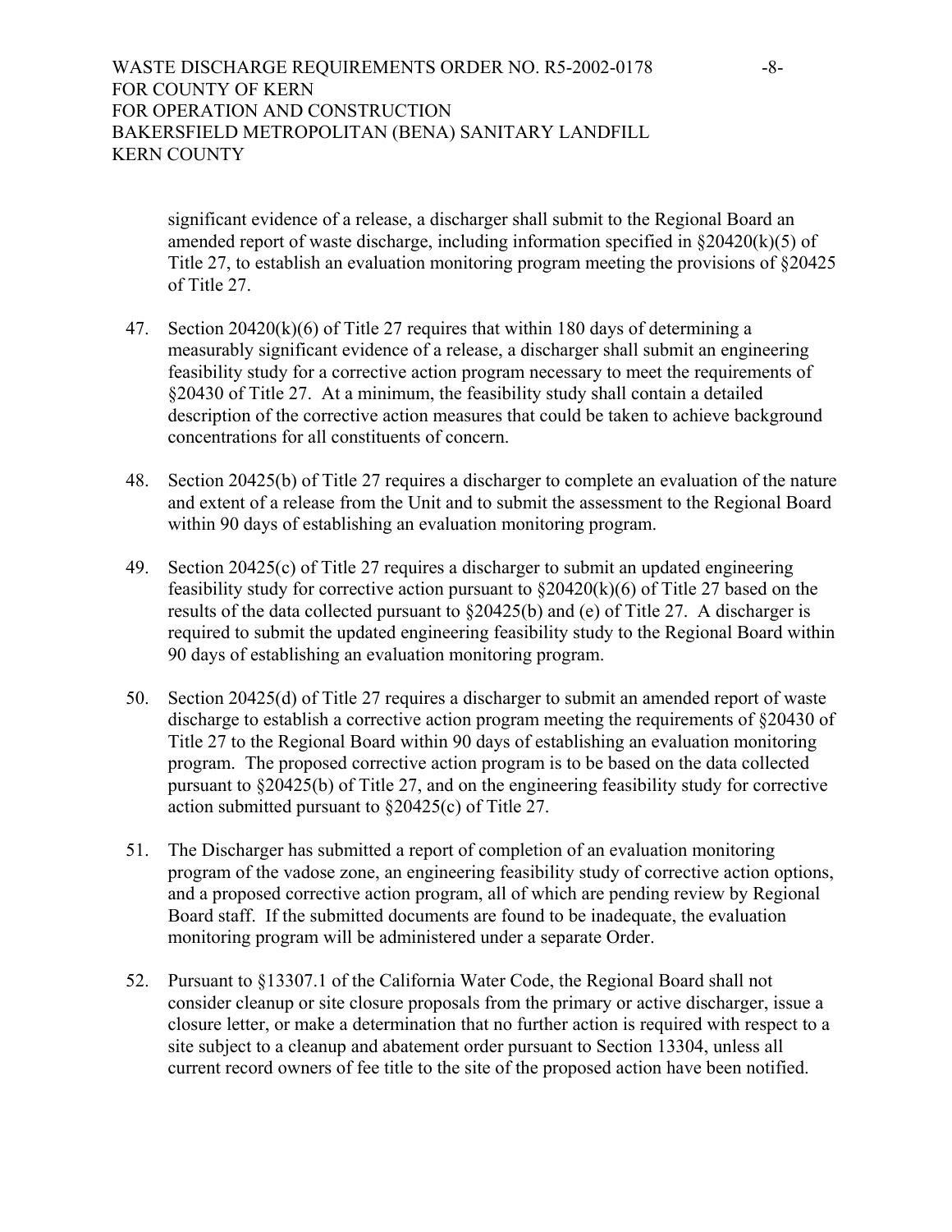significant evidence of a release, a discharger shall submit to the Regional Board an amended report of waste discharge, including information specified in §20420(k)(5) of Title 27, to establish an evaluation monitoring program meeting the provisions of §20425 of Title 27.

47. Section 20420(k)(6) of Title 27 requires that within 180 days of determining a measurably significant evidence of a release, a discharger shall submit an engineering feasibility study for a corrective action program necessary to meet the requirements of §20430 of Title 27. At a minimum, the feasibility study shall contain a detailed description of the corrective action measures that could be taken to achieve background concentrations for all constituents of concern.

48. Section 20425(b) of Title 27 requires a discharger to complete an evaluation of the nature and extent of a release from the Unit and to submit the assessment to the Regional Board within 90 days of establishing an evaluation monitoring program.

49. Section 20425(c) of Title 27 requires a discharger to submit an updated engineering feasibility study for corrective action pursuant to §20420(k)(6) of Title 27 based on the results of the data collected pursuant to §20425(b) and (e) of Title 27. A discharger is required to submit the updated engineering feasibility study to the Regional Board within 90 days of establishing an evaluation monitoring program.

50. Section 20425(d) of Title 27 requires a discharger to submit an amended report of waste discharge to establish a corrective action program meeting the requirements of §20430 of Title 27 to the Regional Board within 90 days of establishing an evaluation monitoring program. The proposed corrective action program is to be based on the data collected pursuant to §20425(b) of Title 27, and on the engineering feasibility study for corrective action submitted pursuant to §20425(c) of Title 27.

51. The Discharger has submitted a report of completion of an evaluation monitoring program of the vadose zone, an engineering feasibility study of corrective action options, and a proposed corrective action program, all of which are pending review by Regional Board staff. If the submitted documents are found to be inadequate, the evaluation monitoring program will be administered under a separate Order.

52. Pursuant to §13307.1 of the California Water Code, the Regional Board shall not consider cleanup or site closure proposals from the primary or active discharger, issue a closure letter, or make a determination that no further action is required with respect to a site subject to a cleanup and abatement order pursuant to Section 13304, unless all current record owners of fee title to the site of the proposed action have been notified.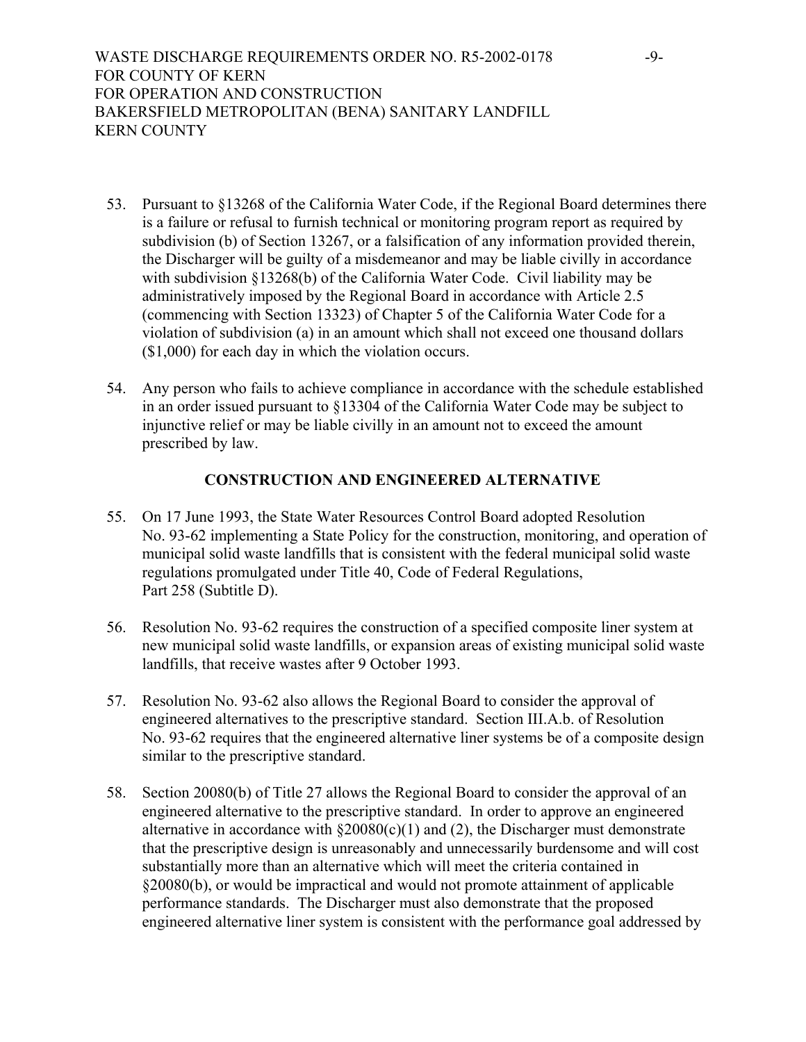53. Pursuant to §13268 of the California Water Code, if the Regional Board determines there is a failure or refusal to furnish technical or monitoring program report as required by subdivision (b) of Section 13267, or a falsification of any information provided therein, the Discharger will be guilty of a misdemeanor and may be liable civilly in accordance with subdivision §13268(b) of the California Water Code. Civil liability may be administratively imposed by the Regional Board in accordance with Article 2.5 (commencing with Section 13323) of Chapter 5 of the California Water Code for a violation of subdivision (a) in an amount which shall not exceed one thousand dollars ($1,000) for each day in which the violation occurs.

54. Any person who fails to achieve compliance in accordance with the schedule established in an order issued pursuant to §13304 of the California Water Code may be subject to injunctive relief or may be liable civilly in an amount not to exceed the amount prescribed by law.

**CONSTRUCTION AND ENGINEERED ALTERNATIVE**

55. On 17 June 1993, the State Water Resources Control Board adopted Resolution No. 93-62 implementing a State Policy for the construction, monitoring, and operation of municipal solid waste landfills that is consistent with the federal municipal solid waste regulations promulgated under Title 40, Code of Federal Regulations, Part 258 (Subtitle D).

56. Resolution No. 93-62 requires the construction of a specified composite liner system at new municipal solid waste landfills, or expansion areas of existing municipal solid waste landfills, that receive wastes after 9 October 1993.

57. Resolution No. 93-62 also allows the Regional Board to consider the approval of engineered alternatives to the prescriptive standard. Section III.A.b. of Resolution No. 93-62 requires that the engineered alternative liner systems be of a composite design similar to the prescriptive standard.

58. Section 20080(b) of Title 27 allows the Regional Board to consider the approval of an engineered alternative to the prescriptive standard. In order to approve an engineered alternative in accordance with §20080(c)(1) and (2), the Discharger must demonstrate that the prescriptive design is unreasonably and unnecessarily burdensome and will cost substantially more than an alternative which will meet the criteria contained in §20080(b), or would be impractical and would not promote attainment of applicable performance standards. The Discharger must also demonstrate that the proposed engineered alternative liner system is consistent with the performance goal addressed by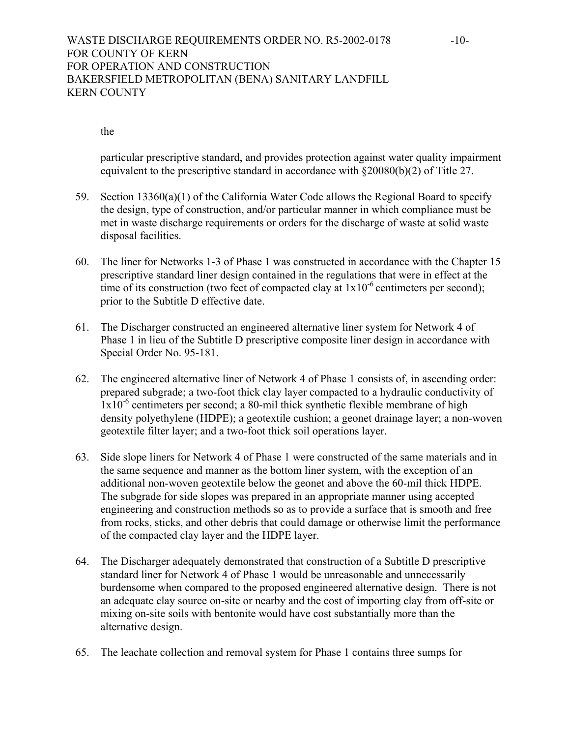the

particular prescriptive standard, and provides protection against water quality impairment equivalent to the prescriptive standard in accordance with §20080(b)(2) of Title 27.

59. Section 13360(a)(1) of the California Water Code allows the Regional Board to specify the design, type of construction, and/or particular manner in which compliance must be met in waste discharge requirements or orders for the discharge of waste at solid waste disposal facilities.

60. The liner for Networks 1-3 of Phase 1 was constructed in accordance with the Chapter 15 prescriptive standard liner design contained in the regulations that were in effect at the time of its construction (two feet of compacted clay at $1x10^{-6}$ centimeters per second); prior to the Subtitle D effective date.

61. The Discharger constructed an engineered alternative liner system for Network 4 of Phase 1 in lieu of the Subtitle D prescriptive composite liner design in accordance with Special Order No. 95-181.

62. The engineered alternative liner of Network 4 of Phase 1 consists of, in ascending order: prepared subgrade; a two-foot thick clay layer compacted to a hydraulic conductivity of $1x10^{-6}$ centimeters per second; a 80-mil thick synthetic flexible membrane of high density polyethylene (HDPE); a geotextile cushion; a geonet drainage layer; a non-woven geotextile filter layer; and a two-foot thick soil operations layer.

63. Side slope liners for Network 4 of Phase 1 were constructed of the same materials and in the same sequence and manner as the bottom liner system, with the exception of an additional non-woven geotextile below the geonet and above the 60-mil thick HDPE. The subgrade for side slopes was prepared in an appropriate manner using accepted engineering and construction methods so as to provide a surface that is smooth and free from rocks, sticks, and other debris that could damage or otherwise limit the performance of the compacted clay layer and the HDPE layer.

64. The Discharger adequately demonstrated that construction of a Subtitle D prescriptive standard liner for Network 4 of Phase 1 would be unreasonable and unnecessarily burdensome when compared to the proposed engineered alternative design. There is not an adequate clay source on-site or nearby and the cost of importing clay from off-site or mixing on-site soils with bentonite would have cost substantially more than the alternative design.

65. The leachate collection and removal system for Phase 1 contains three sumps for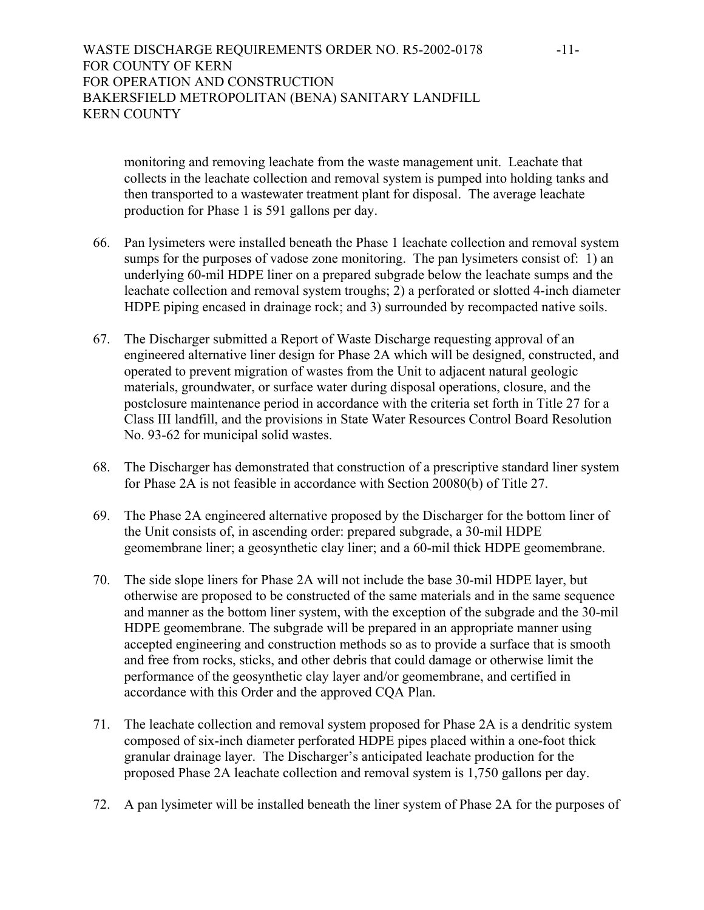monitoring and removing leachate from the waste management unit. Leachate that collects in the leachate collection and removal system is pumped into holding tanks and then transported to a wastewater treatment plant for disposal. The average leachate production for Phase 1 is 591 gallons per day.

66. Pan lysimeters were installed beneath the Phase 1 leachate collection and removal system sumps for the purposes of vadose zone monitoring. The pan lysimeters consist of: 1) an underlying 60-mil HDPE liner on a prepared subgrade below the leachate sumps and the leachate collection and removal system troughs; 2) a perforated or slotted 4-inch diameter HDPE piping encased in drainage rock; and 3) surrounded by recompacted native soils.

67. The Discharger submitted a Report of Waste Discharge requesting approval of an engineered alternative liner design for Phase 2A which will be designed, constructed, and operated to prevent migration of wastes from the Unit to adjacent natural geologic materials, groundwater, or surface water during disposal operations, closure, and the postclosure maintenance period in accordance with the criteria set forth in Title 27 for a Class III landfill, and the provisions in State Water Resources Control Board Resolution No. 93-62 for municipal solid wastes.

68. The Discharger has demonstrated that construction of a prescriptive standard liner system for Phase 2A is not feasible in accordance with Section 20080(b) of Title 27.

69. The Phase 2A engineered alternative proposed by the Discharger for the bottom liner of the Unit consists of, in ascending order: prepared subgrade, a 30-mil HDPE geomembrane liner; a geosynthetic clay liner; and a 60-mil thick HDPE geomembrane.

70. The side slope liners for Phase 2A will not include the base 30-mil HDPE layer, but otherwise are proposed to be constructed of the same materials and in the same sequence and manner as the bottom liner system, with the exception of the subgrade and the 30-mil HDPE geomembrane. The subgrade will be prepared in an appropriate manner using accepted engineering and construction methods so as to provide a surface that is smooth and free from rocks, sticks, and other debris that could damage or otherwise limit the performance of the geosynthetic clay layer and/or geomembrane, and certified in accordance with this Order and the approved CQA Plan.

71. The leachate collection and removal system proposed for Phase 2A is a dendritic system composed of six-inch diameter perforated HDPE pipes placed within a one-foot thick granular drainage layer. The Discharger's anticipated leachate production for the proposed Phase 2A leachate collection and removal system is 1,750 gallons per day.

72. A pan lysimeter will be installed beneath the liner system of Phase 2A for the purposes of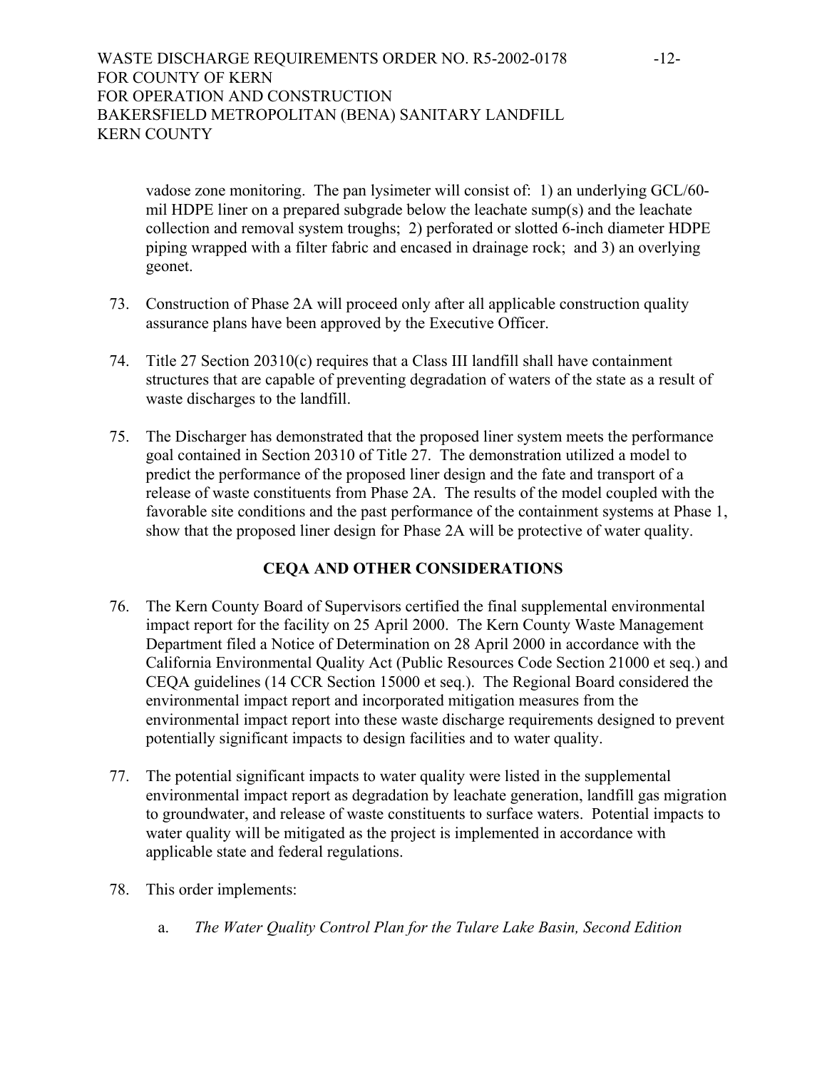vadose zone monitoring. The pan lysimeter will consist of: 1) an underlying GCL/60-mil HDPE liner on a prepared subgrade below the leachate sump(s) and the leachate collection and removal system troughs; 2) perforated or slotted 6-inch diameter HDPE piping wrapped with a filter fabric and encased in drainage rock; and 3) an overlying geonet.

73. Construction of Phase 2A will proceed only after all applicable construction quality assurance plans have been approved by the Executive Officer.

74. Title 27 Section 20310(c) requires that a Class III landfill shall have containment structures that are capable of preventing degradation of waters of the state as a result of waste discharges to the landfill.

75. The Discharger has demonstrated that the proposed liner system meets the performance goal contained in Section 20310 of Title 27. The demonstration utilized a model to predict the performance of the proposed liner design and the fate and transport of a release of waste constituents from Phase 2A. The results of the model coupled with the favorable site conditions and the past performance of the containment systems at Phase 1, show that the proposed liner design for Phase 2A will be protective of water quality.

## CEQA AND OTHER CONSIDERATIONS

76. The Kern County Board of Supervisors certified the final supplemental environmental impact report for the facility on 25 April 2000. The Kern County Waste Management Department filed a Notice of Determination on 28 April 2000 in accordance with the California Environmental Quality Act (Public Resources Code Section 21000 et seq.) and CEQA guidelines (14 CCR Section 15000 et seq.). The Regional Board considered the environmental impact report and incorporated mitigation measures from the environmental impact report into these waste discharge requirements designed to prevent potentially significant impacts to design facilities and to water quality.

77. The potential significant impacts to water quality were listed in the supplemental environmental impact report as degradation by leachate generation, landfill gas migration to groundwater, and release of waste constituents to surface waters. Potential impacts to water quality will be mitigated as the project is implemented in accordance with applicable state and federal regulations.

78. This order implements:

    a. *The Water Quality Control Plan for the Tulare Lake Basin, Second Edition*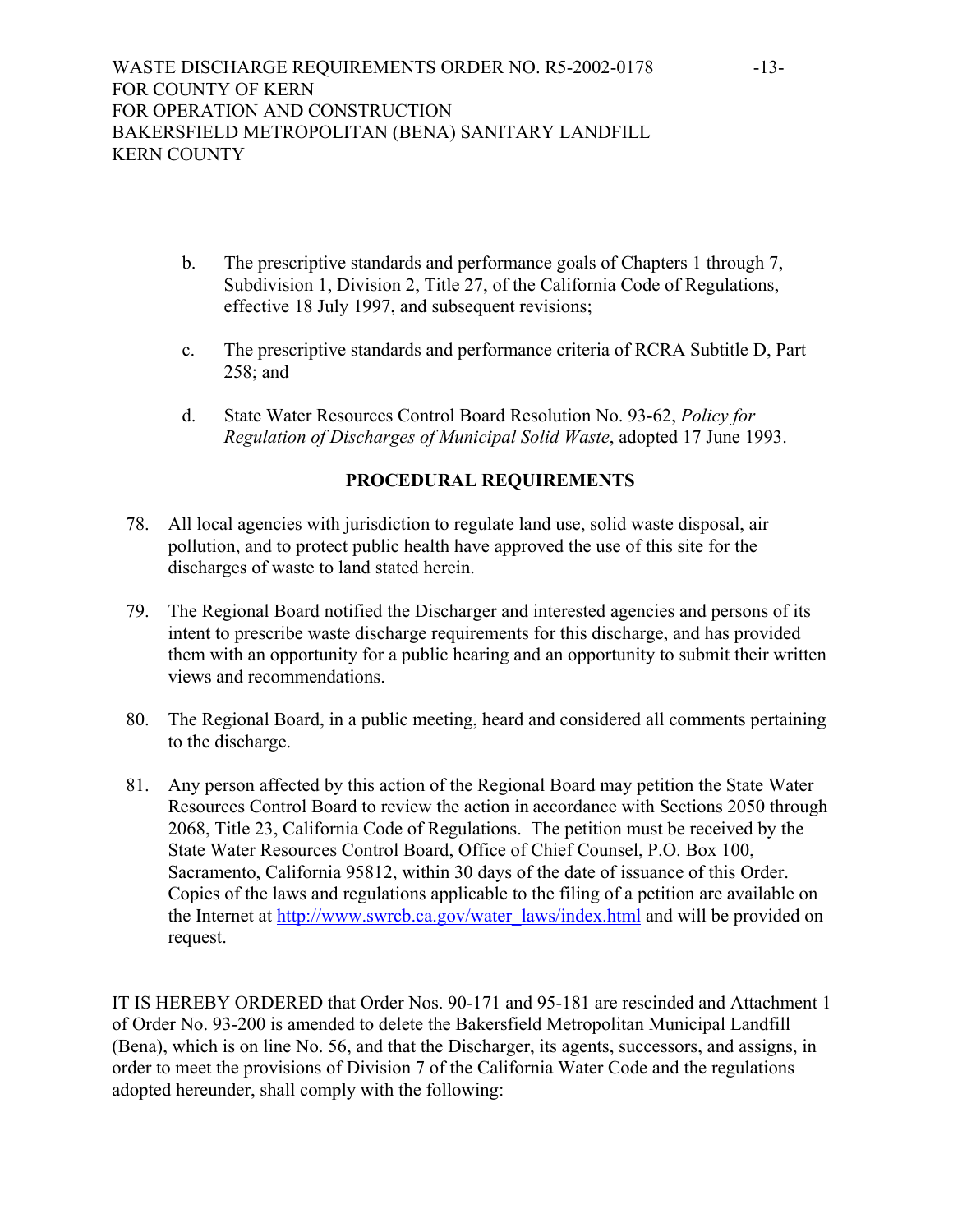b. The prescriptive standards and performance goals of Chapters 1 through 7, Subdivision 1, Division 2, Title 27, of the California Code of Regulations, effective 18 July 1997, and subsequent revisions;

c. The prescriptive standards and performance criteria of RCRA Subtitle D, Part 258; and

d. State Water Resources Control Board Resolution No. 93-62, *Policy for Regulation of Discharges of Municipal Solid Waste*, adopted 17 June 1993.

## PROCEDURAL REQUIREMENTS

78. All local agencies with jurisdiction to regulate land use, solid waste disposal, air pollution, and to protect public health have approved the use of this site for the discharges of waste to land stated herein.

79. The Regional Board notified the Discharger and interested agencies and persons of its intent to prescribe waste discharge requirements for this discharge, and has provided them with an opportunity for a public hearing and an opportunity to submit their written views and recommendations.

80. The Regional Board, in a public meeting, heard and considered all comments pertaining to the discharge.

81. Any person affected by this action of the Regional Board may petition the State Water Resources Control Board to review the action in accordance with Sections 2050 through 2068, Title 23, California Code of Regulations. The petition must be received by the State Water Resources Control Board, Office of Chief Counsel, P.O. Box 100, Sacramento, California 95812, within 30 days of the date of issuance of this Order. Copies of the laws and regulations applicable to the filing of a petition are available on the Internet at http://www.swrcb.ca.gov/water_laws/index.html and will be provided on request.

IT IS HEREBY ORDERED that Order Nos. 90-171 and 95-181 are rescinded and Attachment 1 of Order No. 93-200 is amended to delete the Bakersfield Metropolitan Municipal Landfill (Bena), which is on line No. 56, and that the Discharger, its agents, successors, and assigns, in order to meet the provisions of Division 7 of the California Water Code and the regulations adopted hereunder, shall comply with the following: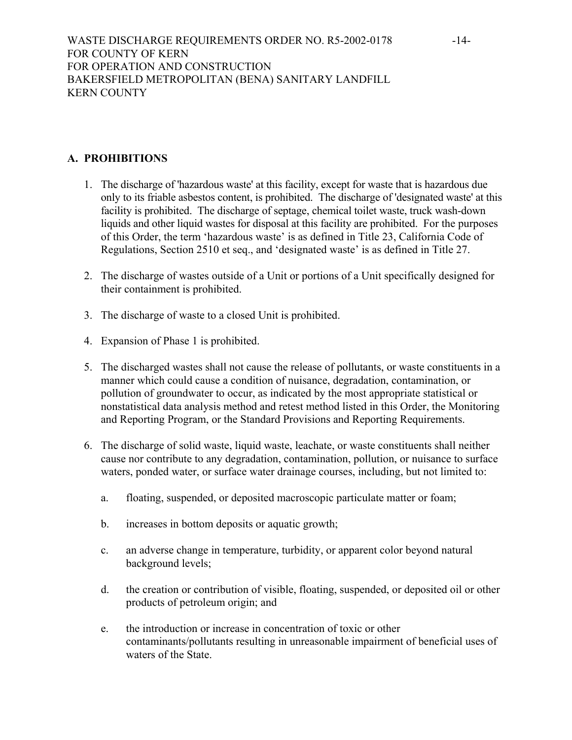## A. PROHIBITIONS

1. The discharge of 'hazardous waste' at this facility, except for waste that is hazardous due only to its friable asbestos content, is prohibited. The discharge of 'designated waste' at this facility is prohibited. The discharge of septage, chemical toilet waste, truck wash-down liquids and other liquid wastes for disposal at this facility are prohibited. For the purposes of this Order, the term 'hazardous waste' is as defined in Title 23, California Code of Regulations, Section 2510 et seq., and 'designated waste' is as defined in Title 27.

2. The discharge of wastes outside of a Unit or portions of a Unit specifically designed for their containment is prohibited.

3. The discharge of waste to a closed Unit is prohibited.

4. Expansion of Phase 1 is prohibited.

5. The discharged wastes shall not cause the release of pollutants, or waste constituents in a manner which could cause a condition of nuisance, degradation, contamination, or pollution of groundwater to occur, as indicated by the most appropriate statistical or nonstatistical data analysis method and retest method listed in this Order, the Monitoring and Reporting Program, or the Standard Provisions and Reporting Requirements.

6. The discharge of solid waste, liquid waste, leachate, or waste constituents shall neither cause nor contribute to any degradation, contamination, pollution, or nuisance to surface waters, ponded water, or surface water drainage courses, including, but not limited to:

   a. floating, suspended, or deposited macroscopic particulate matter or foam;

   b. increases in bottom deposits or aquatic growth;

   c. an adverse change in temperature, turbidity, or apparent color beyond natural background levels;

   d. the creation or contribution of visible, floating, suspended, or deposited oil or other products of petroleum origin; and

   e. the introduction or increase in concentration of toxic or other contaminants/pollutants resulting in unreasonable impairment of beneficial uses of waters of the State.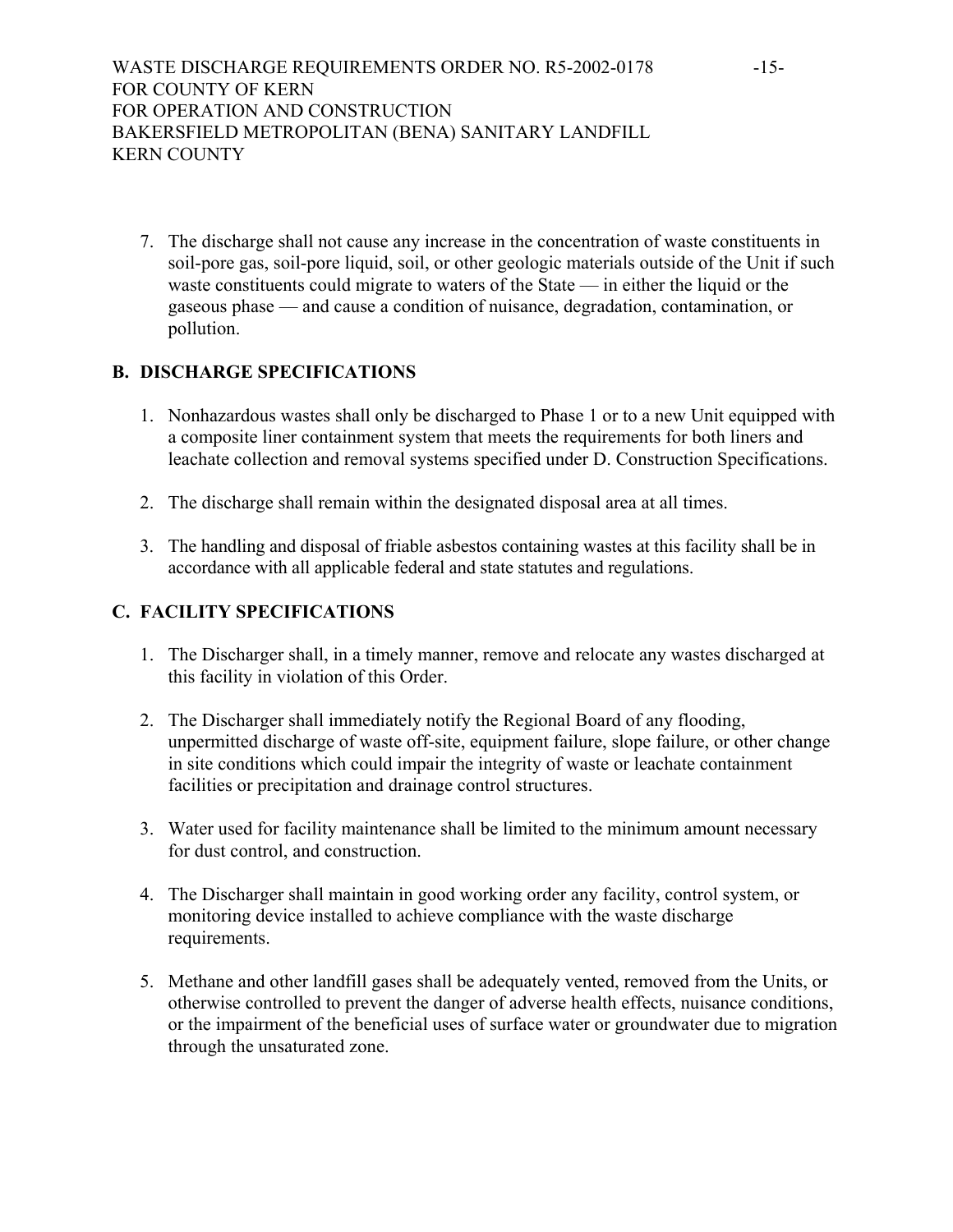7. The discharge shall not cause any increase in the concentration of waste constituents in soil-pore gas, soil-pore liquid, soil, or other geologic materials outside of the Unit if such waste constituents could migrate to waters of the State — in either the liquid or the gaseous phase — and cause a condition of nuisance, degradation, contamination, or pollution.

## B. DISCHARGE SPECIFICATIONS

1. Nonhazardous wastes shall only be discharged to Phase 1 or to a new Unit equipped with a composite liner containment system that meets the requirements for both liners and leachate collection and removal systems specified under D. Construction Specifications.

2. The discharge shall remain within the designated disposal area at all times.

3. The handling and disposal of friable asbestos containing wastes at this facility shall be in accordance with all applicable federal and state statutes and regulations.

## C. FACILITY SPECIFICATIONS

1. The Discharger shall, in a timely manner, remove and relocate any wastes discharged at this facility in violation of this Order.

2. The Discharger shall immediately notify the Regional Board of any flooding, unpermitted discharge of waste off-site, equipment failure, slope failure, or other change in site conditions which could impair the integrity of waste or leachate containment facilities or precipitation and drainage control structures.

3. Water used for facility maintenance shall be limited to the minimum amount necessary for dust control, and construction.

4. The Discharger shall maintain in good working order any facility, control system, or monitoring device installed to achieve compliance with the waste discharge requirements.

5. Methane and other landfill gases shall be adequately vented, removed from the Units, or otherwise controlled to prevent the danger of adverse health effects, nuisance conditions, or the impairment of the beneficial uses of surface water or groundwater due to migration through the unsaturated zone.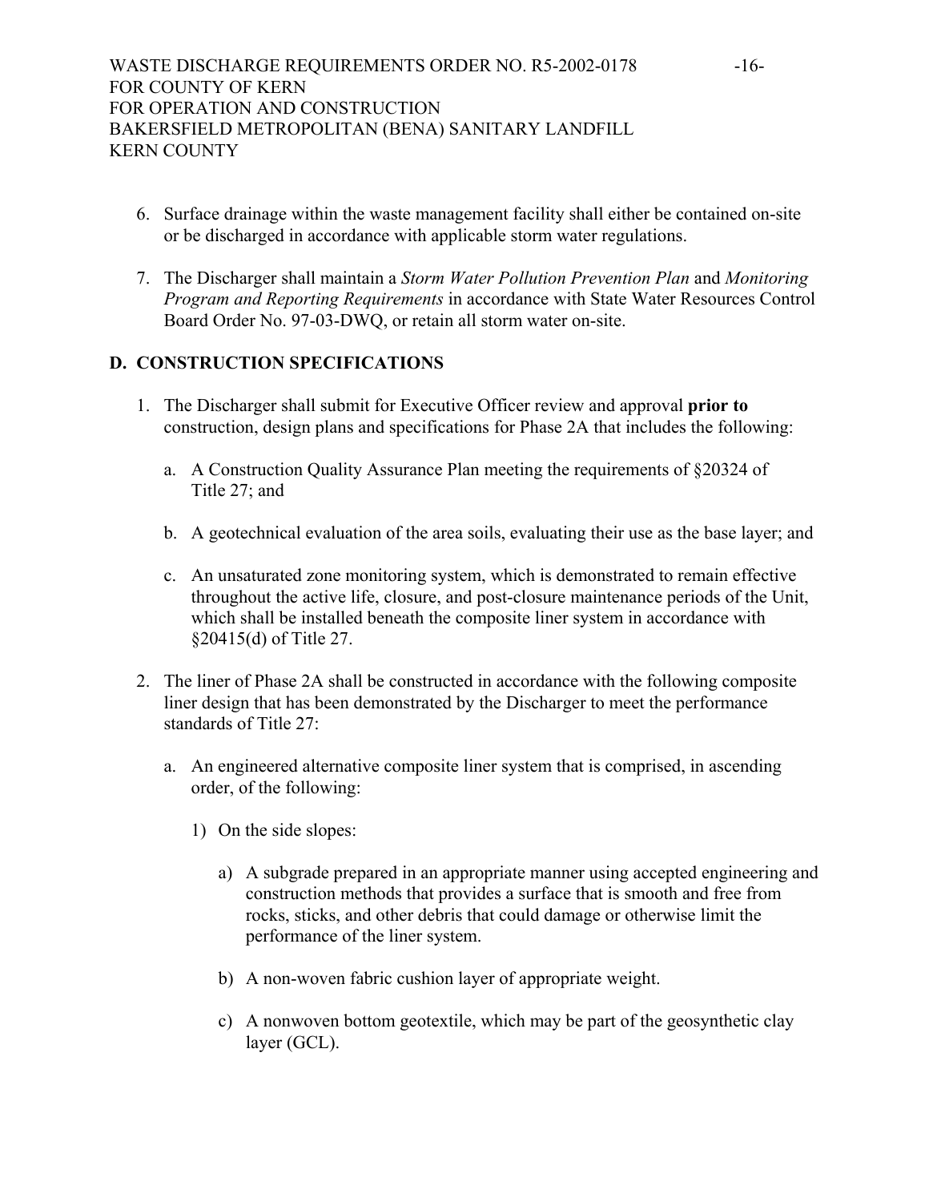6. Surface drainage within the waste management facility shall either be contained on-site or be discharged in accordance with applicable storm water regulations.

7. The Discharger shall maintain a *Storm Water Pollution Prevention Plan* and *Monitoring Program and Reporting Requirements* in accordance with State Water Resources Control Board Order No. 97-03-DWQ, or retain all storm water on-site.

## D. CONSTRUCTION SPECIFICATIONS

1. The Discharger shall submit for Executive Officer review and approval **prior to** construction, design plans and specifications for Phase 2A that includes the following:

   a. A Construction Quality Assurance Plan meeting the requirements of §20324 of Title 27; and

   b. A geotechnical evaluation of the area soils, evaluating their use as the base layer; and

   c. An unsaturated zone monitoring system, which is demonstrated to remain effective throughout the active life, closure, and post-closure maintenance periods of the Unit, which shall be installed beneath the composite liner system in accordance with §20415(d) of Title 27.

2. The liner of Phase 2A shall be constructed in accordance with the following composite liner design that has been demonstrated by the Discharger to meet the performance standards of Title 27:

   a. An engineered alternative composite liner system that is comprised, in ascending order, of the following:

      1) On the side slopes:

         a) A subgrade prepared in an appropriate manner using accepted engineering and construction methods that provides a surface that is smooth and free from rocks, sticks, and other debris that could damage or otherwise limit the performance of the liner system.

         b) A non-woven fabric cushion layer of appropriate weight.

         c) A nonwoven bottom geotextile, which may be part of the geosynthetic clay layer (GCL).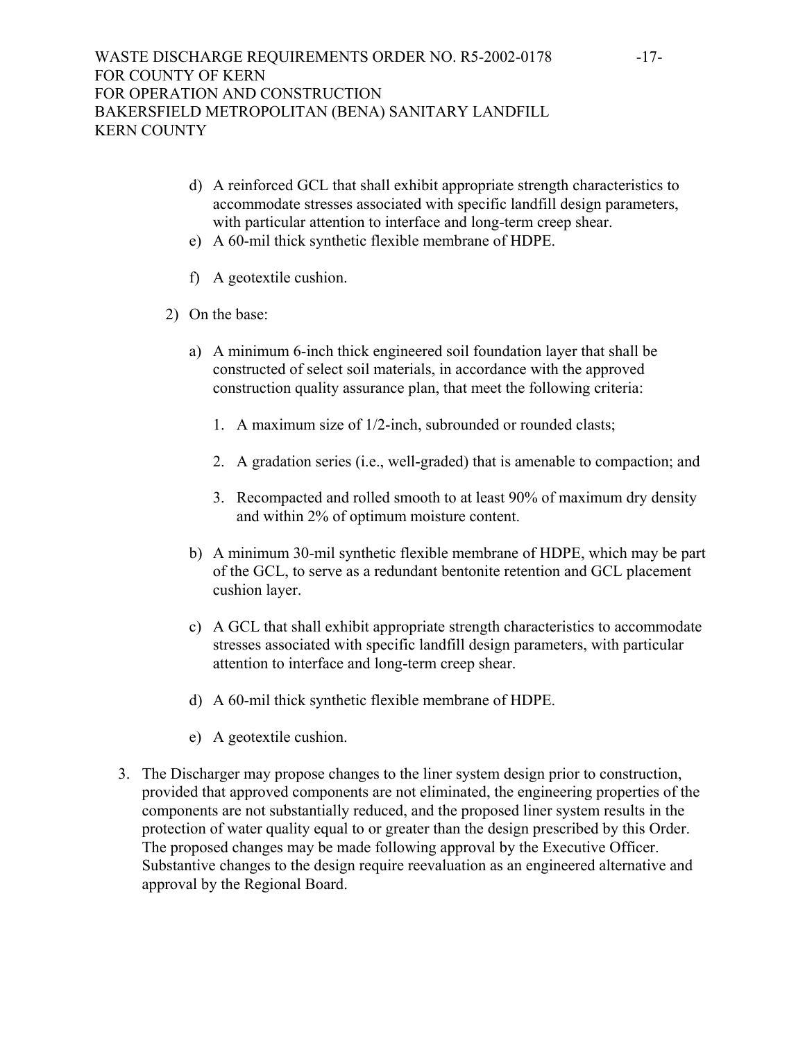d) A reinforced GCL that shall exhibit appropriate strength characteristics to accommodate stresses associated with specific landfill design parameters, with particular attention to interface and long-term creep shear.

e) A 60-mil thick synthetic flexible membrane of HDPE.

f) A geotextile cushion.

2) On the base:

a) A minimum 6-inch thick engineered soil foundation layer that shall be constructed of select soil materials, in accordance with the approved construction quality assurance plan, that meet the following criteria:

1. A maximum size of 1/2-inch, subrounded or rounded clasts;

2. A gradation series (i.e., well-graded) that is amenable to compaction; and

3. Recompacted and rolled smooth to at least 90% of maximum dry density and within 2% of optimum moisture content.

b) A minimum 30-mil synthetic flexible membrane of HDPE, which may be part of the GCL, to serve as a redundant bentonite retention and GCL placement cushion layer.

c) A GCL that shall exhibit appropriate strength characteristics to accommodate stresses associated with specific landfill design parameters, with particular attention to interface and long-term creep shear.

d) A 60-mil thick synthetic flexible membrane of HDPE.

e) A geotextile cushion.

3. The Discharger may propose changes to the liner system design prior to construction, provided that approved components are not eliminated, the engineering properties of the components are not substantially reduced, and the proposed liner system results in the protection of water quality equal to or greater than the design prescribed by this Order. The proposed changes may be made following approval by the Executive Officer. Substantive changes to the design require reevaluation as an engineered alternative and approval by the Regional Board.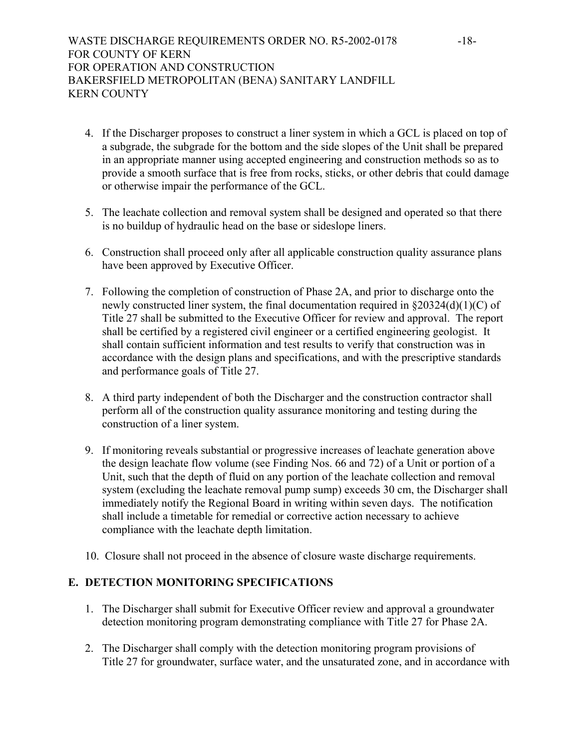4. If the Discharger proposes to construct a liner system in which a GCL is placed on top of a subgrade, the subgrade for the bottom and the side slopes of the Unit shall be prepared in an appropriate manner using accepted engineering and construction methods so as to provide a smooth surface that is free from rocks, sticks, or other debris that could damage or otherwise impair the performance of the GCL.

5. The leachate collection and removal system shall be designed and operated so that there is no buildup of hydraulic head on the base or sideslope liners.

6. Construction shall proceed only after all applicable construction quality assurance plans have been approved by Executive Officer.

7. Following the completion of construction of Phase 2A, and prior to discharge onto the newly constructed liner system, the final documentation required in §20324(d)(1)(C) of Title 27 shall be submitted to the Executive Officer for review and approval. The report shall be certified by a registered civil engineer or a certified engineering geologist. It shall contain sufficient information and test results to verify that construction was in accordance with the design plans and specifications, and with the prescriptive standards and performance goals of Title 27.

8. A third party independent of both the Discharger and the construction contractor shall perform all of the construction quality assurance monitoring and testing during the construction of a liner system.

9. If monitoring reveals substantial or progressive increases of leachate generation above the design leachate flow volume (see Finding Nos. 66 and 72) of a Unit or portion of a Unit, such that the depth of fluid on any portion of the leachate collection and removal system (excluding the leachate removal pump sump) exceeds 30 cm, the Discharger shall immediately notify the Regional Board in writing within seven days. The notification shall include a timetable for remedial or corrective action necessary to achieve compliance with the leachate depth limitation.

10. Closure shall not proceed in the absence of closure waste discharge requirements.

## E. DETECTION MONITORING SPECIFICATIONS

1. The Discharger shall submit for Executive Officer review and approval a groundwater detection monitoring program demonstrating compliance with Title 27 for Phase 2A.

2. The Discharger shall comply with the detection monitoring program provisions of Title 27 for groundwater, surface water, and the unsaturated zone, and in accordance with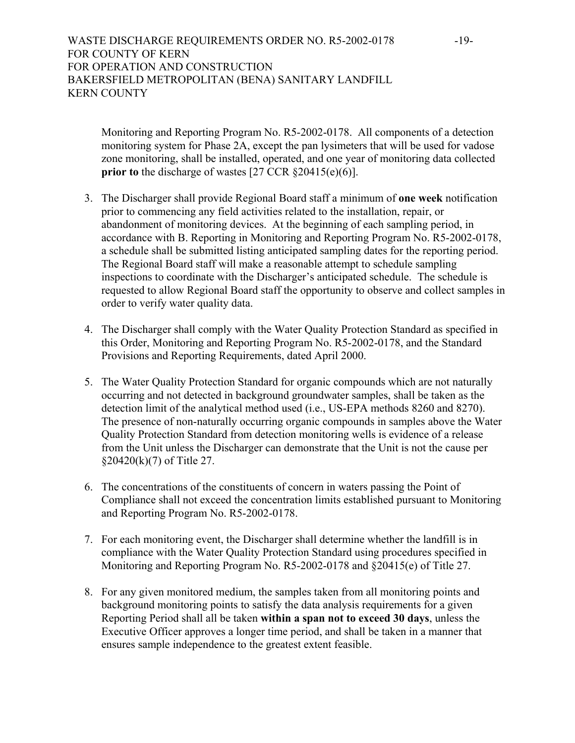Monitoring and Reporting Program No. R5-2002-0178. All components of a detection monitoring system for Phase 2A, except the pan lysimeters that will be used for vadose zone monitoring, shall be installed, operated, and one year of monitoring data collected **prior to** the discharge of wastes [27 CCR §20415(e)(6)].

3. The Discharger shall provide Regional Board staff a minimum of **one week** notification prior to commencing any field activities related to the installation, repair, or abandonment of monitoring devices. At the beginning of each sampling period, in accordance with B. Reporting in Monitoring and Reporting Program No. R5-2002-0178, a schedule shall be submitted listing anticipated sampling dates for the reporting period. The Regional Board staff will make a reasonable attempt to schedule sampling inspections to coordinate with the Discharger's anticipated schedule. The schedule is requested to allow Regional Board staff the opportunity to observe and collect samples in order to verify water quality data.

4. The Discharger shall comply with the Water Quality Protection Standard as specified in this Order, Monitoring and Reporting Program No. R5-2002-0178, and the Standard Provisions and Reporting Requirements, dated April 2000.

5. The Water Quality Protection Standard for organic compounds which are not naturally occurring and not detected in background groundwater samples, shall be taken as the detection limit of the analytical method used (i.e., US-EPA methods 8260 and 8270). The presence of non-naturally occurring organic compounds in samples above the Water Quality Protection Standard from detection monitoring wells is evidence of a release from the Unit unless the Discharger can demonstrate that the Unit is not the cause per §20420(k)(7) of Title 27.

6. The concentrations of the constituents of concern in waters passing the Point of Compliance shall not exceed the concentration limits established pursuant to Monitoring and Reporting Program No. R5-2002-0178.

7. For each monitoring event, the Discharger shall determine whether the landfill is in compliance with the Water Quality Protection Standard using procedures specified in Monitoring and Reporting Program No. R5-2002-0178 and §20415(e) of Title 27.

8. For any given monitored medium, the samples taken from all monitoring points and background monitoring points to satisfy the data analysis requirements for a given Reporting Period shall all be taken **within a span not to exceed 30 days**, unless the Executive Officer approves a longer time period, and shall be taken in a manner that ensures sample independence to the greatest extent feasible.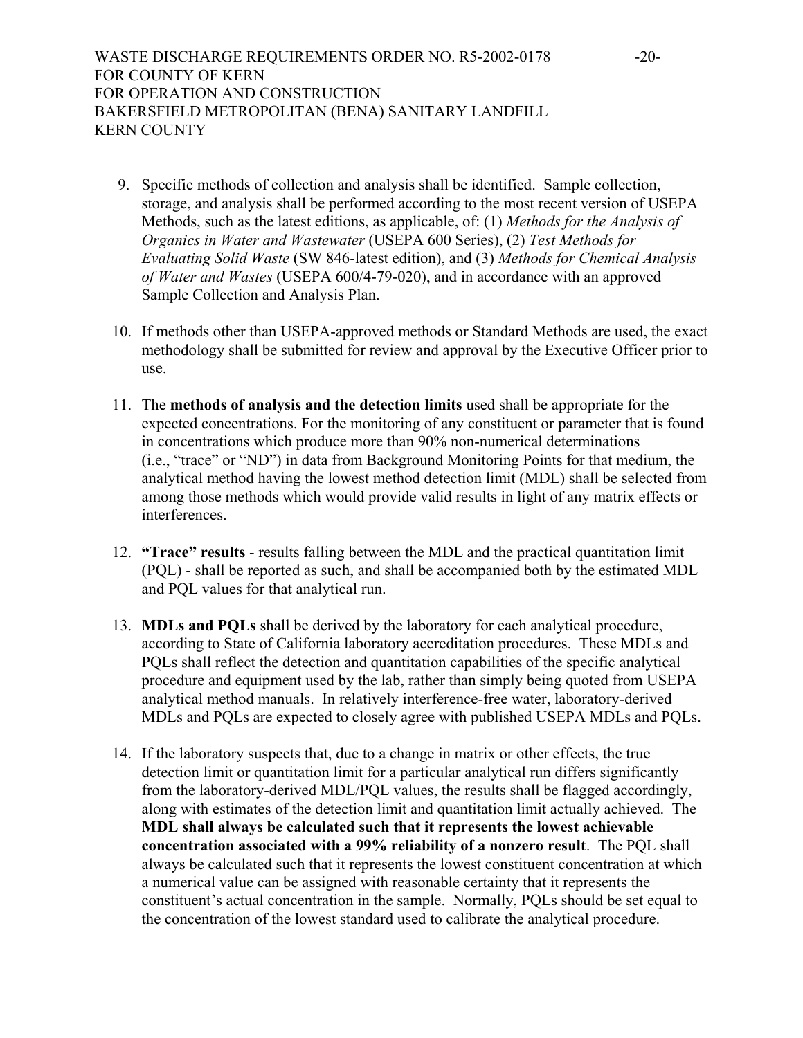9. Specific methods of collection and analysis shall be identified. Sample collection, storage, and analysis shall be performed according to the most recent version of USEPA Methods, such as the latest editions, as applicable, of: (1) *Methods for the Analysis of Organics in Water and Wastewater* (USEPA 600 Series), (2) *Test Methods for Evaluating Solid Waste* (SW 846-latest edition), and (3) *Methods for Chemical Analysis of Water and Wastes* (USEPA 600/4-79-020), and in accordance with an approved Sample Collection and Analysis Plan.

10. If methods other than USEPA-approved methods or Standard Methods are used, the exact methodology shall be submitted for review and approval by the Executive Officer prior to use.

11. The **methods of analysis and the detection limits** used shall be appropriate for the expected concentrations. For the monitoring of any constituent or parameter that is found in concentrations which produce more than 90% non-numerical determinations (i.e., "trace" or "ND") in data from Background Monitoring Points for that medium, the analytical method having the lowest method detection limit (MDL) shall be selected from among those methods which would provide valid results in light of any matrix effects or interferences.

12. **"Trace" results** - results falling between the MDL and the practical quantitation limit (PQL) - shall be reported as such, and shall be accompanied both by the estimated MDL and PQL values for that analytical run.

13. **MDLs and PQLs** shall be derived by the laboratory for each analytical procedure, according to State of California laboratory accreditation procedures. These MDLs and PQLs shall reflect the detection and quantitation capabilities of the specific analytical procedure and equipment used by the lab, rather than simply being quoted from USEPA analytical method manuals. In relatively interference-free water, laboratory-derived MDLs and PQLs are expected to closely agree with published USEPA MDLs and PQLs.

14. If the laboratory suspects that, due to a change in matrix or other effects, the true detection limit or quantitation limit for a particular analytical run differs significantly from the laboratory-derived MDL/PQL values, the results shall be flagged accordingly, along with estimates of the detection limit and quantitation limit actually achieved. The **MDL shall always be calculated such that it represents the lowest achievable concentration associated with a 99% reliability of a nonzero result**. The PQL shall always be calculated such that it represents the lowest constituent concentration at which a numerical value can be assigned with reasonable certainty that it represents the constituent's actual concentration in the sample. Normally, PQLs should be set equal to the concentration of the lowest standard used to calibrate the analytical procedure.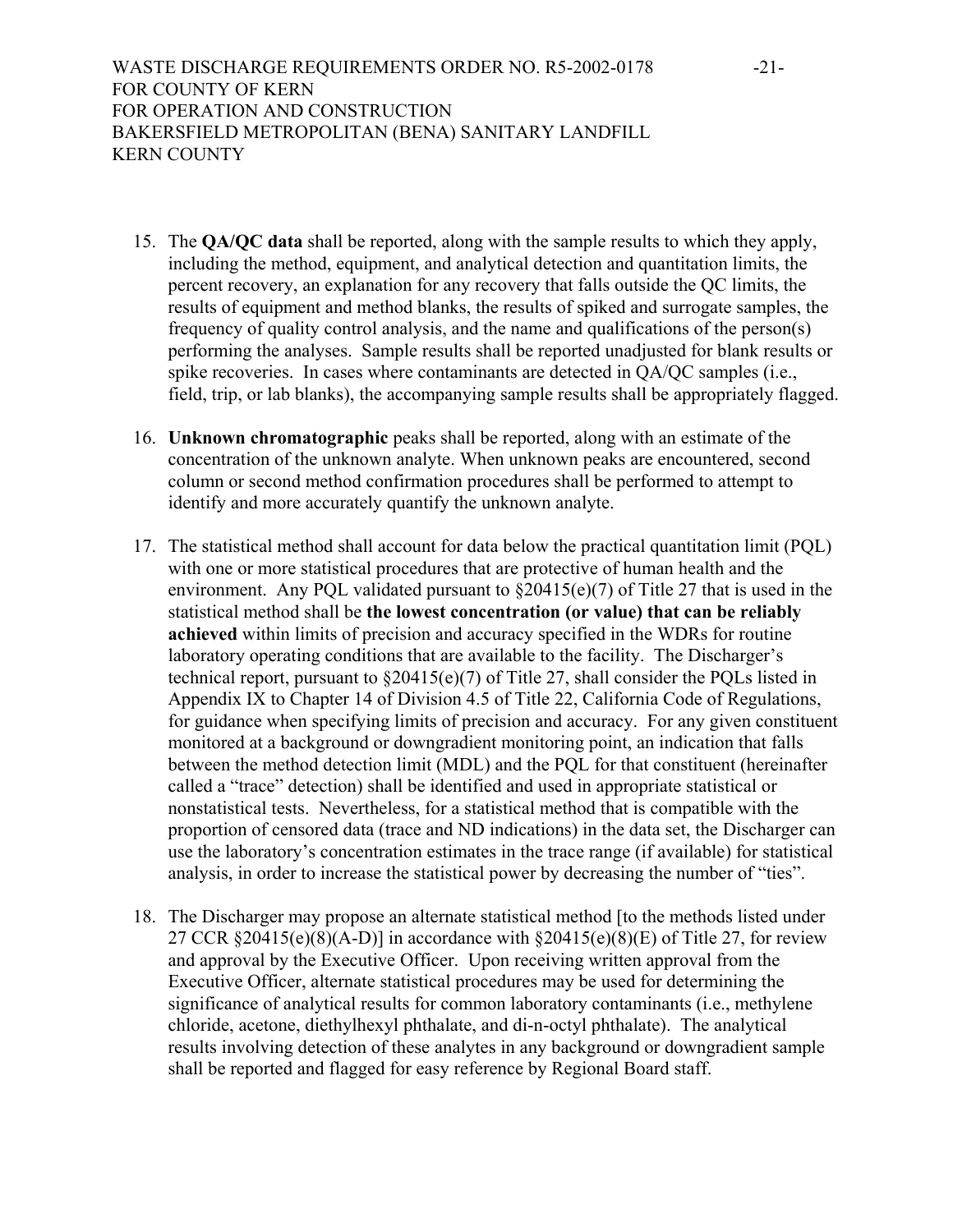15. The **QA/QC data** shall be reported, along with the sample results to which they apply, including the method, equipment, and analytical detection and quantitation limits, the percent recovery, an explanation for any recovery that falls outside the QC limits, the results of equipment and method blanks, the results of spiked and surrogate samples, the frequency of quality control analysis, and the name and qualifications of the person(s) performing the analyses. Sample results shall be reported unadjusted for blank results or spike recoveries. In cases where contaminants are detected in QA/QC samples (i.e., field, trip, or lab blanks), the accompanying sample results shall be appropriately flagged.

16. **Unknown chromatographic** peaks shall be reported, along with an estimate of the concentration of the unknown analyte. When unknown peaks are encountered, second column or second method confirmation procedures shall be performed to attempt to identify and more accurately quantify the unknown analyte.

17. The statistical method shall account for data below the practical quantitation limit (PQL) with one or more statistical procedures that are protective of human health and the environment. Any PQL validated pursuant to §20415(e)(7) of Title 27 that is used in the statistical method shall be **the lowest concentration (or value) that can be reliably achieved** within limits of precision and accuracy specified in the WDRs for routine laboratory operating conditions that are available to the facility. The Discharger's technical report, pursuant to §20415(e)(7) of Title 27, shall consider the PQLs listed in Appendix IX to Chapter 14 of Division 4.5 of Title 22, California Code of Regulations, for guidance when specifying limits of precision and accuracy. For any given constituent monitored at a background or downgradient monitoring point, an indication that falls between the method detection limit (MDL) and the PQL for that constituent (hereinafter called a "trace" detection) shall be identified and used in appropriate statistical or nonstatistical tests. Nevertheless, for a statistical method that is compatible with the proportion of censored data (trace and ND indications) in the data set, the Discharger can use the laboratory's concentration estimates in the trace range (if available) for statistical analysis, in order to increase the statistical power by decreasing the number of "ties".

18. The Discharger may propose an alternate statistical method [to the methods listed under 27 CCR §20415(e)(8)(A-D)] in accordance with §20415(e)(8)(E) of Title 27, for review and approval by the Executive Officer. Upon receiving written approval from the Executive Officer, alternate statistical procedures may be used for determining the significance of analytical results for common laboratory contaminants (i.e., methylene chloride, acetone, diethylhexyl phthalate, and di-n-octyl phthalate). The analytical results involving detection of these analytes in any background or downgradient sample shall be reported and flagged for easy reference by Regional Board staff.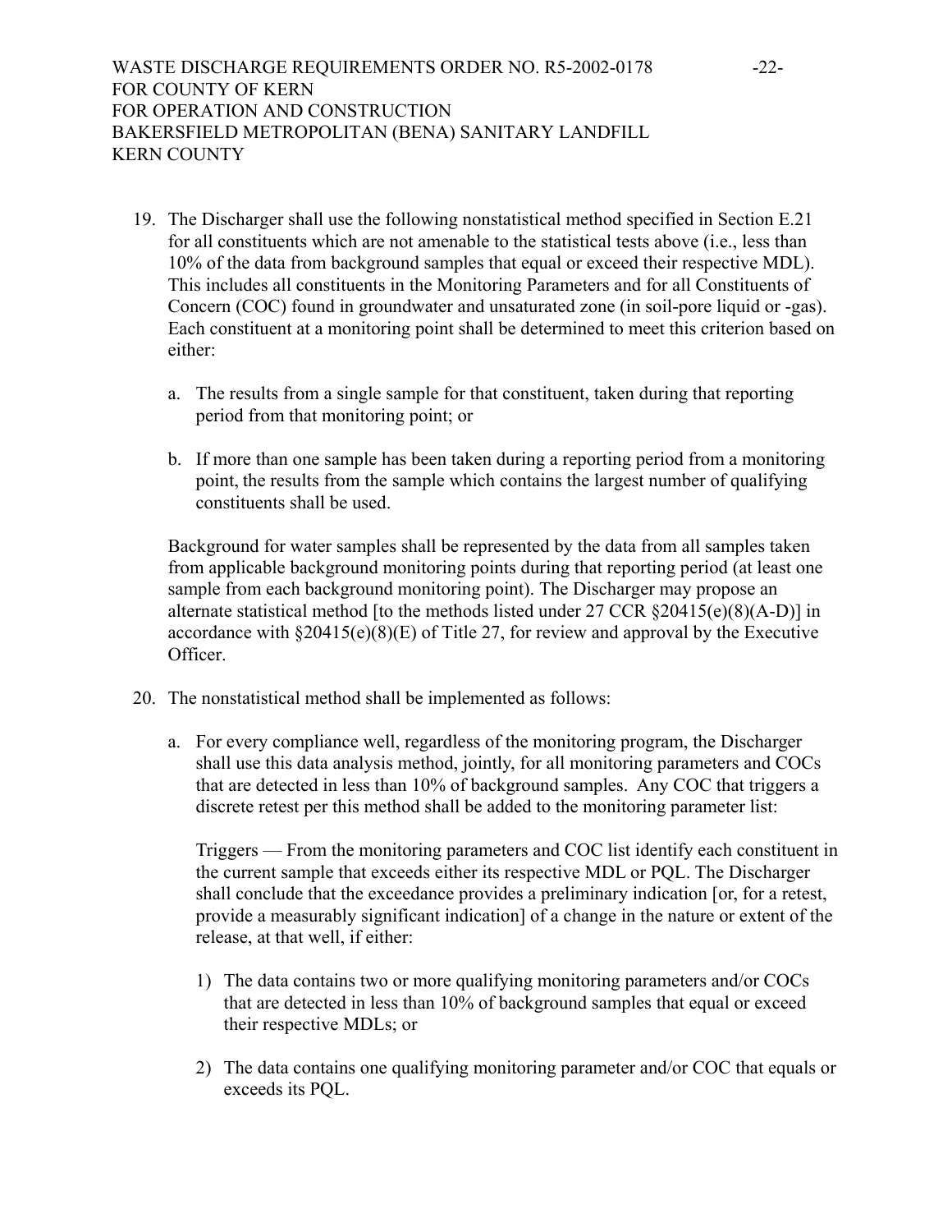19. The Discharger shall use the following nonstatistical method specified in Section E.21 for all constituents which are not amenable to the statistical tests above (i.e., less than 10% of the data from background samples that equal or exceed their respective MDL). This includes all constituents in the Monitoring Parameters and for all Constituents of Concern (COC) found in groundwater and unsaturated zone (in soil-pore liquid or -gas). Each constituent at a monitoring point shall be determined to meet this criterion based on either:

   a. The results from a single sample for that constituent, taken during that reporting period from that monitoring point; or

   b. If more than one sample has been taken during a reporting period from a monitoring point, the results from the sample which contains the largest number of qualifying constituents shall be used.

   Background for water samples shall be represented by the data from all samples taken from applicable background monitoring points during that reporting period (at least one sample from each background monitoring point). The Discharger may propose an alternate statistical method [to the methods listed under 27 CCR §20415(e)(8)(A-D)] in accordance with §20415(e)(8)(E) of Title 27, for review and approval by the Executive Officer.

20. The nonstatistical method shall be implemented as follows:

   a. For every compliance well, regardless of the monitoring program, the Discharger shall use this data analysis method, jointly, for all monitoring parameters and COCs that are detected in less than 10% of background samples. Any COC that triggers a discrete retest per this method shall be added to the monitoring parameter list:

      Triggers — From the monitoring parameters and COC list identify each constituent in the current sample that exceeds either its respective MDL or PQL. The Discharger shall conclude that the exceedance provides a preliminary indication [or, for a retest, provide a measurably significant indication] of a change in the nature or extent of the release, at that well, if either:

      1) The data contains two or more qualifying monitoring parameters and/or COCs that are detected in less than 10% of background samples that equal or exceed their respective MDLs; or

      2) The data contains one qualifying monitoring parameter and/or COC that equals or exceeds its PQL.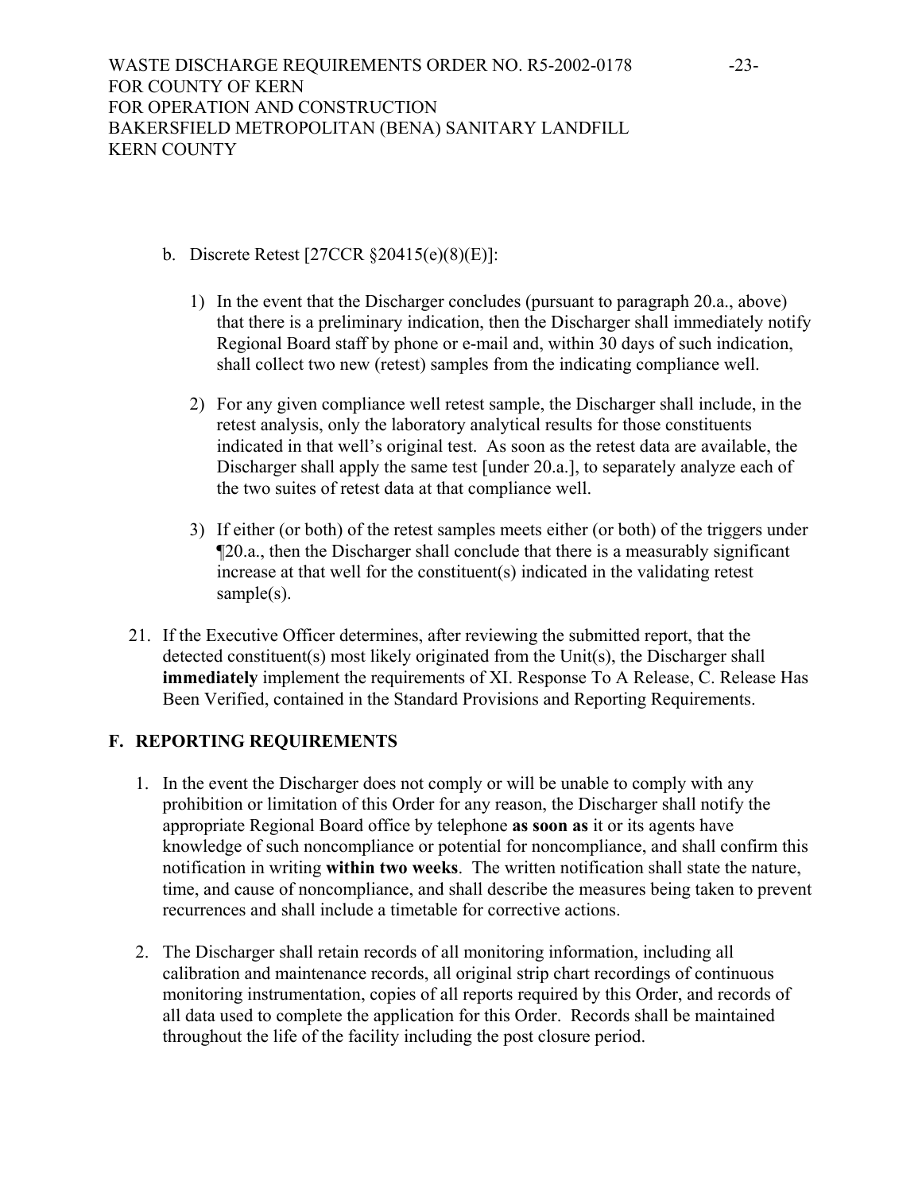b. Discrete Retest [27CCR §20415(e)(8)(E)]:

   1) In the event that the Discharger concludes (pursuant to paragraph 20.a., above) that there is a preliminary indication, then the Discharger shall immediately notify Regional Board staff by phone or e-mail and, within 30 days of such indication, shall collect two new (retest) samples from the indicating compliance well.

   2) For any given compliance well retest sample, the Discharger shall include, in the retest analysis, only the laboratory analytical results for those constituents indicated in that well's original test. As soon as the retest data are available, the Discharger shall apply the same test [under 20.a.], to separately analyze each of the two suites of retest data at that compliance well.

   3) If either (or both) of the retest samples meets either (or both) of the triggers under ¶20.a., then the Discharger shall conclude that there is a measurably significant increase at that well for the constituent(s) indicated in the validating retest sample(s).

21. If the Executive Officer determines, after reviewing the submitted report, that the detected constituent(s) most likely originated from the Unit(s), the Discharger shall **immediately** implement the requirements of XI. Response To A Release, C. Release Has Been Verified, contained in the Standard Provisions and Reporting Requirements.

## F. REPORTING REQUIREMENTS

1. In the event the Discharger does not comply or will be unable to comply with any prohibition or limitation of this Order for any reason, the Discharger shall notify the appropriate Regional Board office by telephone **as soon as** it or its agents have knowledge of such noncompliance or potential for noncompliance, and shall confirm this notification in writing **within two weeks**. The written notification shall state the nature, time, and cause of noncompliance, and shall describe the measures being taken to prevent recurrences and shall include a timetable for corrective actions.

2. The Discharger shall retain records of all monitoring information, including all calibration and maintenance records, all original strip chart recordings of continuous monitoring instrumentation, copies of all reports required by this Order, and records of all data used to complete the application for this Order. Records shall be maintained throughout the life of the facility including the post closure period.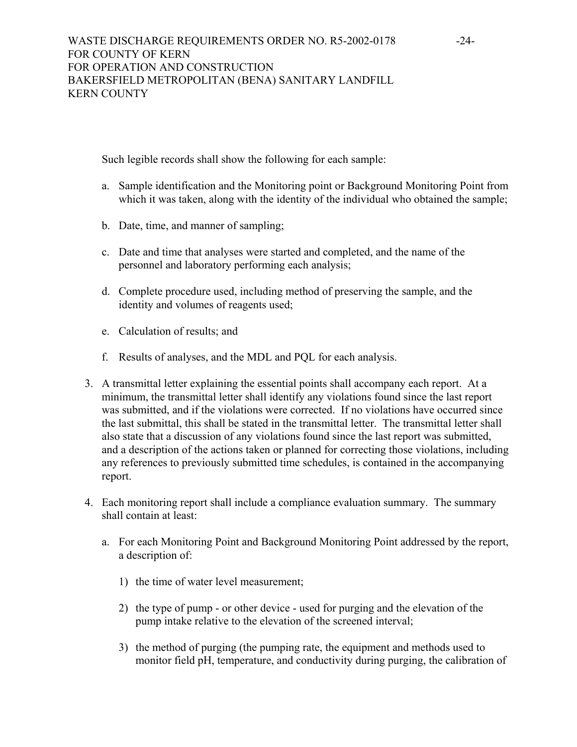Such legible records shall show the following for each sample:

a. Sample identification and the Monitoring point or Background Monitoring Point from which it was taken, along with the identity of the individual who obtained the sample;

b. Date, time, and manner of sampling;

c. Date and time that analyses were started and completed, and the name of the personnel and laboratory performing each analysis;

d. Complete procedure used, including method of preserving the sample, and the identity and volumes of reagents used;

e. Calculation of results; and

f. Results of analyses, and the MDL and PQL for each analysis.

3. A transmittal letter explaining the essential points shall accompany each report. At a minimum, the transmittal letter shall identify any violations found since the last report was submitted, and if the violations were corrected. If no violations have occurred since the last submittal, this shall be stated in the transmittal letter. The transmittal letter shall also state that a discussion of any violations found since the last report was submitted, and a description of the actions taken or planned for correcting those violations, including any references to previously submitted time schedules, is contained in the accompanying report.

4. Each monitoring report shall include a compliance evaluation summary. The summary shall contain at least:

   a. For each Monitoring Point and Background Monitoring Point addressed by the report, a description of:

      1) the time of water level measurement;

      2) the type of pump - or other device - used for purging and the elevation of the pump intake relative to the elevation of the screened interval;

      3) the method of purging (the pumping rate, the equipment and methods used to monitor field pH, temperature, and conductivity during purging, the calibration of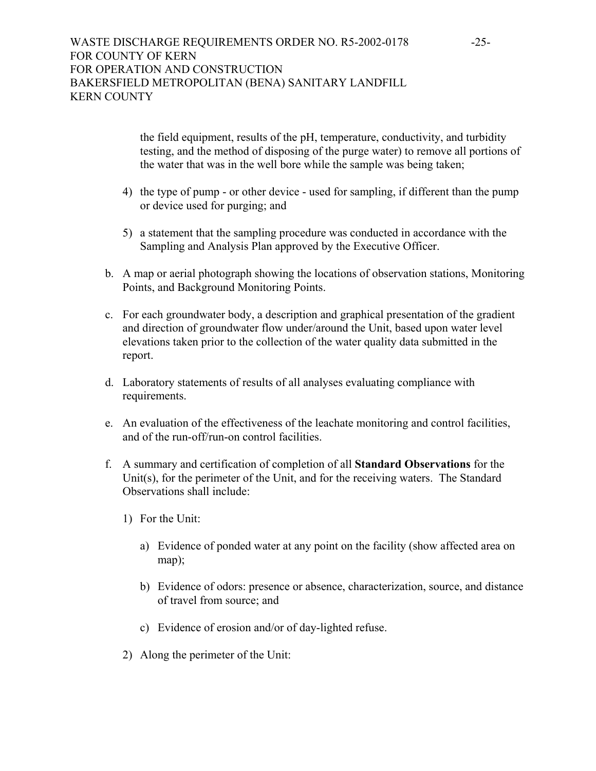the field equipment, results of the pH, temperature, conductivity, and turbidity testing, and the method of disposing of the purge water) to remove all portions of the water that was in the well bore while the sample was being taken;

4) the type of pump - or other device - used for sampling, if different than the pump or device used for purging; and

5) a statement that the sampling procedure was conducted in accordance with the Sampling and Analysis Plan approved by the Executive Officer.

b. A map or aerial photograph showing the locations of observation stations, Monitoring Points, and Background Monitoring Points.

c. For each groundwater body, a description and graphical presentation of the gradient and direction of groundwater flow under/around the Unit, based upon water level elevations taken prior to the collection of the water quality data submitted in the report.

d. Laboratory statements of results of all analyses evaluating compliance with requirements.

e. An evaluation of the effectiveness of the leachate monitoring and control facilities, and of the run-off/run-on control facilities.

f. A summary and certification of completion of all **Standard Observations** for the Unit(s), for the perimeter of the Unit, and for the receiving waters. The Standard Observations shall include:

1) For the Unit:

a) Evidence of ponded water at any point on the facility (show affected area on map);

b) Evidence of odors: presence or absence, characterization, source, and distance of travel from source; and

c) Evidence of erosion and/or of day-lighted refuse.

2) Along the perimeter of the Unit: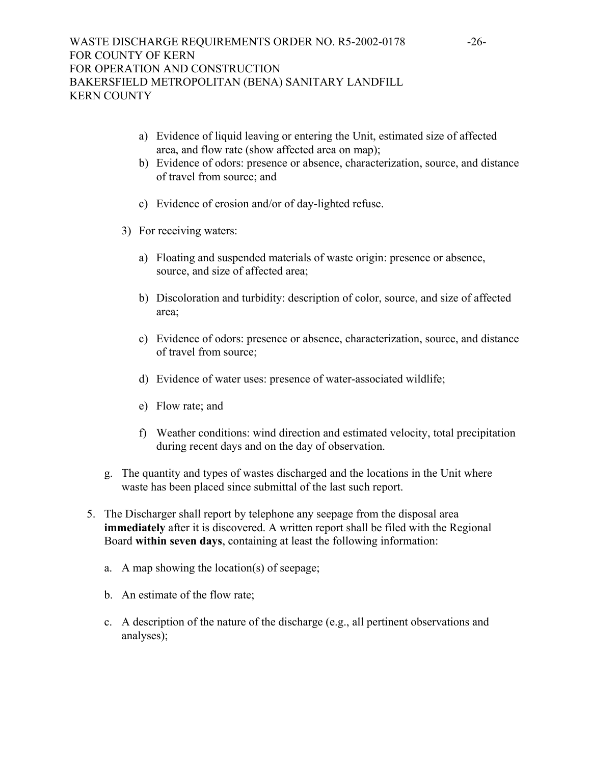a) Evidence of liquid leaving or entering the Unit, estimated size of affected area, and flow rate (show affected area on map);

b) Evidence of odors: presence or absence, characterization, source, and distance of travel from source; and

c) Evidence of erosion and/or of day-lighted refuse.

3) For receiving waters:

a) Floating and suspended materials of waste origin: presence or absence, source, and size of affected area;

b) Discoloration and turbidity: description of color, source, and size of affected area;

c) Evidence of odors: presence or absence, characterization, source, and distance of travel from source;

d) Evidence of water uses: presence of water-associated wildlife;

e) Flow rate; and

f) Weather conditions: wind direction and estimated velocity, total precipitation during recent days and on the day of observation.

g. The quantity and types of wastes discharged and the locations in the Unit where waste has been placed since submittal of the last such report.

5. The Discharger shall report by telephone any seepage from the disposal area **immediately** after it is discovered. A written report shall be filed with the Regional Board **within seven days**, containing at least the following information:

   a. A map showing the location(s) of seepage;

   b. An estimate of the flow rate;

   c. A description of the nature of the discharge (e.g., all pertinent observations and analyses);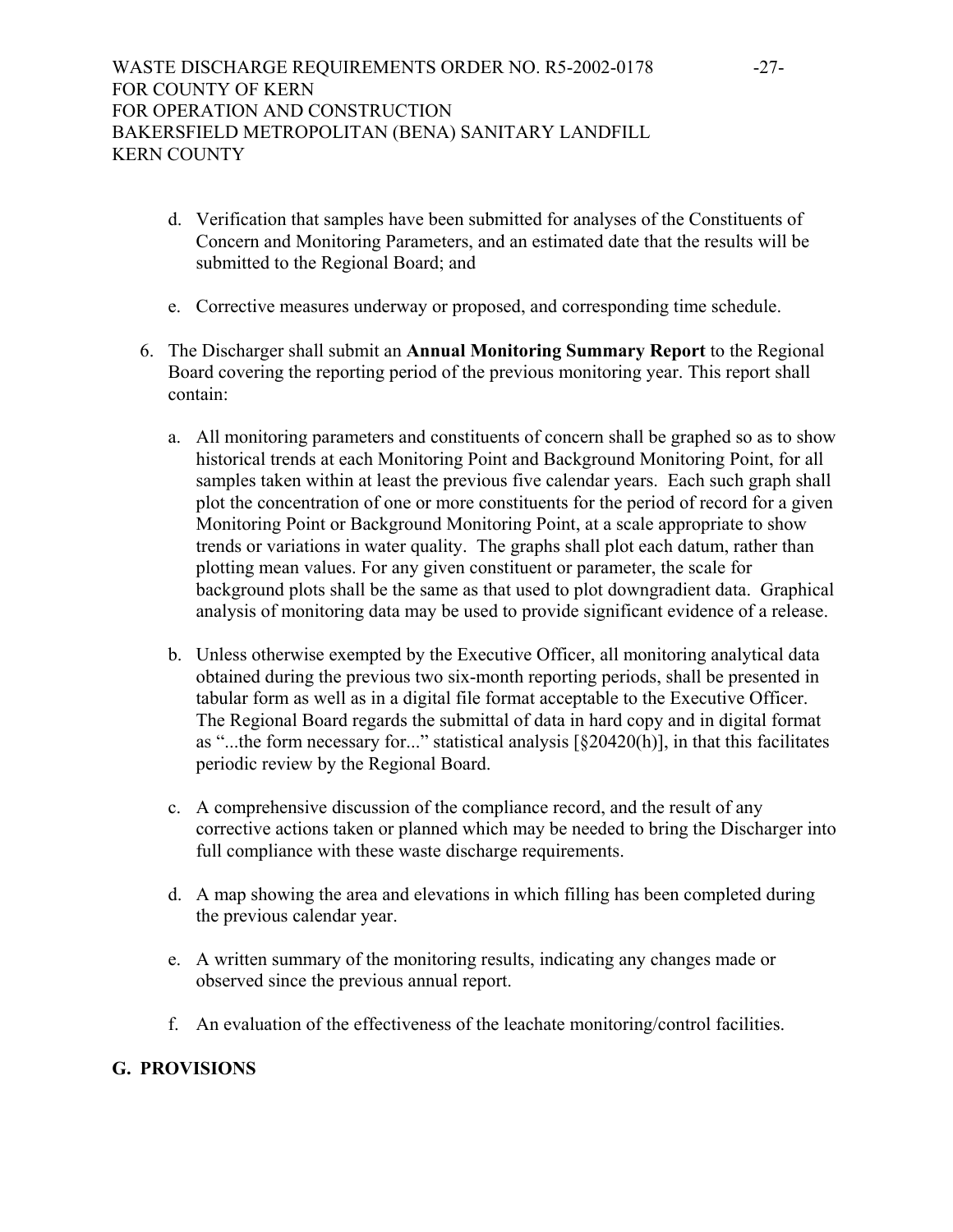d. Verification that samples have been submitted for analyses of the Constituents of Concern and Monitoring Parameters, and an estimated date that the results will be submitted to the Regional Board; and

e. Corrective measures underway or proposed, and corresponding time schedule.

6. The Discharger shall submit an **Annual Monitoring Summary Report** to the Regional Board covering the reporting period of the previous monitoring year. This report shall contain:

   a. All monitoring parameters and constituents of concern shall be graphed so as to show historical trends at each Monitoring Point and Background Monitoring Point, for all samples taken within at least the previous five calendar years. Each such graph shall plot the concentration of one or more constituents for the period of record for a given Monitoring Point or Background Monitoring Point, at a scale appropriate to show trends or variations in water quality. The graphs shall plot each datum, rather than plotting mean values. For any given constituent or parameter, the scale for background plots shall be the same as that used to plot downgradient data. Graphical analysis of monitoring data may be used to provide significant evidence of a release.

   b. Unless otherwise exempted by the Executive Officer, all monitoring analytical data obtained during the previous two six-month reporting periods, shall be presented in tabular form as well as in a digital file format acceptable to the Executive Officer. The Regional Board regards the submittal of data in hard copy and in digital format as "...the form necessary for..." statistical analysis [§20420(h)], in that this facilitates periodic review by the Regional Board.

   c. A comprehensive discussion of the compliance record, and the result of any corrective actions taken or planned which may be needed to bring the Discharger into full compliance with these waste discharge requirements.

   d. A map showing the area and elevations in which filling has been completed during the previous calendar year.

   e. A written summary of the monitoring results, indicating any changes made or observed since the previous annual report.

   f. An evaluation of the effectiveness of the leachate monitoring/control facilities.

## G. PROVISIONS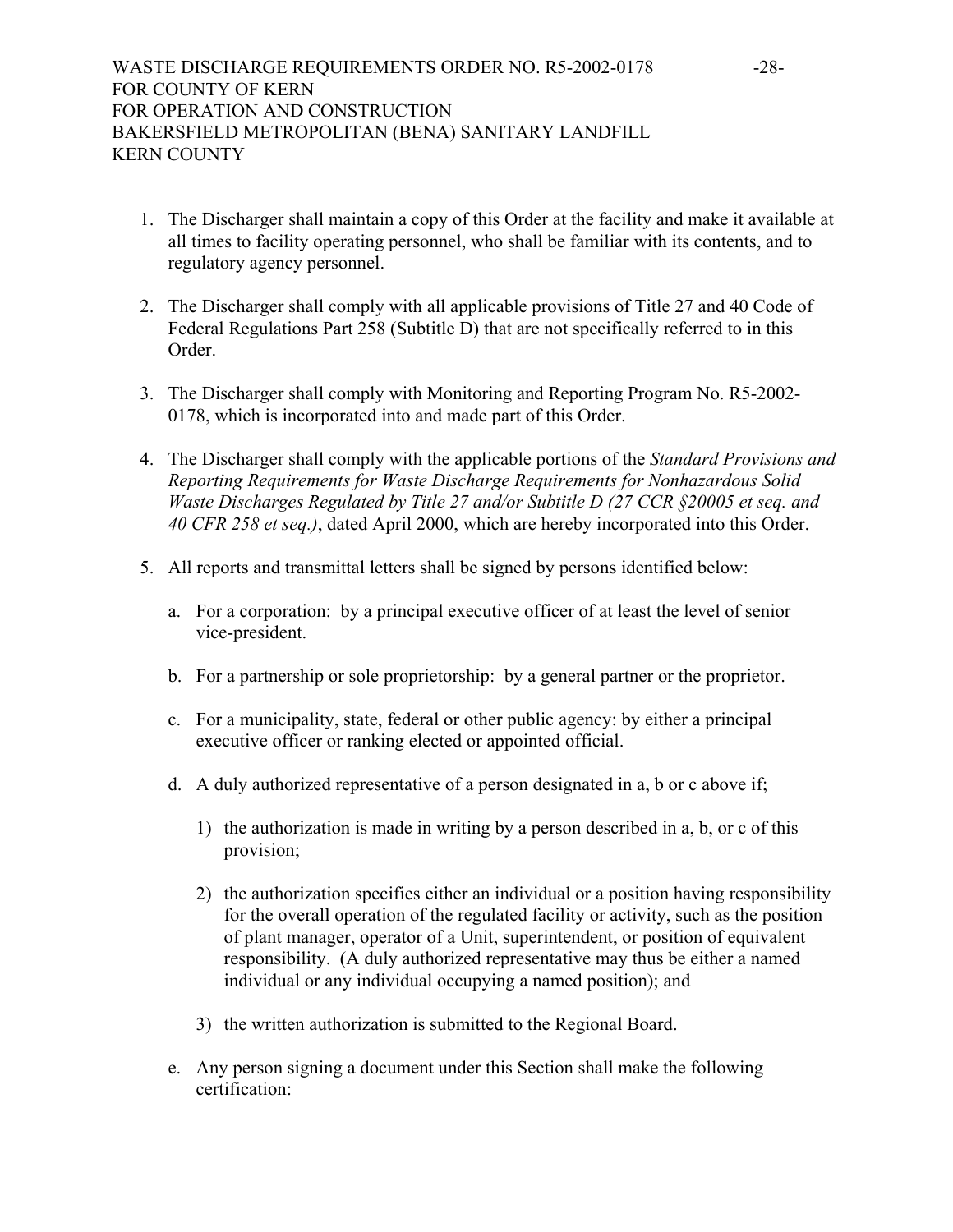1. The Discharger shall maintain a copy of this Order at the facility and make it available at all times to facility operating personnel, who shall be familiar with its contents, and to regulatory agency personnel.

2. The Discharger shall comply with all applicable provisions of Title 27 and 40 Code of Federal Regulations Part 258 (Subtitle D) that are not specifically referred to in this Order.

3. The Discharger shall comply with Monitoring and Reporting Program No. R5-2002-0178, which is incorporated into and made part of this Order.

4. The Discharger shall comply with the applicable portions of the *Standard Provisions and Reporting Requirements for Waste Discharge Requirements for Nonhazardous Solid Waste Discharges Regulated by Title 27 and/or Subtitle D (27 CCR §20005 et seq. and 40 CFR 258 et seq.)*, dated April 2000, which are hereby incorporated into this Order.

5. All reports and transmittal letters shall be signed by persons identified below:

   a. For a corporation: by a principal executive officer of at least the level of senior vice-president.

   b. For a partnership or sole proprietorship: by a general partner or the proprietor.

   c. For a municipality, state, federal or other public agency: by either a principal executive officer or ranking elected or appointed official.

   d. A duly authorized representative of a person designated in a, b or c above if;

      1) the authorization is made in writing by a person described in a, b, or c of this provision;

      2) the authorization specifies either an individual or a position having responsibility for the overall operation of the regulated facility or activity, such as the position of plant manager, operator of a Unit, superintendent, or position of equivalent responsibility. (A duly authorized representative may thus be either a named individual or any individual occupying a named position); and

      3) the written authorization is submitted to the Regional Board.

   e. Any person signing a document under this Section shall make the following certification: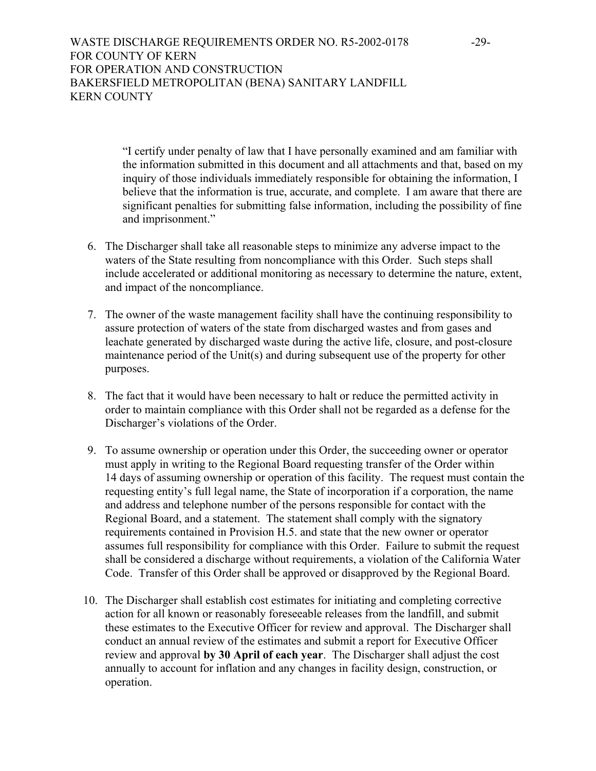> "I certify under penalty of law that I have personally examined and am familiar with the information submitted in this document and all attachments and that, based on my inquiry of those individuals immediately responsible for obtaining the information, I believe that the information is true, accurate, and complete. I am aware that there are significant penalties for submitting false information, including the possibility of fine and imprisonment."

6. The Discharger shall take all reasonable steps to minimize any adverse impact to the waters of the State resulting from noncompliance with this Order. Such steps shall include accelerated or additional monitoring as necessary to determine the nature, extent, and impact of the noncompliance.

7. The owner of the waste management facility shall have the continuing responsibility to assure protection of waters of the state from discharged wastes and from gases and leachate generated by discharged waste during the active life, closure, and post-closure maintenance period of the Unit(s) and during subsequent use of the property for other purposes.

8. The fact that it would have been necessary to halt or reduce the permitted activity in order to maintain compliance with this Order shall not be regarded as a defense for the Discharger's violations of the Order.

9. To assume ownership or operation under this Order, the succeeding owner or operator must apply in writing to the Regional Board requesting transfer of the Order within 14 days of assuming ownership or operation of this facility. The request must contain the requesting entity's full legal name, the State of incorporation if a corporation, the name and address and telephone number of the persons responsible for contact with the Regional Board, and a statement. The statement shall comply with the signatory requirements contained in Provision H.5. and state that the new owner or operator assumes full responsibility for compliance with this Order. Failure to submit the request shall be considered a discharge without requirements, a violation of the California Water Code. Transfer of this Order shall be approved or disapproved by the Regional Board.

10. The Discharger shall establish cost estimates for initiating and completing corrective action for all known or reasonably foreseeable releases from the landfill, and submit these estimates to the Executive Officer for review and approval. The Discharger shall conduct an annual review of the estimates and submit a report for Executive Officer review and approval **by 30 April of each year**. The Discharger shall adjust the cost annually to account for inflation and any changes in facility design, construction, or operation.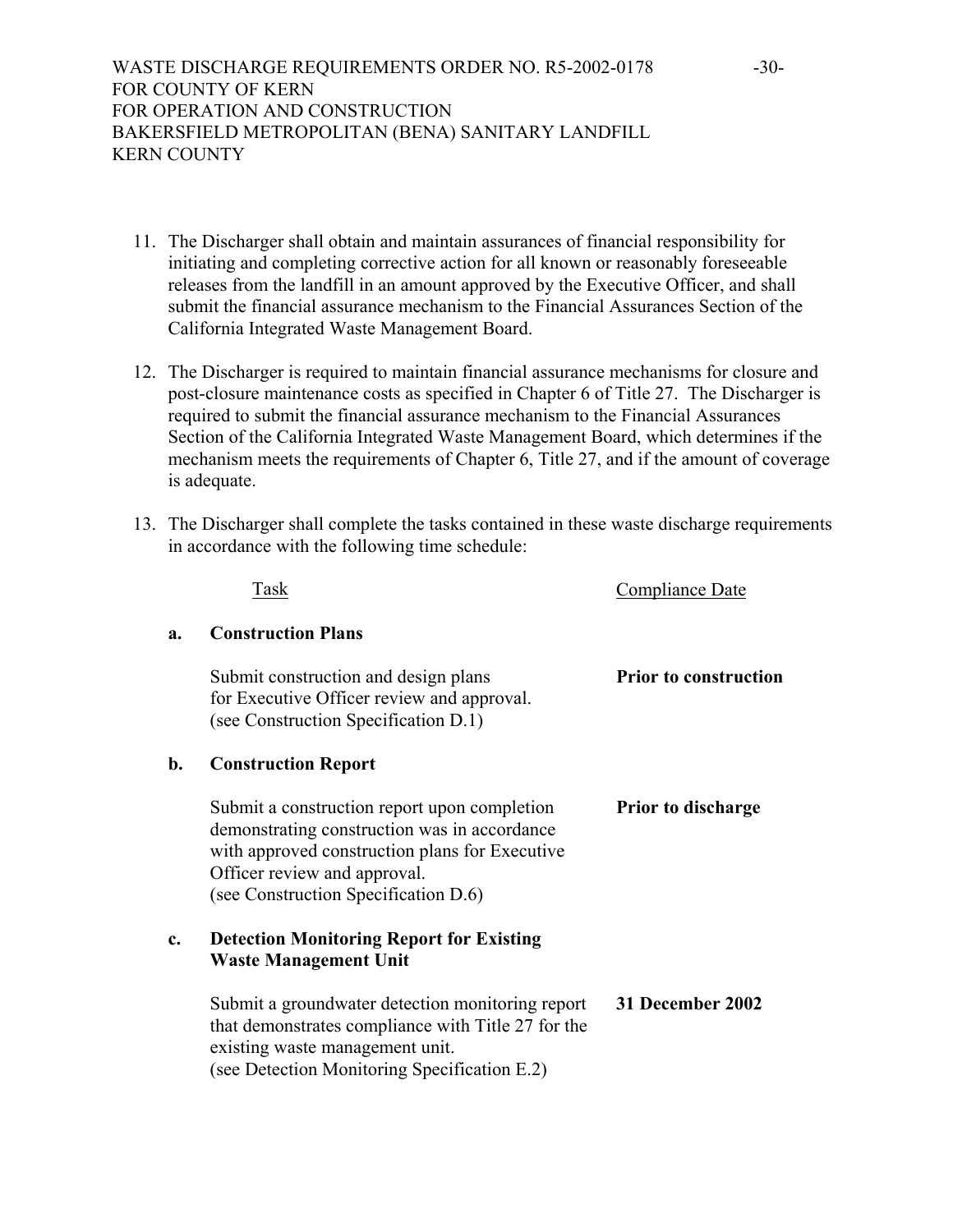11. The Discharger shall obtain and maintain assurances of financial responsibility for initiating and completing corrective action for all known or reasonably foreseeable releases from the landfill in an amount approved by the Executive Officer, and shall submit the financial assurance mechanism to the Financial Assurances Section of the California Integrated Waste Management Board.

12. The Discharger is required to maintain financial assurance mechanisms for closure and post-closure maintenance costs as specified in Chapter 6 of Title 27. The Discharger is required to submit the financial assurance mechanism to the Financial Assurances Section of the California Integrated Waste Management Board, which determines if the mechanism meets the requirements of Chapter 6, Title 27, and if the amount of coverage is adequate.

13. The Discharger shall complete the tasks contained in these waste discharge requirements in accordance with the following time schedule:

| | Task | Compliance Date |
|---|---|---|
| **a.** | **Construction Plans** | |
| | Submit construction and design plans for Executive Officer review and approval. (see Construction Specification D.1) | **Prior to construction** |
| **b.** | **Construction Report** | |
| | Submit a construction report upon completion demonstrating construction was in accordance with approved construction plans for Executive Officer review and approval. (see Construction Specification D.6) | **Prior to discharge** |
| **c.** | **Detection Monitoring Report for Existing Waste Management Unit** | |
| | Submit a groundwater detection monitoring report that demonstrates compliance with Title 27 for the existing waste management unit. (see Detection Monitoring Specification E.2) | **31 December 2002** |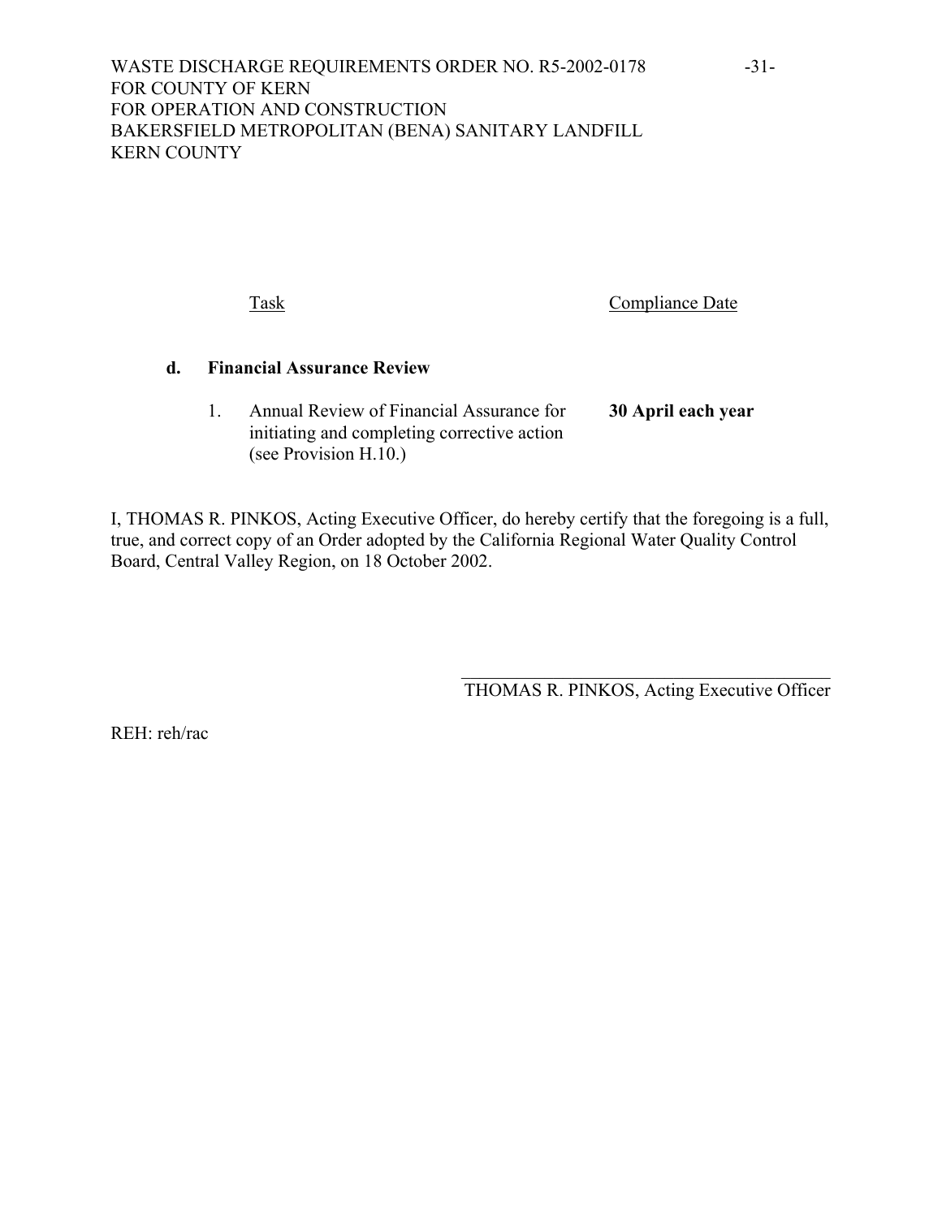| Task | Compliance Date |
|---|---|
| **d. Financial Assurance Review** | |
| 1. Annual Review of Financial Assurance for initiating and completing corrective action (see Provision H.10.) | **30 April each year** |

I, THOMAS R. PINKOS, Acting Executive Officer, do hereby certify that the foregoing is a full, true, and correct copy of an Order adopted by the California Regional Water Quality Control Board, Central Valley Region, on 18 October 2002.

THOMAS R. PINKOS, Acting Executive Officer

REH: reh/rac